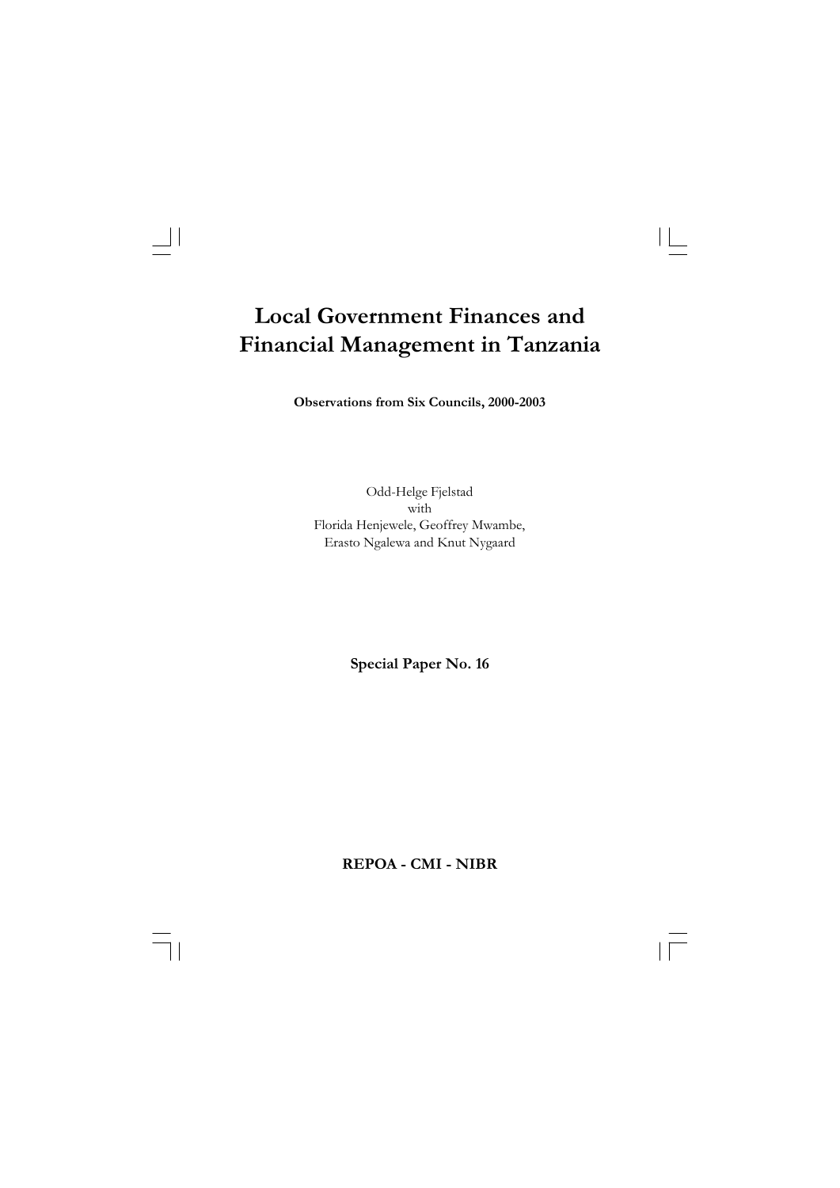# Local Government Finances and Financial Management in Tanzania

**Observations from Six Councils, 2000-2003**

Odd-Helge Fjelstad
with
Florida Henjewele, Geoffrey Mwambe,
Erasto Ngalewa and Knut Nygaard

**Special Paper No. 16**

**REPOA - CMI - NIBR**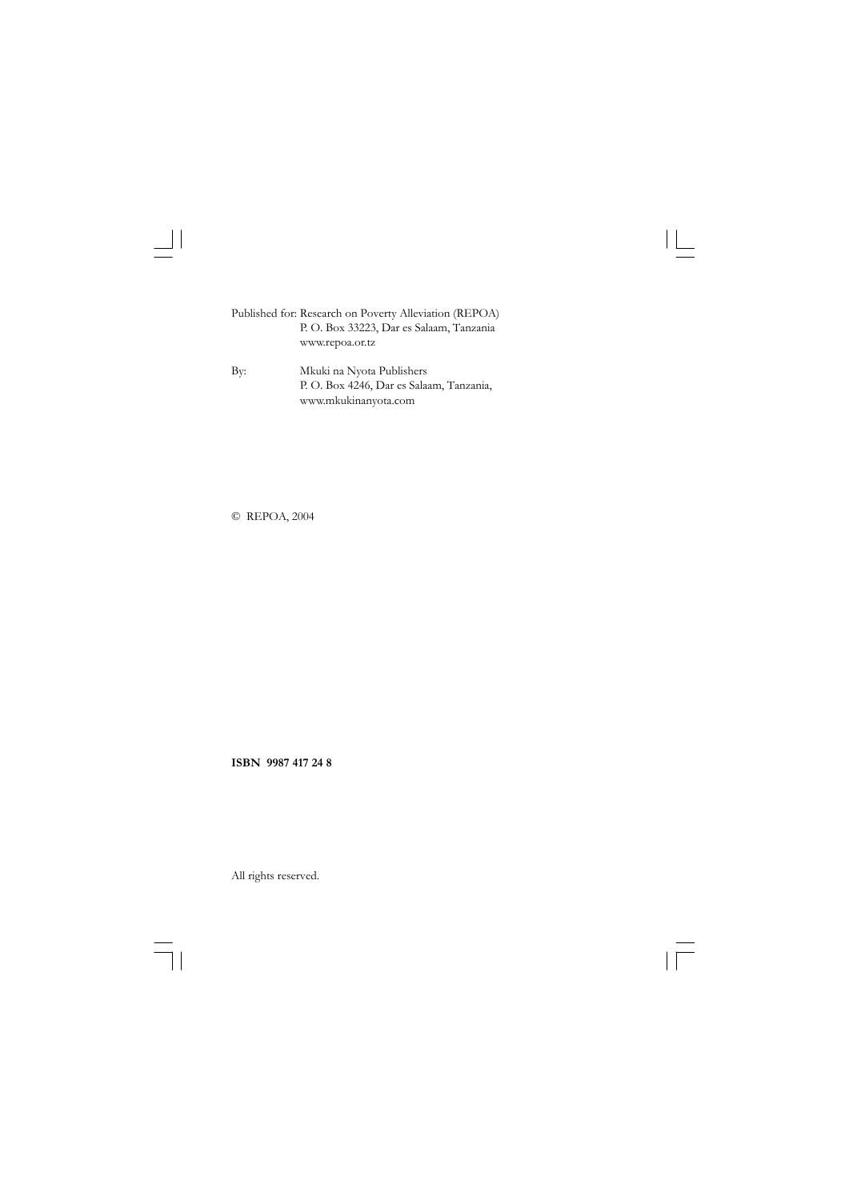Published for: Research on Poverty Alleviation (REPOA)
P. O. Box 33223, Dar es Salaam, Tanzania
www.repoa.or.tz

By: Mkuki na Nyota Publishers
P. O. Box 4246, Dar es Salaam, Tanzania,
www.mkukinanyota.com

© REPOA, 2004

**ISBN 9987 417 24 8**

All rights reserved.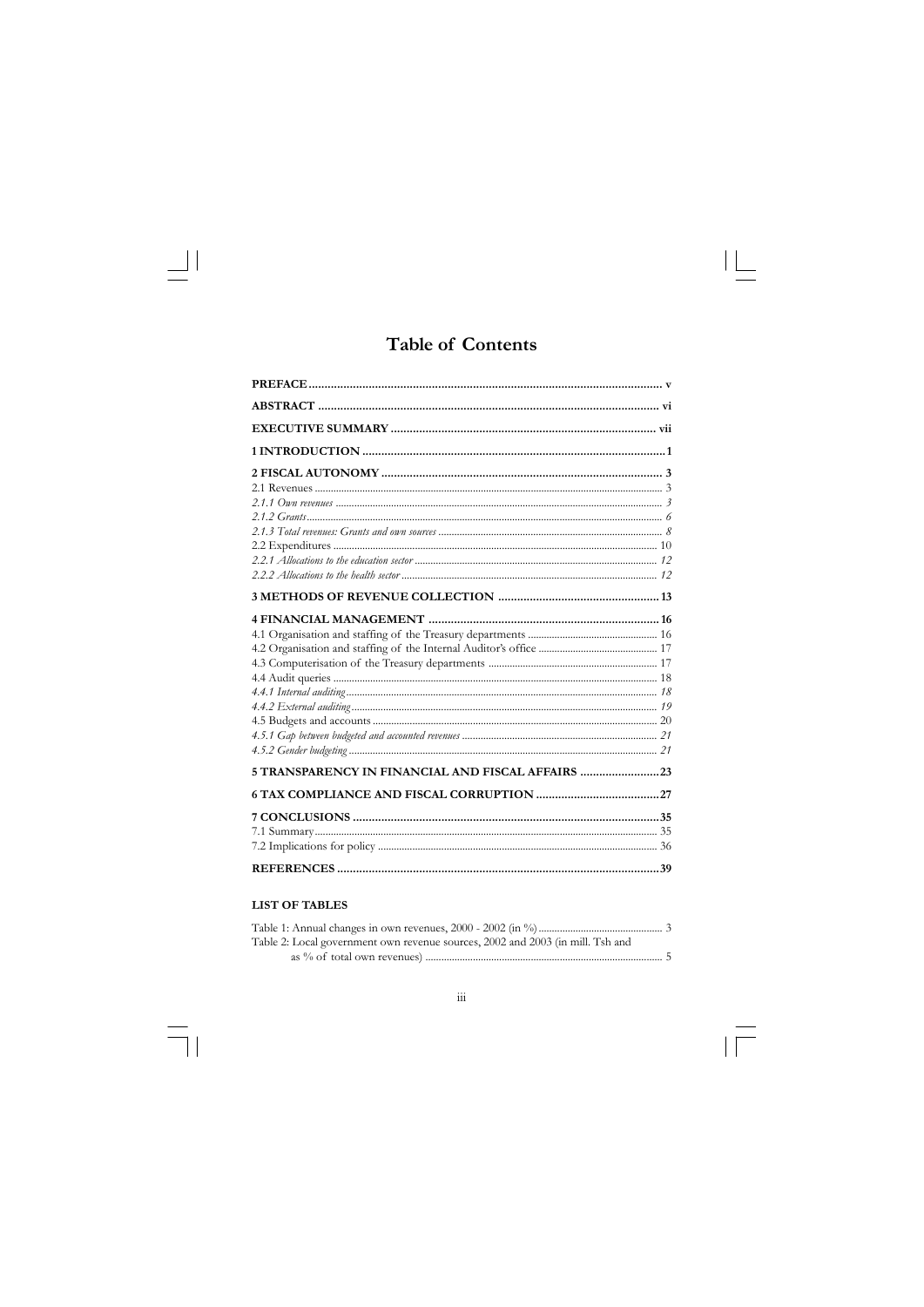# Table of Contents

| | |
|---|---|
| **PREFACE** | **v** |
| **ABSTRACT** | **vi** |
| **EXECUTIVE SUMMARY** | **vii** |
| **1 INTRODUCTION** | **1** |
| **2 FISCAL AUTONOMY** | **3** |
| 2.1 Revenues | 3 |
| *2.1.1 Own revenues* | *3* |
| *2.1.2 Grants* | *6* |
| *2.1.3 Total revenues: Grants and own sources* | *8* |
| 2.2 Expenditures | 10 |
| *2.2.1 Allocations to the education sector* | *12* |
| *2.2.2 Allocations to the health sector* | *12* |
| **3 METHODS OF REVENUE COLLECTION** | **13** |
| **4 FINANCIAL MANAGEMENT** | **16** |
| 4.1 Organisation and staffing of the Treasury departments | 16 |
| 4.2 Organisation and staffing of the Internal Auditor's office | 17 |
| 4.3 Computerisation of the Treasury departments | 17 |
| 4.4 Audit queries | 18 |
| *4.4.1 Internal auditing* | *18* |
| *4.4.2 External auditing* | *19* |
| 4.5 Budgets and accounts | 20 |
| *4.5.1 Gap between budgeted and accounted revenues* | *21* |
| *4.5.2 Gender budgeting* | *21* |
| **5 TRANSPARENCY IN FINANCIAL AND FISCAL AFFAIRS** | **23** |
| **6 TAX COMPLIANCE AND FISCAL CORRUPTION** | **27** |
| **7 CONCLUSIONS** | **35** |
| 7.1 Summary | 35 |
| 7.2 Implications for policy | 36 |
| **REFERENCES** | **39** |

**LIST OF TABLES**

| | |
|---|---|
| Table 1: Annual changes in own revenues, 2000 - 2002 (in %) | 3 |
| Table 2: Local government own revenue sources, 2002 and 2003 (in mill. Tsh and as % of total own revenues) | 5 |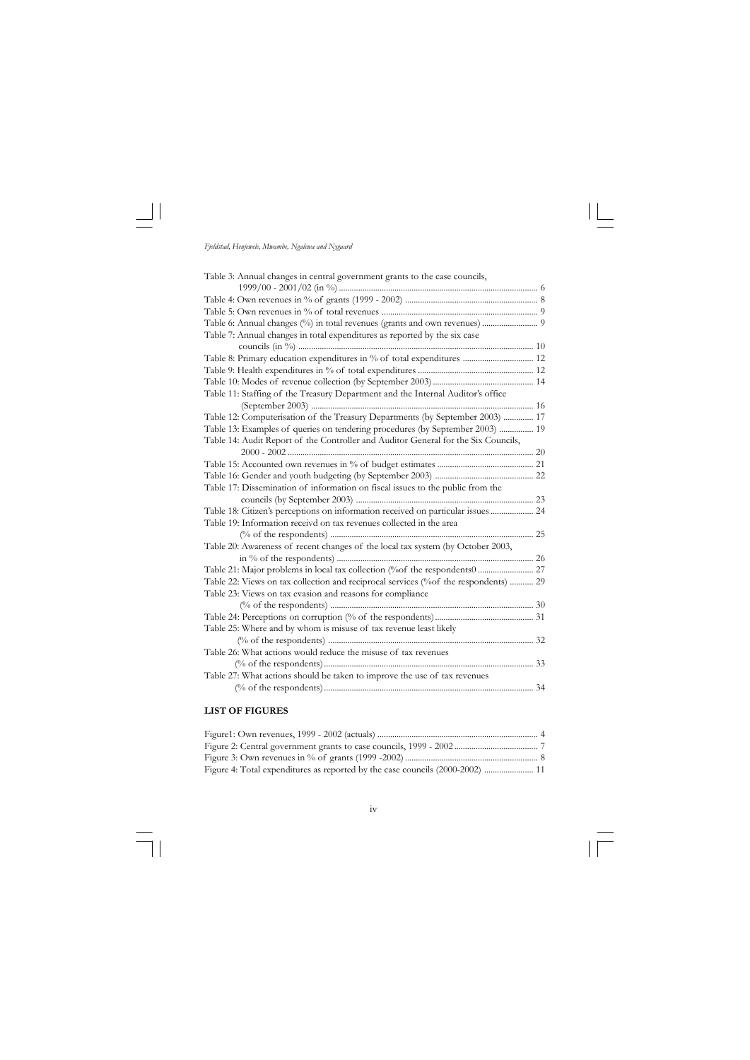Table 3: Annual changes in central government grants to the case councils, 1999/00 - 2001/02 (in %) ........ 6

Table 4: Own revenues in % of grants (1999 - 2002) ........ 8

Table 5: Own revenues in % of total revenues ........ 9

Table 6: Annual changes (%) in total revenues (grants and own revenues) ........ 9

Table 7: Annual changes in total expenditures as reported by the six case councils (in %) ........ 10

Table 8: Primary education expenditures in % of total expenditures ........ 12

Table 9: Health expenditures in % of total expenditures ........ 12

Table 10: Modes of revenue collection (by September 2003) ........ 14

Table 11: Staffing of the Treasury Department and the Internal Auditor's office (September 2003) ........ 16

Table 12: Computerisation of the Treasury Departments (by September 2003) ........ 17

Table 13: Examples of queries on tendering procedures (by September 2003) ........ 19

Table 14: Audit Report of the Controller and Auditor General for the Six Councils, 2000 - 2002 ........ 20

Table 15: Accounted own revenues in % of budget estimates ........ 21

Table 16: Gender and youth budgeting (by September 2003) ........ 22

Table 17: Dissemination of information on fiscal issues to the public from the councils (by September 2003) ........ 23

Table 18: Citizen's perceptions on information received on particular issues ........ 24

Table 19: Information receivd on tax revenues collected in the area (% of the respondents) ........ 25

Table 20: Awareness of recent changes of the local tax system (by October 2003, in % of the respondents) ........ 26

Table 21: Major problems in local tax collection (%of the respondents0 ........ 27

Table 22: Views on tax collection and reciprocal services (%of the respondents) ........ 29

Table 23: Views on tax evasion and reasons for compliance (% of the respondents) ........ 30

Table 24: Perceptions on corruption (% of the respondents) ........ 31

Table 25: Where and by whom is misuse of tax revenue least likely (% of the respondents) ........ 32

Table 26: What actions would reduce the misuse of tax revenues (% of the respondents) ........ 33

Table 27: What actions should be taken to improve the use of tax revenues (% of the respondents) ........ 34

## LIST OF FIGURES

Figure1: Own revenues, 1999 - 2002 (actuals) ........ 4

Figure 2: Central government grants to case councils, 1999 - 2002 ........ 7

Figure 3: Own revenues in % of grants (1999 -2002) ........ 8

Figure 4: Total expenditures as reported by the case councils (2000-2002) ........ 11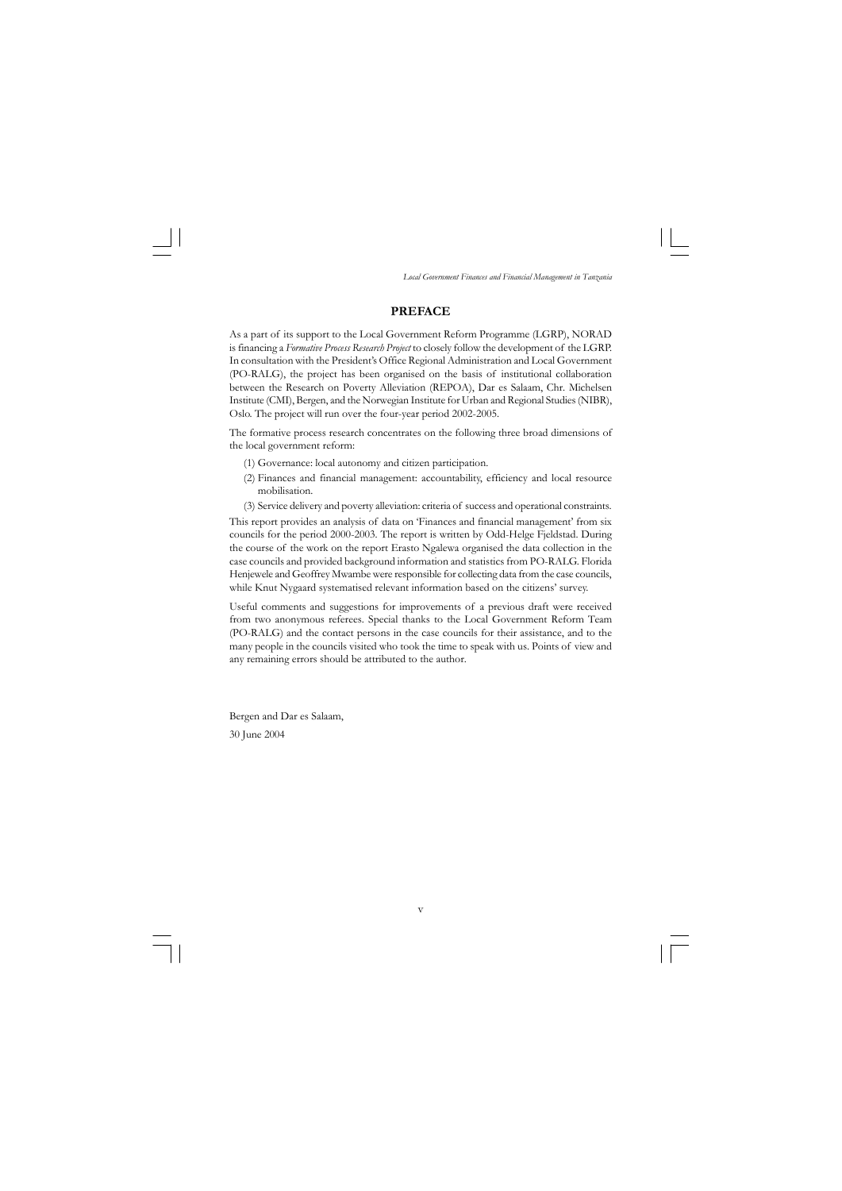## PREFACE

As a part of its support to the Local Government Reform Programme (LGRP), NORAD is financing a *Formative Process Research Project* to closely follow the development of the LGRP. In consultation with the President's Office Regional Administration and Local Government (PO-RALG), the project has been organised on the basis of institutional collaboration between the Research on Poverty Alleviation (REPOA), Dar es Salaam, Chr. Michelsen Institute (CMI), Bergen, and the Norwegian Institute for Urban and Regional Studies (NIBR), Oslo. The project will run over the four-year period 2002-2005.

The formative process research concentrates on the following three broad dimensions of the local government reform:

(1) Governance: local autonomy and citizen participation.

(2) Finances and financial management: accountability, efficiency and local resource mobilisation.

(3) Service delivery and poverty alleviation: criteria of success and operational constraints.

This report provides an analysis of data on 'Finances and financial management' from six councils for the period 2000-2003. The report is written by Odd-Helge Fjeldstad. During the course of the work on the report Erasto Ngalewa organised the data collection in the case councils and provided background information and statistics from PO-RALG. Florida Henjewele and Geoffrey Mwambe were responsible for collecting data from the case councils, while Knut Nygaard systematised relevant information based on the citizens' survey.

Useful comments and suggestions for improvements of a previous draft were received from two anonymous referees. Special thanks to the Local Government Reform Team (PO-RALG) and the contact persons in the case councils for their assistance, and to the many people in the councils visited who took the time to speak with us. Points of view and any remaining errors should be attributed to the author.

Bergen and Dar es Salaam,

30 June 2004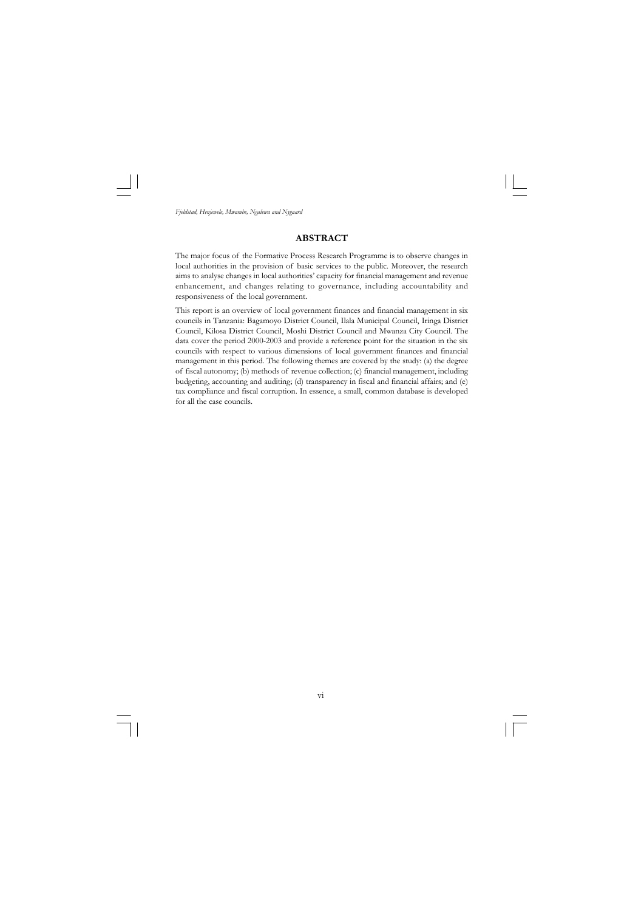## ABSTRACT

The major focus of the Formative Process Research Programme is to observe changes in local authorities in the provision of basic services to the public. Moreover, the research aims to analyse changes in local authorities' capacity for financial management and revenue enhancement, and changes relating to governance, including accountability and responsiveness of the local government.

This report is an overview of local government finances and financial management in six councils in Tanzania: Bagamoyo District Council, Ilala Municipal Council, Iringa District Council, Kilosa District Council, Moshi District Council and Mwanza City Council. The data cover the period 2000-2003 and provide a reference point for the situation in the six councils with respect to various dimensions of local government finances and financial management in this period. The following themes are covered by the study: (a) the degree of fiscal autonomy; (b) methods of revenue collection; (c) financial management, including budgeting, accounting and auditing; (d) transparency in fiscal and financial affairs; and (e) tax compliance and fiscal corruption. In essence, a small, common database is developed for all the case councils.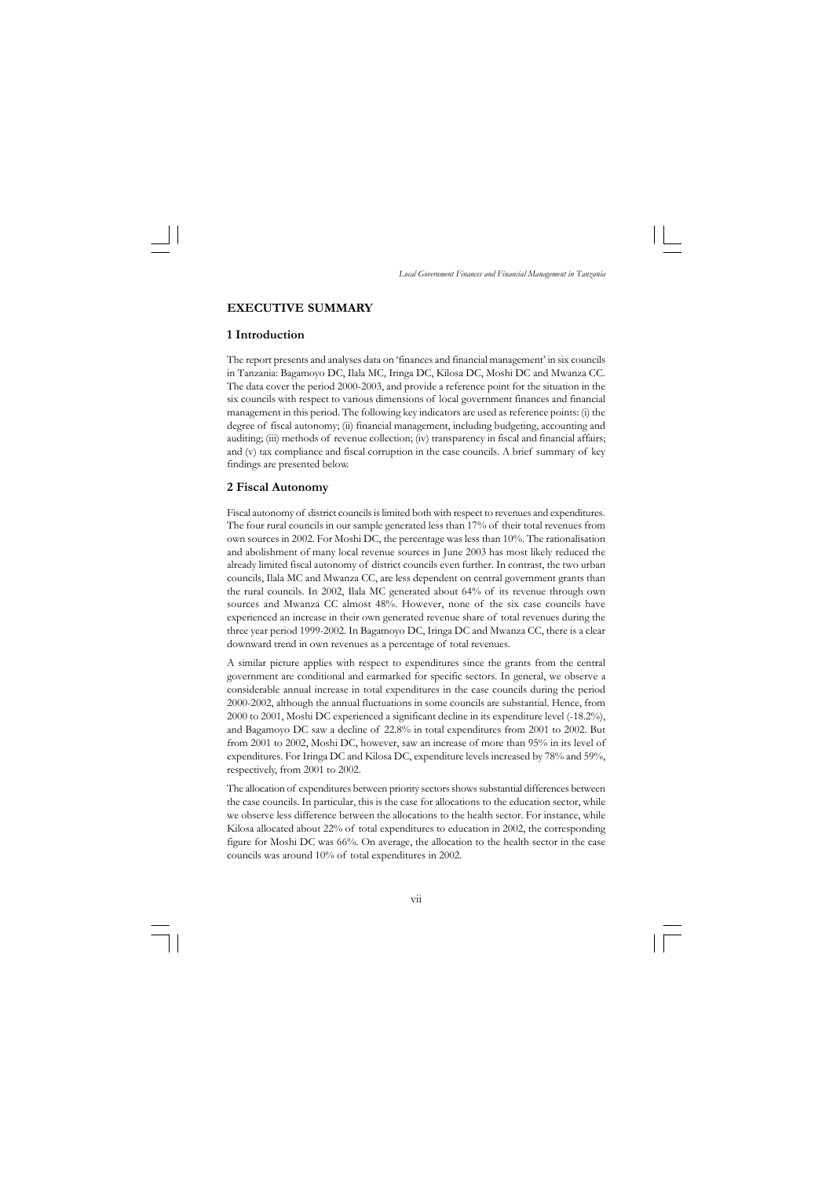# EXECUTIVE SUMMARY

## 1 Introduction

The report presents and analyses data on 'finances and financial management' in six councils in Tanzania: Bagamoyo DC, Ilala MC, Iringa DC, Kilosa DC, Moshi DC and Mwanza CC. The data cover the period 2000-2003, and provide a reference point for the situation in the six councils with respect to various dimensions of local government finances and financial management in this period. The following key indicators are used as reference points: (i) the degree of fiscal autonomy; (ii) financial management, including budgeting, accounting and auditing; (iii) methods of revenue collection; (iv) transparency in fiscal and financial affairs; and (v) tax compliance and fiscal corruption in the case councils. A brief summary of key findings are presented below.

## 2 Fiscal Autonomy

Fiscal autonomy of district councils is limited both with respect to revenues and expenditures. The four rural councils in our sample generated less than 17% of their total revenues from own sources in 2002. For Moshi DC, the percentage was less than 10%. The rationalisation and abolishment of many local revenue sources in June 2003 has most likely reduced the already limited fiscal autonomy of district councils even further. In contrast, the two urban councils, Ilala MC and Mwanza CC, are less dependent on central government grants than the rural councils. In 2002, Ilala MC generated about 64% of its revenue through own sources and Mwanza CC almost 48%. However, none of the six case councils have experienced an increase in their own generated revenue share of total revenues during the three year period 1999-2002. In Bagamoyo DC, Iringa DC and Mwanza CC, there is a clear downward trend in own revenues as a percentage of total revenues.

A similar picture applies with respect to expenditures since the grants from the central government are conditional and earmarked for specific sectors. In general, we observe a considerable annual increase in total expenditures in the case councils during the period 2000-2002, although the annual fluctuations in some councils are substantial. Hence, from 2000 to 2001, Moshi DC experienced a significant decline in its expenditure level (-18.2%), and Bagamoyo DC saw a decline of 22.8% in total expenditures from 2001 to 2002. But from 2001 to 2002, Moshi DC, however, saw an increase of more than 95% in its level of expenditures. For Iringa DC and Kilosa DC, expenditure levels increased by 78% and 59%, respectively, from 2001 to 2002.

The allocation of expenditures between priority sectors shows substantial differences between the case councils. In particular, this is the case for allocations to the education sector, while we observe less difference between the allocations to the health sector. For instance, while Kilosa allocated about 22% of total expenditures to education in 2002, the corresponding figure for Moshi DC was 66%. On average, the allocation to the health sector in the case councils was around 10% of total expenditures in 2002.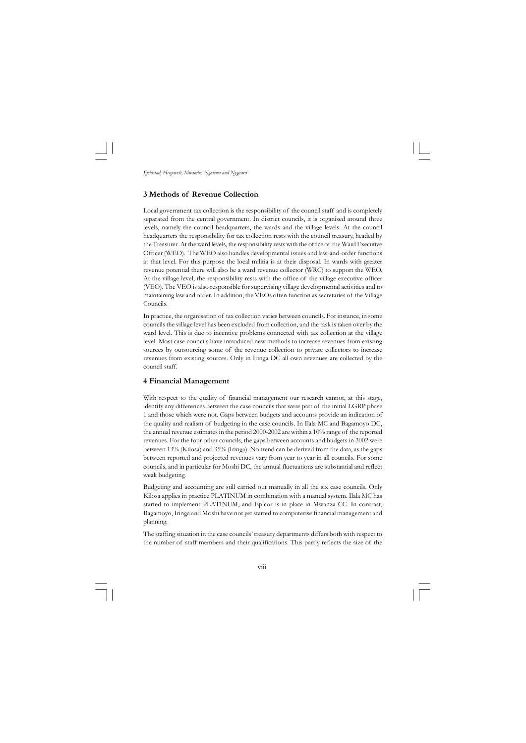## 3 Methods of Revenue Collection

Local government tax collection is the responsibility of the council staff and is completely separated from the central government. In district councils, it is organised around three levels, namely the council headquarters, the wards and the village levels. At the council headquarters the responsibility for tax collection rests with the council treasury, headed by the Treasurer. At the ward levels, the responsibility rests with the office of the Ward Executive Officer (WEO). The WEO also handles developmental issues and law-and-order functions at that level. For this purpose the local militia is at their disposal. In wards with greater revenue potential there will also be a ward revenue collector (WRC) to support the WEO. At the village level, the responsibility rests with the office of the village executive officer (VEO). The VEO is also responsible for supervising village developmental activities and to maintaining law and order. In addition, the VEOs often function as secretaries of the Village Councils.

In practice, the organisation of tax collection varies between councils. For instance, in some councils the village level has been excluded from collection, and the task is taken over by the ward level. This is due to incentive problems connected with tax collection at the village level. Most case councils have introduced new methods to increase revenues from existing sources by outsourcing some of the revenue collection to private collectors to increase revenues from existing sources. Only in Iringa DC all own revenues are collected by the council staff.

## 4 Financial Management

With respect to the quality of financial management our research cannot, at this stage, identify any differences between the case councils that were part of the initial LGRP phase 1 and those which were not. Gaps between budgets and accounts provide an indication of the quality and realism of budgeting in the case councils. In Ilala MC and Bagamoyo DC, the annual revenue estimates in the period 2000-2002 are within a 10% range of the reported revenues. For the four other councils, the gaps between accounts and budgets in 2002 were between 13% (Kilosa) and 35% (Iringa). No trend can be derived from the data, as the gaps between reported and projected revenues vary from year to year in all councils. For some councils, and in particular for Moshi DC, the annual fluctuations are substantial and reflect weak budgeting.

Budgeting and accounting are still carried out manually in all the six case councils. Only Kilosa applies in practice PLATINUM in combination with a manual system. Ilala MC has started to implement PLATINUM, and Epicor is in place in Mwanza CC. In contrast, Bagamoyo, Iringa and Moshi have not yet started to computerise financial management and planning.

The staffing situation in the case councils' treasury departments differs both with respect to the number of staff members and their qualifications. This partly reflects the size of the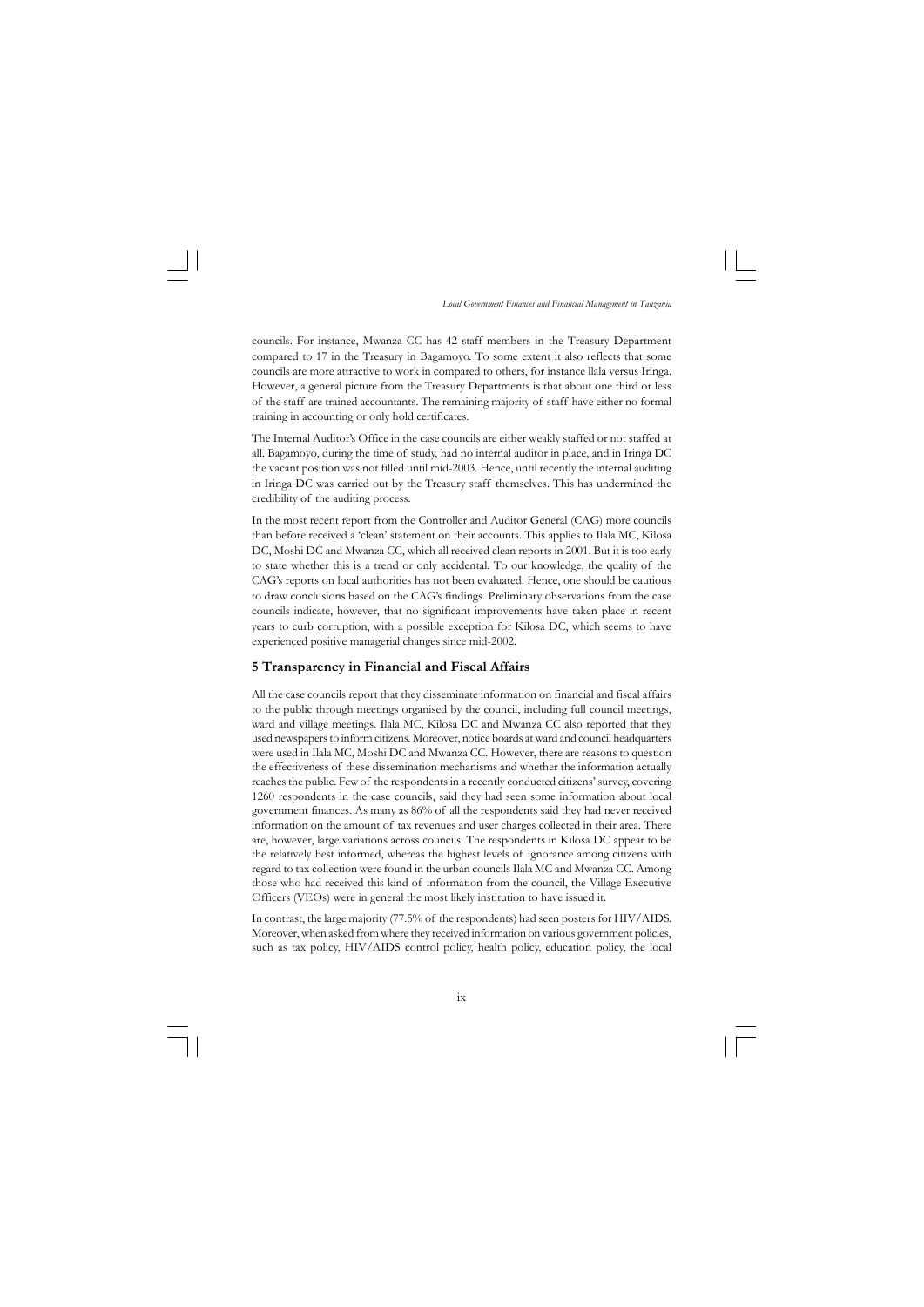councils. For instance, Mwanza CC has 42 staff members in the Treasury Department compared to 17 in the Treasury in Bagamoyo. To some extent it also reflects that some councils are more attractive to work in compared to others, for instance llala versus Iringa. However, a general picture from the Treasury Departments is that about one third or less of the staff are trained accountants. The remaining majority of staff have either no formal training in accounting or only hold certificates.

The Internal Auditor's Office in the case councils are either weakly staffed or not staffed at all. Bagamoyo, during the time of study, had no internal auditor in place, and in Iringa DC the vacant position was not filled until mid-2003. Hence, until recently the internal auditing in Iringa DC was carried out by the Treasury staff themselves. This has undermined the credibility of the auditing process.

In the most recent report from the Controller and Auditor General (CAG) more councils than before received a 'clean' statement on their accounts. This applies to Ilala MC, Kilosa DC, Moshi DC and Mwanza CC, which all received clean reports in 2001. But it is too early to state whether this is a trend or only accidental. To our knowledge, the quality of the CAG's reports on local authorities has not been evaluated. Hence, one should be cautious to draw conclusions based on the CAG's findings. Preliminary observations from the case councils indicate, however, that no significant improvements have taken place in recent years to curb corruption, with a possible exception for Kilosa DC, which seems to have experienced positive managerial changes since mid-2002.

## 5 Transparency in Financial and Fiscal Affairs

All the case councils report that they disseminate information on financial and fiscal affairs to the public through meetings organised by the council, including full council meetings, ward and village meetings. Ilala MC, Kilosa DC and Mwanza CC also reported that they used newspapers to inform citizens. Moreover, notice boards at ward and council headquarters were used in Ilala MC, Moshi DC and Mwanza CC. However, there are reasons to question the effectiveness of these dissemination mechanisms and whether the information actually reaches the public. Few of the respondents in a recently conducted citizens' survey, covering 1260 respondents in the case councils, said they had seen some information about local government finances. As many as 86% of all the respondents said they had never received information on the amount of tax revenues and user charges collected in their area. There are, however, large variations across councils. The respondents in Kilosa DC appear to be the relatively best informed, whereas the highest levels of ignorance among citizens with regard to tax collection were found in the urban councils Ilala MC and Mwanza CC. Among those who had received this kind of information from the council, the Village Executive Officers (VEOs) were in general the most likely institution to have issued it.

In contrast, the large majority (77.5% of the respondents) had seen posters for HIV/AIDS. Moreover, when asked from where they received information on various government policies, such as tax policy, HIV/AIDS control policy, health policy, education policy, the local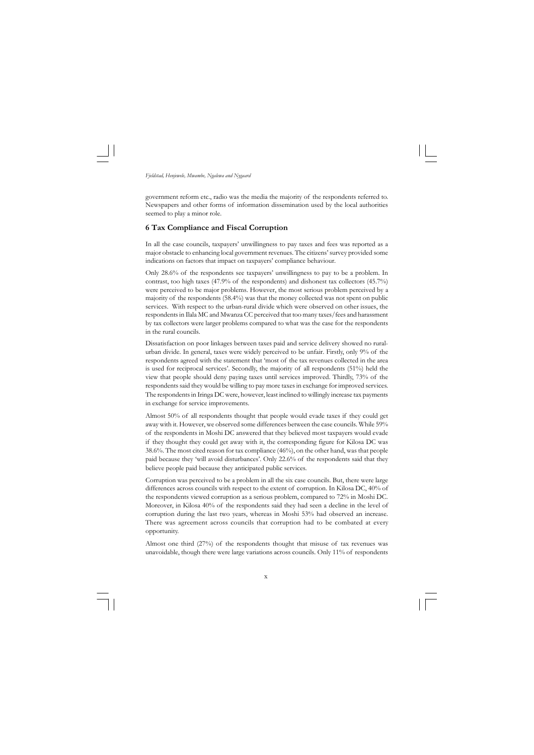government reform etc., radio was the media the majority of the respondents referred to. Newspapers and other forms of information dissemination used by the local authorities seemed to play a minor role.

## 6 Tax Compliance and Fiscal Corruption

In all the case councils, taxpayers' unwillingness to pay taxes and fees was reported as a major obstacle to enhancing local government revenues. The citizens' survey provided some indications on factors that impact on taxpayers' compliance behaviour.

Only 28.6% of the respondents see taxpayers' unwillingness to pay to be a problem. In contrast, too high taxes (47.9% of the respondents) and dishonest tax collectors (45.7%) were perceived to be major problems. However, the most serious problem perceived by a majority of the respondents (58.4%) was that the money collected was not spent on public services. With respect to the urban-rural divide which were observed on other issues, the respondents in Ilala MC and Mwanza CC perceived that too many taxes/fees and harassment by tax collectors were larger problems compared to what was the case for the respondents in the rural councils.

Dissatisfaction on poor linkages between taxes paid and service delivery showed no rural-urban divide. In general, taxes were widely perceived to be unfair. Firstly, only 9% of the respondents agreed with the statement that 'most of the tax revenues collected in the area is used for reciprocal services'. Secondly, the majority of all respondents (51%) held the view that people should deny paying taxes until services improved. Thirdly, 73% of the respondents said they would be willing to pay more taxes in exchange for improved services. The respondents in Iringa DC were, however, least inclined to willingly increase tax payments in exchange for service improvements.

Almost 50% of all respondents thought that people would evade taxes if they could get away with it. However, we observed some differences between the case councils. While 59% of the respondents in Moshi DC answered that they believed most taxpayers would evade if they thought they could get away with it, the corresponding figure for Kilosa DC was 38.6%. The most cited reason for tax compliance (46%), on the other hand, was that people paid because they 'will avoid disturbances'. Only 22.6% of the respondents said that they believe people paid because they anticipated public services.

Corruption was perceived to be a problem in all the six case councils. But, there were large differences across councils with respect to the extent of corruption. In Kilosa DC, 40% of the respondents viewed corruption as a serious problem, compared to 72% in Moshi DC. Moreover, in Kilosa 40% of the respondents said they had seen a decline in the level of corruption during the last two years, whereas in Moshi 53% had observed an increase. There was agreement across councils that corruption had to be combated at every opportunity.

Almost one third (27%) of the respondents thought that misuse of tax revenues was unavoidable, though there were large variations across councils. Only 11% of respondents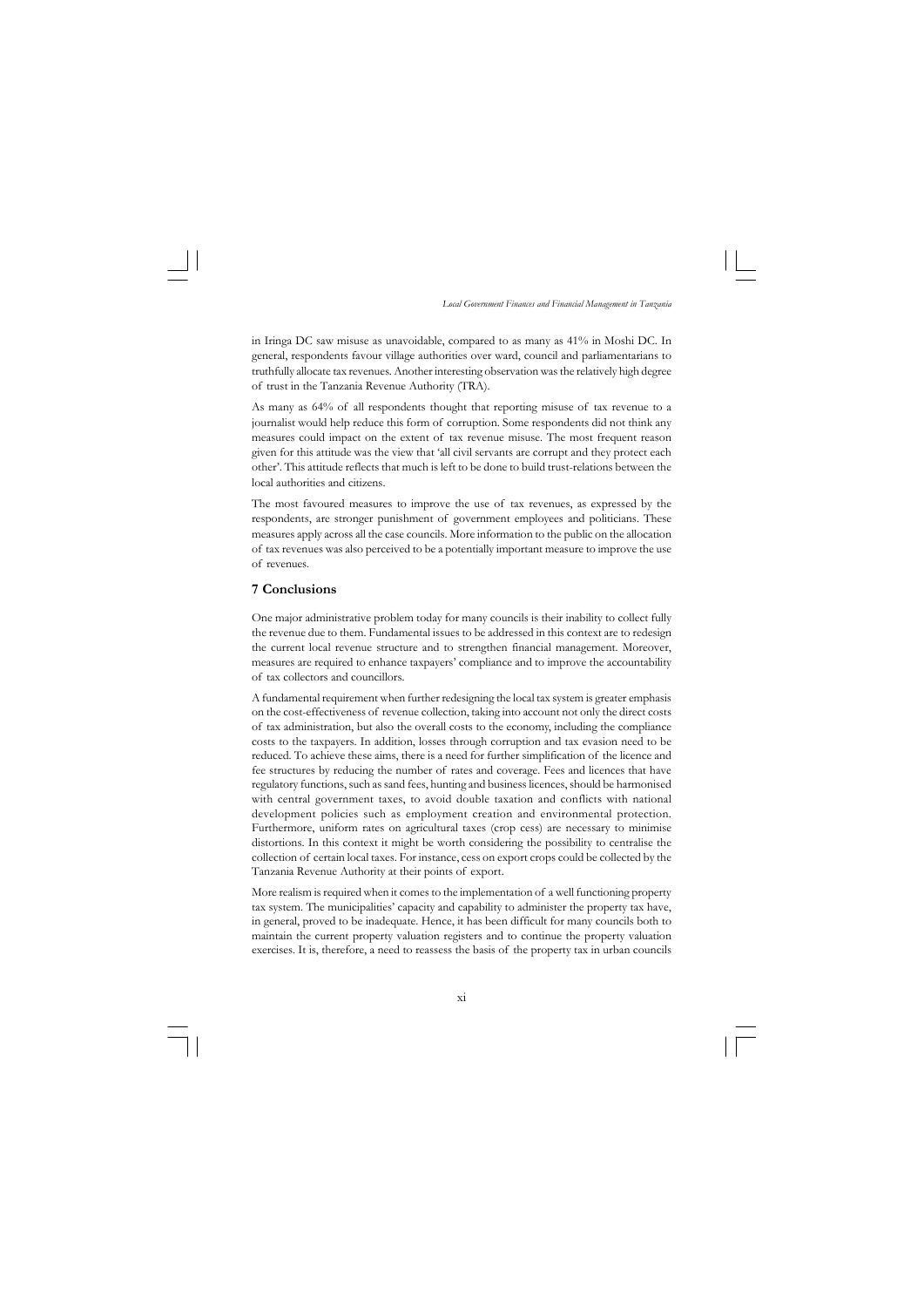in Iringa DC saw misuse as unavoidable, compared to as many as 41% in Moshi DC. In general, respondents favour village authorities over ward, council and parliamentarians to truthfully allocate tax revenues. Another interesting observation was the relatively high degree of trust in the Tanzania Revenue Authority (TRA).

As many as 64% of all respondents thought that reporting misuse of tax revenue to a journalist would help reduce this form of corruption. Some respondents did not think any measures could impact on the extent of tax revenue misuse. The most frequent reason given for this attitude was the view that 'all civil servants are corrupt and they protect each other'. This attitude reflects that much is left to be done to build trust-relations between the local authorities and citizens.

The most favoured measures to improve the use of tax revenues, as expressed by the respondents, are stronger punishment of government employees and politicians. These measures apply across all the case councils. More information to the public on the allocation of tax revenues was also perceived to be a potentially important measure to improve the use of revenues.

## 7 Conclusions

One major administrative problem today for many councils is their inability to collect fully the revenue due to them. Fundamental issues to be addressed in this context are to redesign the current local revenue structure and to strengthen financial management. Moreover, measures are required to enhance taxpayers' compliance and to improve the accountability of tax collectors and councillors.

A fundamental requirement when further redesigning the local tax system is greater emphasis on the cost-effectiveness of revenue collection, taking into account not only the direct costs of tax administration, but also the overall costs to the economy, including the compliance costs to the taxpayers. In addition, losses through corruption and tax evasion need to be reduced. To achieve these aims, there is a need for further simplification of the licence and fee structures by reducing the number of rates and coverage. Fees and licences that have regulatory functions, such as sand fees, hunting and business licences, should be harmonised with central government taxes, to avoid double taxation and conflicts with national development policies such as employment creation and environmental protection. Furthermore, uniform rates on agricultural taxes (crop cess) are necessary to minimise distortions. In this context it might be worth considering the possibility to centralise the collection of certain local taxes. For instance, cess on export crops could be collected by the Tanzania Revenue Authority at their points of export.

More realism is required when it comes to the implementation of a well functioning property tax system. The municipalities' capacity and capability to administer the property tax have, in general, proved to be inadequate. Hence, it has been difficult for many councils both to maintain the current property valuation registers and to continue the property valuation exercises. It is, therefore, a need to reassess the basis of the property tax in urban councils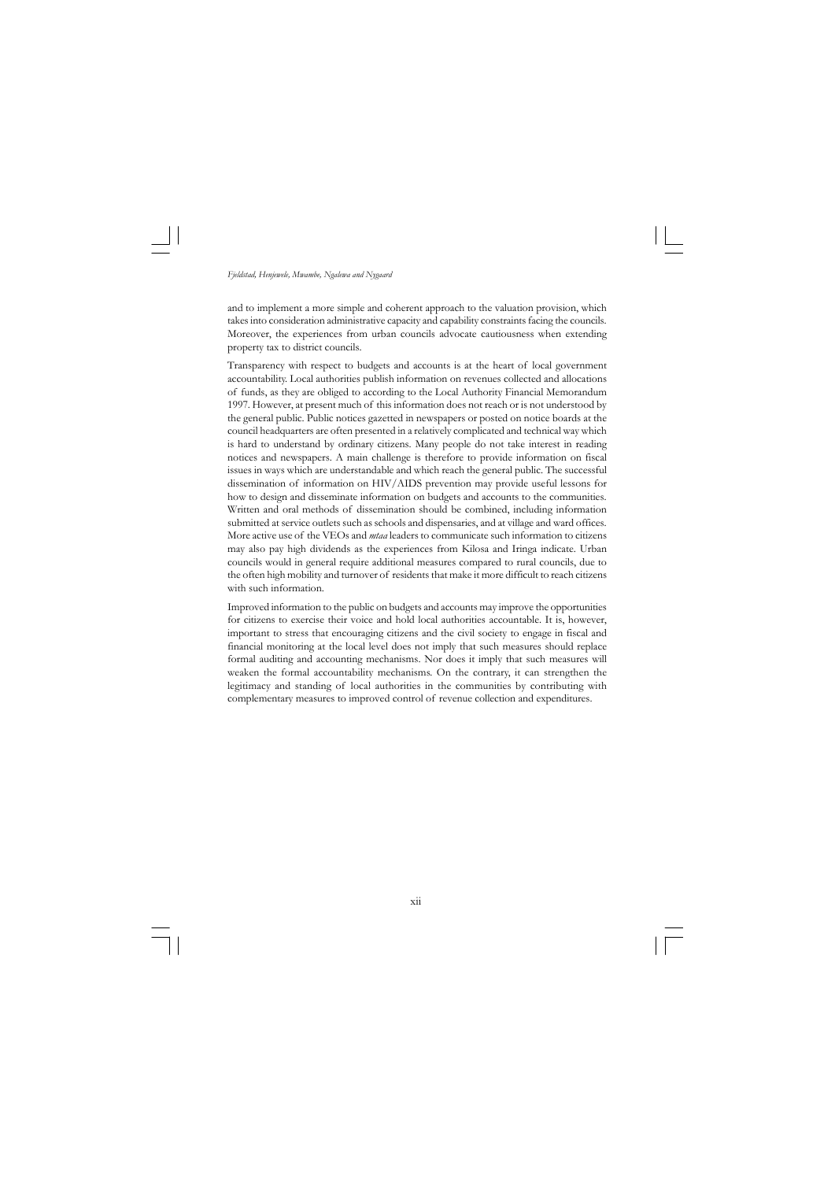and to implement a more simple and coherent approach to the valuation provision, which takes into consideration administrative capacity and capability constraints facing the councils. Moreover, the experiences from urban councils advocate cautiousness when extending property tax to district councils.

Transparency with respect to budgets and accounts is at the heart of local government accountability. Local authorities publish information on revenues collected and allocations of funds, as they are obliged to according to the Local Authority Financial Memorandum 1997. However, at present much of this information does not reach or is not understood by the general public. Public notices gazetted in newspapers or posted on notice boards at the council headquarters are often presented in a relatively complicated and technical way which is hard to understand by ordinary citizens. Many people do not take interest in reading notices and newspapers. A main challenge is therefore to provide information on fiscal issues in ways which are understandable and which reach the general public. The successful dissemination of information on HIV/AIDS prevention may provide useful lessons for how to design and disseminate information on budgets and accounts to the communities. Written and oral methods of dissemination should be combined, including information submitted at service outlets such as schools and dispensaries, and at village and ward offices. More active use of the VEOs and *mtaa* leaders to communicate such information to citizens may also pay high dividends as the experiences from Kilosa and Iringa indicate. Urban councils would in general require additional measures compared to rural councils, due to the often high mobility and turnover of residents that make it more difficult to reach citizens with such information.

Improved information to the public on budgets and accounts may improve the opportunities for citizens to exercise their voice and hold local authorities accountable. It is, however, important to stress that encouraging citizens and the civil society to engage in fiscal and financial monitoring at the local level does not imply that such measures should replace formal auditing and accounting mechanisms. Nor does it imply that such measures will weaken the formal accountability mechanisms. On the contrary, it can strengthen the legitimacy and standing of local authorities in the communities by contributing with complementary measures to improved control of revenue collection and expenditures.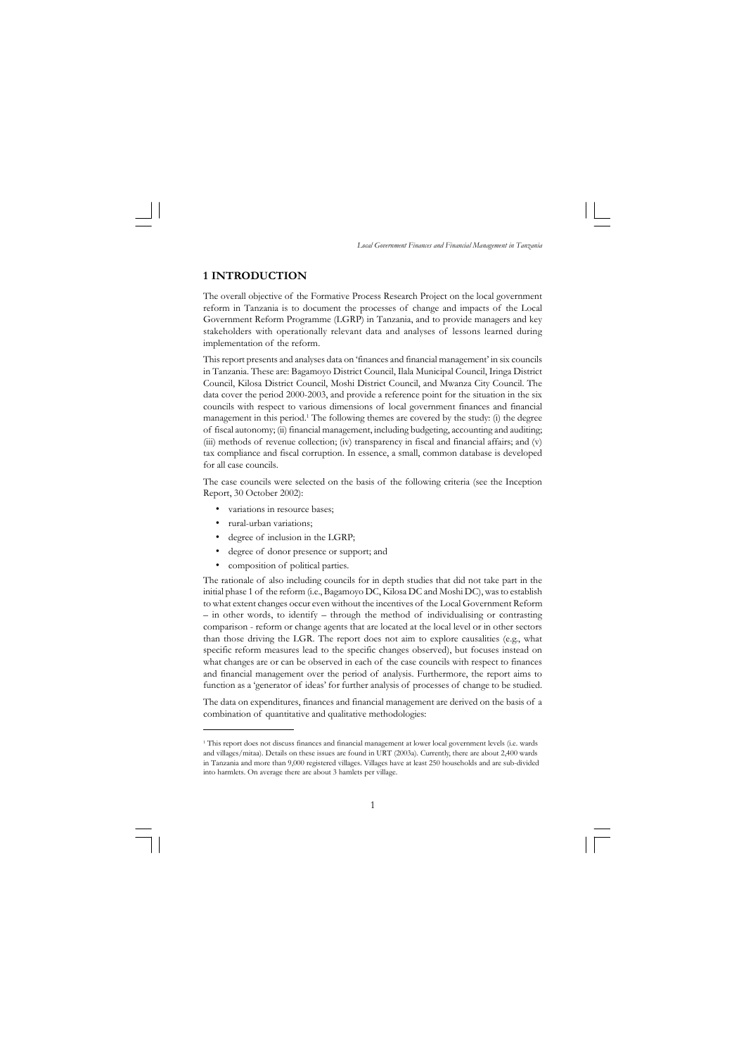# 1 INTRODUCTION

The overall objective of the Formative Process Research Project on the local government reform in Tanzania is to document the processes of change and impacts of the Local Government Reform Programme (LGRP) in Tanzania, and to provide managers and key stakeholders with operationally relevant data and analyses of lessons learned during implementation of the reform.

This report presents and analyses data on 'finances and financial management' in six councils in Tanzania. These are: Bagamoyo District Council, Ilala Municipal Council, Iringa District Council, Kilosa District Council, Moshi District Council, and Mwanza City Council. The data cover the period 2000-2003, and provide a reference point for the situation in the six councils with respect to various dimensions of local government finances and financial management in this period.[1] The following themes are covered by the study: (i) the degree of fiscal autonomy; (ii) financial management, including budgeting, accounting and auditing; (iii) methods of revenue collection; (iv) transparency in fiscal and financial affairs; and (v) tax compliance and fiscal corruption. In essence, a small, common database is developed for all case councils.

The case councils were selected on the basis of the following criteria (see the Inception Report, 30 October 2002):

- variations in resource bases;
- rural-urban variations;
- degree of inclusion in the LGRP;
- degree of donor presence or support; and
- composition of political parties.

The rationale of also including councils for in depth studies that did not take part in the initial phase 1 of the reform (i.e., Bagamoyo DC, Kilosa DC and Moshi DC), was to establish to what extent changes occur even without the incentives of the Local Government Reform – in other words, to identify – through the method of individualising or contrasting comparison - reform or change agents that are located at the local level or in other sectors than those driving the LGR. The report does not aim to explore causalities (e.g., what specific reform measures lead to the specific changes observed), but focuses instead on what changes are or can be observed in each of the case councils with respect to finances and financial management over the period of analysis. Furthermore, the report aims to function as a 'generator of ideas' for further analysis of processes of change to be studied.

The data on expenditures, finances and financial management are derived on the basis of a combination of quantitative and qualitative methodologies:

---

[1] This report does not discuss finances and financial management at lower local government levels (i.e. wards and villages/mitaa). Details on these issues are found in URT (2003a). Currently, there are about 2,400 wards in Tanzania and more than 9,000 registered villages. Villages have at least 250 households and are sub-divided into harmlets. On average there are about 3 hamlets per village.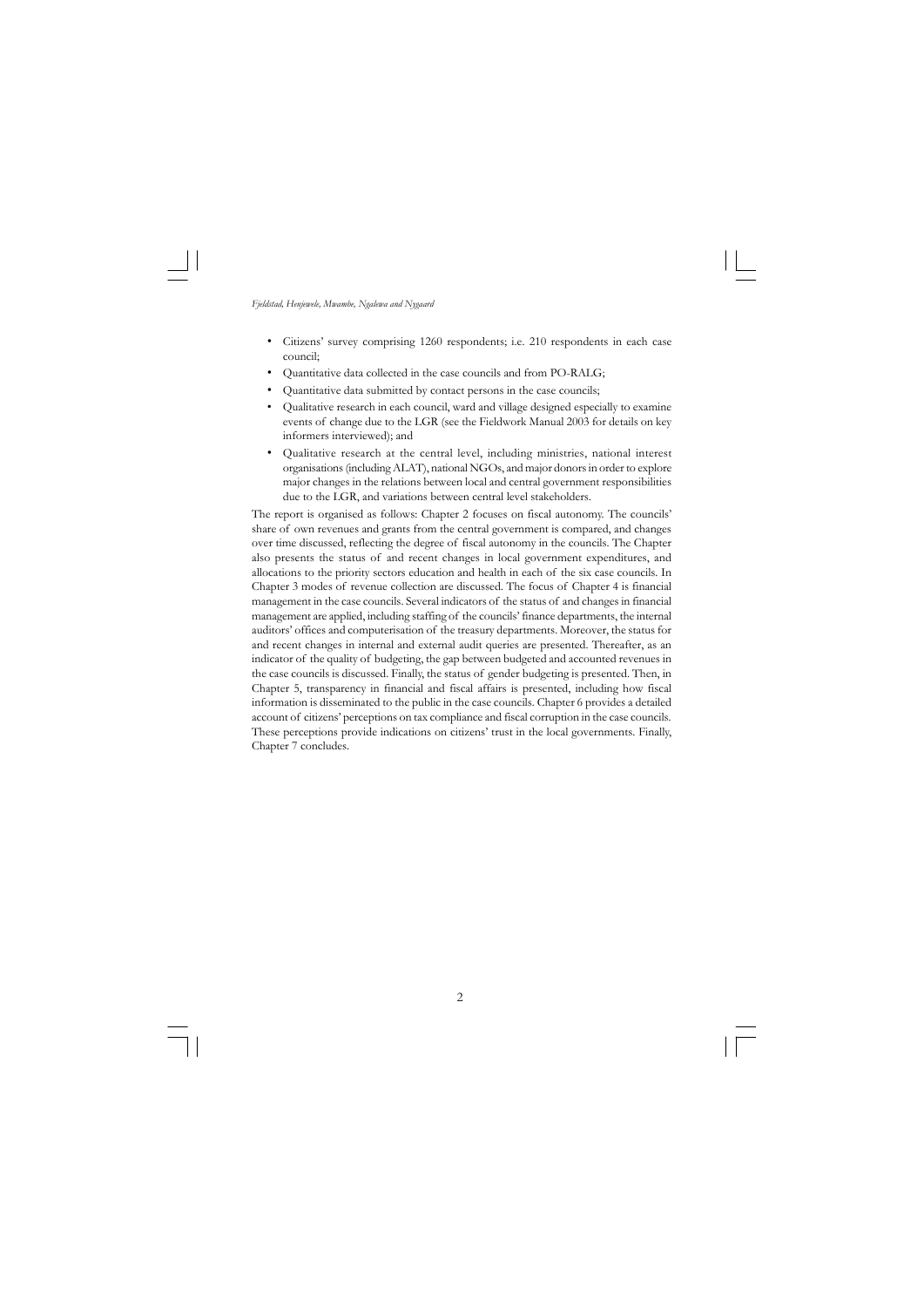- Citizens' survey comprising 1260 respondents; i.e. 210 respondents in each case council;
- Quantitative data collected in the case councils and from PO-RALG;
- Quantitative data submitted by contact persons in the case councils;
- Qualitative research in each council, ward and village designed especially to examine events of change due to the LGR (see the Fieldwork Manual 2003 for details on key informers interviewed); and
- Qualitative research at the central level, including ministries, national interest organisations (including ALAT), national NGOs, and major donors in order to explore major changes in the relations between local and central government responsibilities due to the LGR, and variations between central level stakeholders.

The report is organised as follows: Chapter 2 focuses on fiscal autonomy. The councils' share of own revenues and grants from the central government is compared, and changes over time discussed, reflecting the degree of fiscal autonomy in the councils. The Chapter also presents the status of and recent changes in local government expenditures, and allocations to the priority sectors education and health in each of the six case councils. In Chapter 3 modes of revenue collection are discussed. The focus of Chapter 4 is financial management in the case councils. Several indicators of the status of and changes in financial management are applied, including staffing of the councils' finance departments, the internal auditors' offices and computerisation of the treasury departments. Moreover, the status for and recent changes in internal and external audit queries are presented. Thereafter, as an indicator of the quality of budgeting, the gap between budgeted and accounted revenues in the case councils is discussed. Finally, the status of gender budgeting is presented. Then, in Chapter 5, transparency in financial and fiscal affairs is presented, including how fiscal information is disseminated to the public in the case councils. Chapter 6 provides a detailed account of citizens' perceptions on tax compliance and fiscal corruption in the case councils. These perceptions provide indications on citizens' trust in the local governments. Finally, Chapter 7 concludes.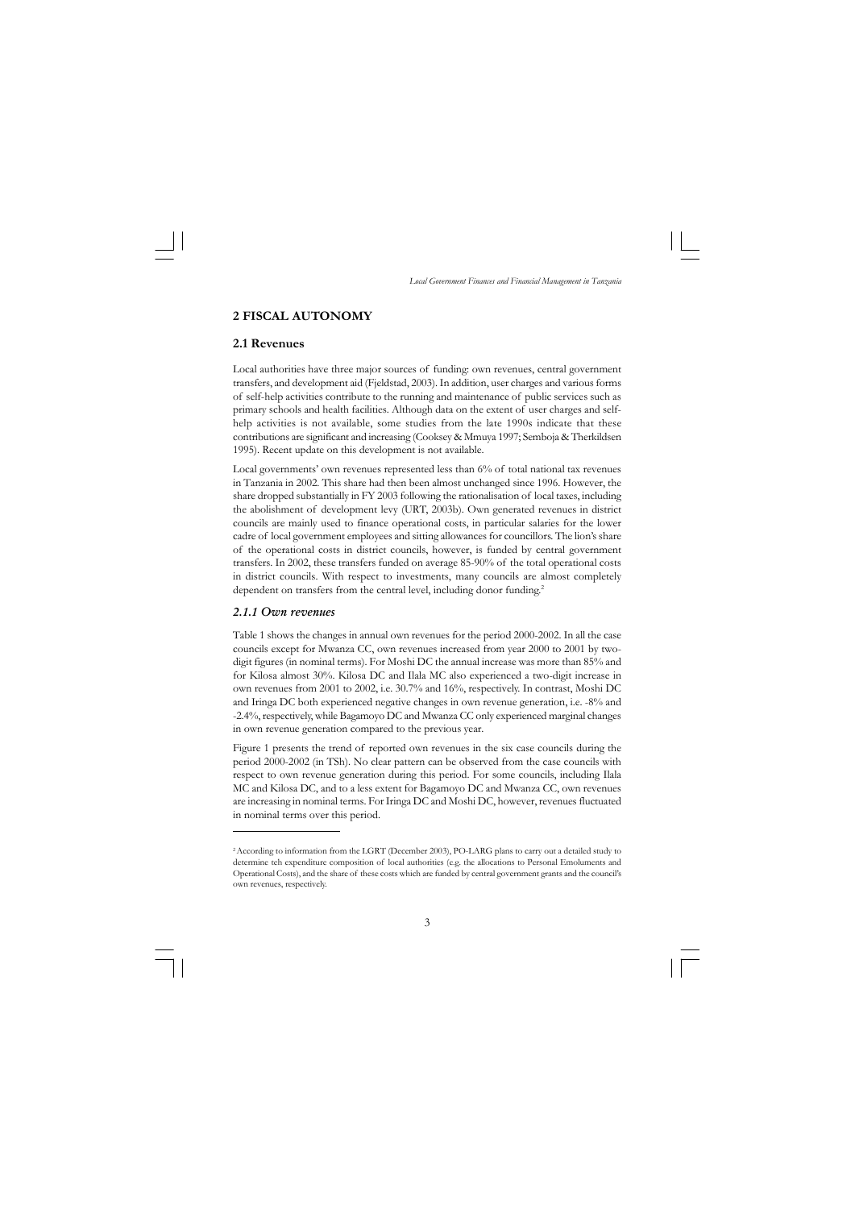## 2 FISCAL AUTONOMY

### 2.1 Revenues

Local authorities have three major sources of funding: own revenues, central government transfers, and development aid (Fjeldstad, 2003). In addition, user charges and various forms of self-help activities contribute to the running and maintenance of public services such as primary schools and health facilities. Although data on the extent of user charges and self-help activities is not available, some studies from the late 1990s indicate that these contributions are significant and increasing (Cooksey & Mmuya 1997; Semboja & Therkildsen 1995). Recent update on this development is not available.

Local governments' own revenues represented less than 6% of total national tax revenues in Tanzania in 2002. This share had then been almost unchanged since 1996. However, the share dropped substantially in FY 2003 following the rationalisation of local taxes, including the abolishment of development levy (URT, 2003b). Own generated revenues in district councils are mainly used to finance operational costs, in particular salaries for the lower cadre of local government employees and sitting allowances for councillors. The lion's share of the operational costs in district councils, however, is funded by central government transfers. In 2002, these transfers funded on average 85-90% of the total operational costs in district councils. With respect to investments, many councils are almost completely dependent on transfers from the central level, including donor funding.[2]

#### *2.1.1 Own revenues*

Table 1 shows the changes in annual own revenues for the period 2000-2002. In all the case councils except for Mwanza CC, own revenues increased from year 2000 to 2001 by two-digit figures (in nominal terms). For Moshi DC the annual increase was more than 85% and for Kilosa almost 30%. Kilosa DC and Ilala MC also experienced a two-digit increase in own revenues from 2001 to 2002, i.e. 30.7% and 16%, respectively. In contrast, Moshi DC and Iringa DC both experienced negative changes in own revenue generation, i.e. -8% and -2.4%, respectively, while Bagamoyo DC and Mwanza CC only experienced marginal changes in own revenue generation compared to the previous year.

Figure 1 presents the trend of reported own revenues in the six case councils during the period 2000-2002 (in TSh). No clear pattern can be observed from the case councils with respect to own revenue generation during this period. For some councils, including Ilala MC and Kilosa DC, and to a less extent for Bagamoyo DC and Mwanza CC, own revenues are increasing in nominal terms. For Iringa DC and Moshi DC, however, revenues fluctuated in nominal terms over this period.

---

[2] According to information from the LGRT (December 2003), PO-LARG plans to carry out a detailed study to determine teh expenditure composition of local authorities (e.g. the allocations to Personal Emoluments and Operational Costs), and the share of these costs which are funded by central government grants and the council's own revenues, respectively.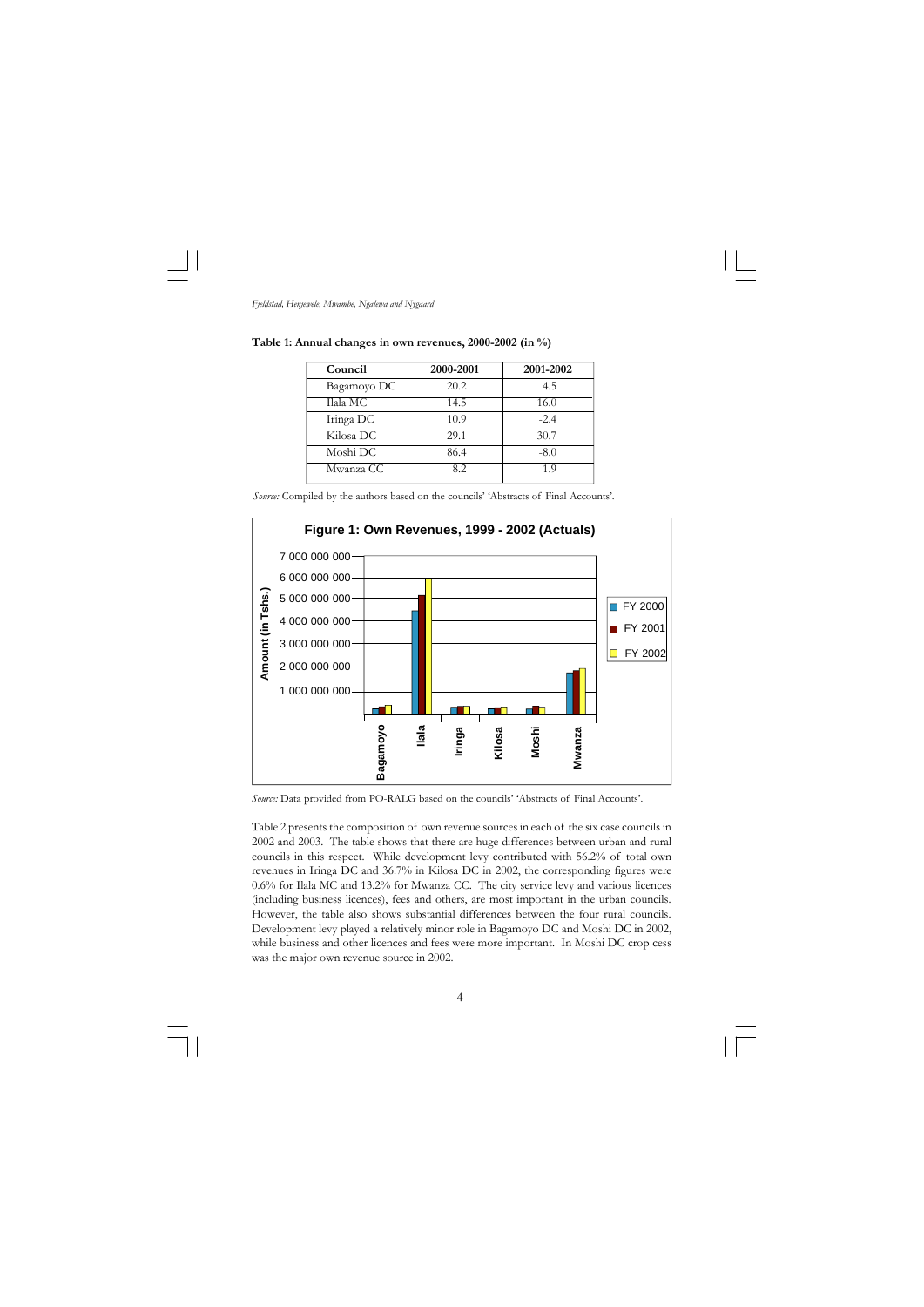**Table 1: Annual changes in own revenues, 2000-2002 (in %)**

| Council | 2000-2001 | 2001-2002 |
| --- | --- | --- |
| Bagamoyo DC | 20.2 | 4.5 |
| Ilala MC | 14.5 | 16.0 |
| Iringa DC | 10.9 | -2.4 |
| Kilosa DC | 29.1 | 30.7 |
| Moshi DC | 86.4 | -8.0 |
| Mwanza CC | 8.2 | 1.9 |

*Source:* Compiled by the authors based on the councils' 'Abstracts of Final Accounts'.

**Figure 1: Own Revenues, 1999 - 2002 (Actuals)**

*Source:* Data provided from PO-RALG based on the councils' 'Abstracts of Final Accounts'.

Table 2 presents the composition of own revenue sources in each of the six case councils in 2002 and 2003. The table shows that there are huge differences between urban and rural councils in this respect. While development levy contributed with 56.2% of total own revenues in Iringa DC and 36.7% in Kilosa DC in 2002, the corresponding figures were 0.6% for Ilala MC and 13.2% for Mwanza CC. The city service levy and various licences (including business licences), fees and others, are most important in the urban councils. However, the table also shows substantial differences between the four rural councils. Development levy played a relatively minor role in Bagamoyo DC and Moshi DC in 2002, while business and other licences and fees were more important. In Moshi DC crop cess was the major own revenue source in 2002.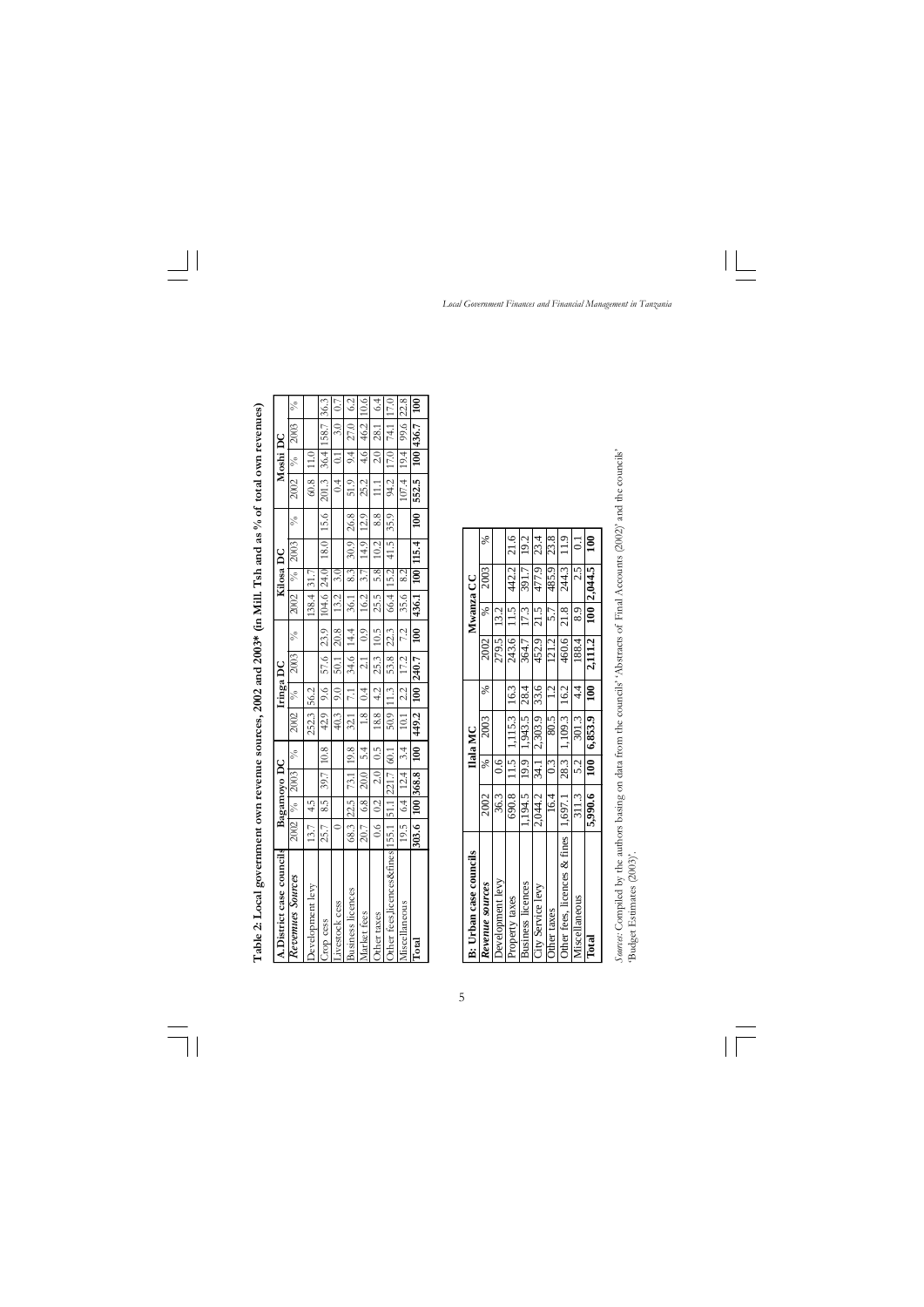**Table 2: Local government own revenue sources, 2002 and 2003* (in Mill. Tsh and as % of total own revenues)**

| A.District case councils | Bagamoyo DC | | | | Iringa DC | | | | Kilosa DC | | | | Moshi DC | | | |
|---|---|---|---|---|---|---|---|---|---|---|---|---|---|---|---|---|
| *Revenues Sources* | 2002 | % | 2003 | % | 2002 | % | 2003 | % | 2002 | % | 2003 | % | 2002 | % | 2003 | % |
| Development levy | 13.7 | 4.5 | | | 252.3 | 56.2 | | | 138.4 | 31.7 | | | 60.8 | 11.0 | | |
| Crop cess | 25.7 | 8.5 | 39.7 | 10.8 | 42.9 | 9.6 | 57.6 | 23.9 | 104.6 | 24.0 | 18.0 | 15.6 | 201.3 | 36.4 | 158.7 | 36.3 |
| Livestock cess | 0 | | | | 40.3 | 9.0 | 50.1 | 20.8 | 13.2 | 3.0 | | | 0.4 | 0.1 | 3.0 | 0.7 |
| Business licences | 68.3 | 22.5 | 73.1 | 19.8 | 32.1 | 7.1 | 34.6 | 14.4 | 36.1 | 8.3 | 30.9 | 26.8 | 51.9 | 9.4 | 27.0 | 6.2 |
| Market fees | 20.7 | 6.8 | 20.0 | 5.4 | 1.8 | 0.4 | 2.1 | 0.9 | 16.2 | 3.7 | 14.9 | 12.9 | 25.2 | 4.6 | 46.2 | 10.6 |
| Other taxes | 0.6 | 0.2 | 2.0 | 0.5 | 18.8 | 4.2 | 25.3 | 10.5 | 25.5 | 5.8 | 10.2 | 8.8 | 11.1 | 2.0 | 28.1 | 6.4 |
| Other fees,licences&fines | 155.1 | 51.1 | 221.7 | 60.1 | 50.9 | 11.3 | 53.8 | 22.3 | 66.4 | 15.2 | 41.5 | 35.9 | 94.2 | 17.0 | 74.1 | 17.0 |
| Miscellaneous | 19.5 | 6.4 | 12.4 | 3.4 | 10.1 | 2.2 | 17.2 | 7.2 | 35.6 | 8.2 | | | 107.4 | 19.4 | 99.6 | 22.8 |
| **Total** | **303.6** | **100** | **368.8** | **100** | **449.2** | **100** | **240.7** | **100** | **436.1** | **100** | **115.4** | **100** | **552.5** | **100** | **436.7** | **100** |

| B: Urban case councils | Ilala MC | | | | Mwanza CC | | | |
|---|---|---|---|---|---|---|---|---|
| *Revenue sources* | 2002 | % | 2003 | % | 2002 | % | 2003 | % |
| Development levy | 36.3 | 0.6 | | | 279.5 | 13.2 | | |
| Property taxes | 690.8 | 11.5 | 1,115.3 | 16.3 | 243.6 | 11.5 | 442.2 | 21.6 |
| Business licences | 1,194.5 | 19.9 | 1,943.5 | 28.4 | 364.7 | 17.3 | 391.7 | 19.2 |
| City Service levy | 2,044.2 | 34.1 | 2,303.9 | 33.6 | 452.9 | 21.5 | 477.9 | 23.4 |
| Other taxes | 16.4 | 0.3 | 80.5 | 1.2 | 121.2 | 5.7 | 485.9 | 23.8 |
| Other fees, licences & fines | 1,697.1 | 28.3 | 1,109.3 | 16.2 | 460.6 | 21.8 | 244.3 | 11.9 |
| Miscellaneous | 311.3 | 5.2 | 301.3 | 4.4 | 188.4 | 8.9 | 2.5 | 0.1 |
| **Total** | **5,990.6** | **100** | **6,853.9** | **100** | **2,111.2** | **100** | **2,044.5** | **100** |

*Sources*: Compiled by the authors basing on data from the councils' 'Abstracts of Final Accounts (2002)' and the councils' 'Budget Estimates (2003)'.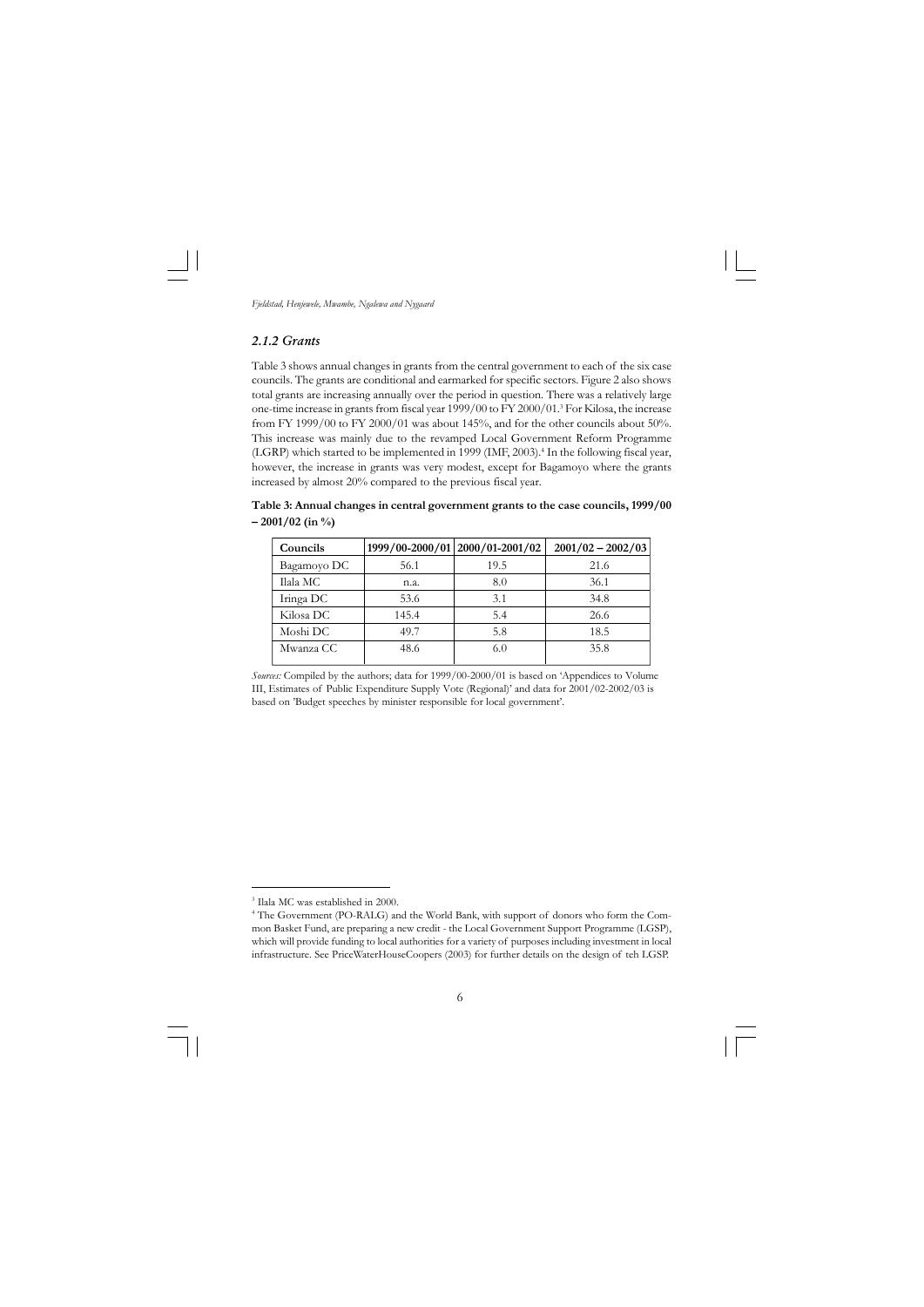### *2.1.2 Grants*

Table 3 shows annual changes in grants from the central government to each of the six case councils. The grants are conditional and earmarked for specific sectors. Figure 2 also shows total grants are increasing annually over the period in question. There was a relatively large one-time increase in grants from fiscal year 1999/00 to FY 2000/01.[3] For Kilosa, the increase from FY 1999/00 to FY 2000/01 was about 145%, and for the other councils about 50%. This increase was mainly due to the revamped Local Government Reform Programme (LGRP) which started to be implemented in 1999 (IMF, 2003).[4] In the following fiscal year, however, the increase in grants was very modest, except for Bagamoyo where the grants increased by almost 20% compared to the previous fiscal year.

**Table 3: Annual changes in central government grants to the case councils, 1999/00 – 2001/02 (in %)**

| Councils | 1999/00-2000/01 | 2000/01-2001/02 | 2001/02 – 2002/03 |
|---|---|---|---|
| Bagamoyo DC | 56.1 | 19.5 | 21.6 |
| Ilala MC | n.a. | 8.0 | 36.1 |
| Iringa DC | 53.6 | 3.1 | 34.8 |
| Kilosa DC | 145.4 | 5.4 | 26.6 |
| Moshi DC | 49.7 | 5.8 | 18.5 |
| Mwanza CC | 48.6 | 6.0 | 35.8 |

*Sources:* Compiled by the authors; data for 1999/00-2000/01 is based on 'Appendices to Volume III, Estimates of Public Expenditure Supply Vote (Regional)' and data for 2001/02-2002/03 is based on 'Budget speeches by minister responsible for local government'.

---

[3] Ilala MC was established in 2000.

[4] The Government (PO-RALG) and the World Bank, with support of donors who form the Common Basket Fund, are preparing a new credit - the Local Government Support Programme (LGSP), which will provide funding to local authorities for a variety of purposes including investment in local infrastructure. See PriceWaterHouseCoopers (2003) for further details on the design of teh LGSP.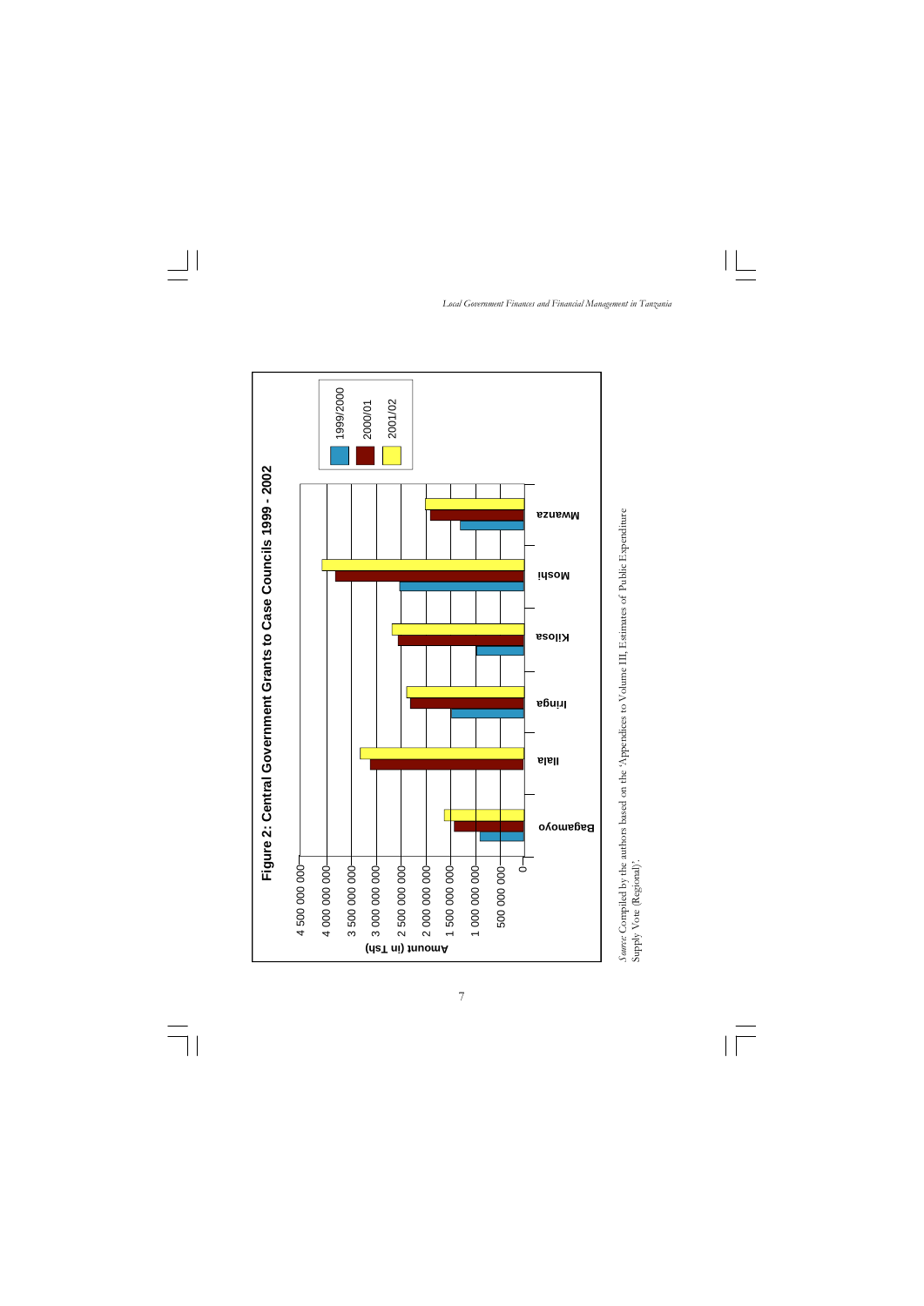**Figure 2: Central Government Grants to Case Councils 1999 - 2002**

Amount (in Tsh): 0 to 4 500 000 000

Councils: Bagamoyo, Ilala, Iringa, Kilosa, Moshi, Mwanza

Legend: 1999/2000, 2000/01, 2001/02

*Source:* Compiled by the authors based on the 'Appendices to Volume III, Estimates of Public Expenditure Supply Vote (Regional)'.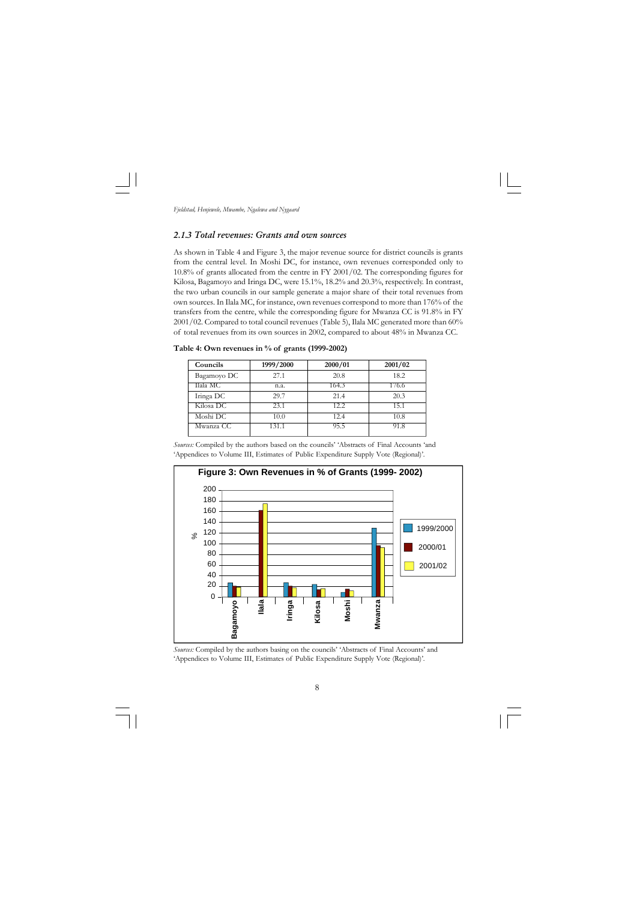### *2.1.3 Total revenues: Grants and own sources*

As shown in Table 4 and Figure 3, the major revenue source for district councils is grants from the central level. In Moshi DC, for instance, own revenues corresponded only to 10.8% of grants allocated from the centre in FY 2001/02. The corresponding figures for Kilosa, Bagamoyo and Iringa DC, were 15.1%, 18.2% and 20.3%, respectively. In contrast, the two urban councils in our sample generate a major share of their total revenues from own sources. In Ilala MC, for instance, own revenues correspond to more than 176% of the transfers from the centre, while the corresponding figure for Mwanza CC is 91.8% in FY 2001/02. Compared to total council revenues (Table 5), Ilala MC generated more than 60% of total revenues from its own sources in 2002, compared to about 48% in Mwanza CC.

**Table 4: Own revenues in % of grants (1999-2002)**

| Councils | 1999/2000 | 2000/01 | 2001/02 |
|---|---|---|---|
| Bagamoyo DC | 27.1 | 20.8 | 18.2 |
| Ilala MC | n.a. | 164.3 | 176.6 |
| Iringa DC | 29.7 | 21.4 | 20.3 |
| Kilosa DC | 23.1 | 12.2 | 15.1 |
| Moshi DC | 10.0 | 12.4 | 10.8 |
| Mwanza CC | 131.1 | 95.5 | 91.8 |

*Sources:* Compiled by the authors based on the councils' 'Abstracts of Final Accounts 'and 'Appendices to Volume III, Estimates of Public Expenditure Supply Vote (Regional)'.

**Figure 3: Own Revenues in % of Grants (1999- 2002)**

*Sources:* Compiled by the authors basing on the councils' 'Abstracts of Final Accounts' and 'Appendices to Volume III, Estimates of Public Expenditure Supply Vote (Regional)'.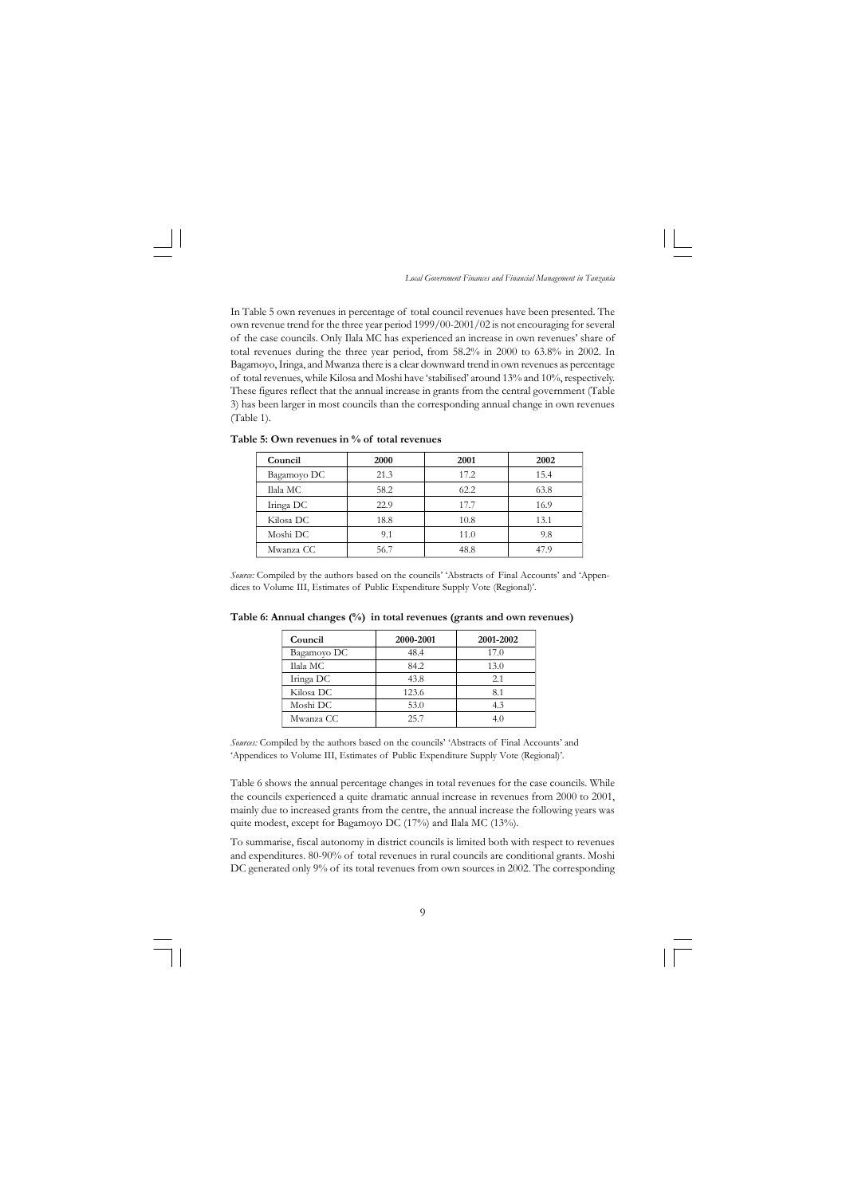In Table 5 own revenues in percentage of total council revenues have been presented. The own revenue trend for the three year period 1999/00-2001/02 is not encouraging for several of the case councils. Only Ilala MC has experienced an increase in own revenues' share of total revenues during the three year period, from 58.2% in 2000 to 63.8% in 2002. In Bagamoyo, Iringa, and Mwanza there is a clear downward trend in own revenues as percentage of total revenues, while Kilosa and Moshi have 'stabilised' around 13% and 10%, respectively. These figures reflect that the annual increase in grants from the central government (Table 3) has been larger in most councils than the corresponding annual change in own revenues (Table 1).

**Table 5: Own revenues in % of total revenues**

| Council | 2000 | 2001 | 2002 |
|---|---|---|---|
| Bagamoyo DC | 21.3 | 17.2 | 15.4 |
| Ilala MC | 58.2 | 62.2 | 63.8 |
| Iringa DC | 22.9 | 17.7 | 16.9 |
| Kilosa DC | 18.8 | 10.8 | 13.1 |
| Moshi DC | 9.1 | 11.0 | 9.8 |
| Mwanza CC | 56.7 | 48.8 | 47.9 |

*Source:* Compiled by the authors based on the councils' 'Abstracts of Final Accounts' and 'Appendices to Volume III, Estimates of Public Expenditure Supply Vote (Regional)'.

**Table 6: Annual changes (%) in total revenues (grants and own revenues)**

| Council | 2000-2001 | 2001-2002 |
|---|---|---|
| Bagamoyo DC | 48.4 | 17.0 |
| Ilala MC | 84.2 | 13.0 |
| Iringa DC | 43.8 | 2.1 |
| Kilosa DC | 123.6 | 8.1 |
| Moshi DC | 53.0 | 4.3 |
| Mwanza CC | 25.7 | 4.0 |

*Sources:* Compiled by the authors based on the councils' 'Abstracts of Final Accounts' and 'Appendices to Volume III, Estimates of Public Expenditure Supply Vote (Regional)'.

Table 6 shows the annual percentage changes in total revenues for the case councils. While the councils experienced a quite dramatic annual increase in revenues from 2000 to 2001, mainly due to increased grants from the centre, the annual increase the following years was quite modest, except for Bagamoyo DC (17%) and Ilala MC (13%).

To summarise, fiscal autonomy in district councils is limited both with respect to revenues and expenditures. 80-90% of total revenues in rural councils are conditional grants. Moshi DC generated only 9% of its total revenues from own sources in 2002. The corresponding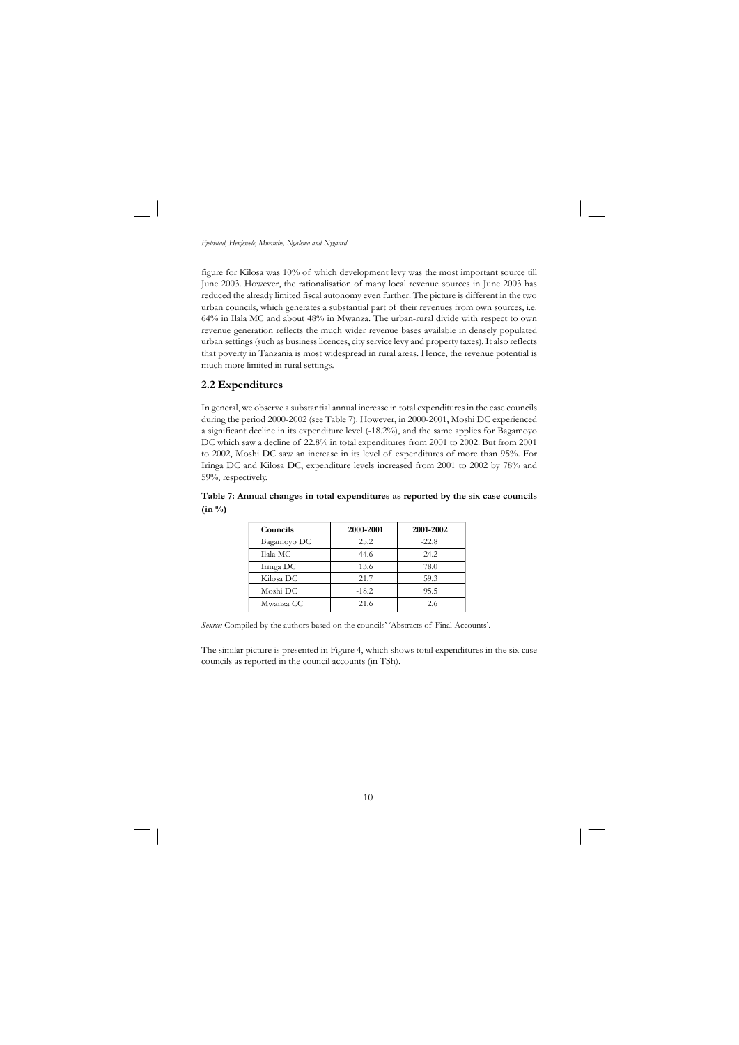figure for Kilosa was 10% of which development levy was the most important source till June 2003. However, the rationalisation of many local revenue sources in June 2003 has reduced the already limited fiscal autonomy even further. The picture is different in the two urban councils, which generates a substantial part of their revenues from own sources, i.e. 64% in Ilala MC and about 48% in Mwanza. The urban-rural divide with respect to own revenue generation reflects the much wider revenue bases available in densely populated urban settings (such as business licences, city service levy and property taxes). It also reflects that poverty in Tanzania is most widespread in rural areas. Hence, the revenue potential is much more limited in rural settings.

## 2.2 Expenditures

In general, we observe a substantial annual increase in total expenditures in the case councils during the period 2000-2002 (see Table 7). However, in 2000-2001, Moshi DC experienced a significant decline in its expenditure level (-18.2%), and the same applies for Bagamoyo DC which saw a decline of 22.8% in total expenditures from 2001 to 2002. But from 2001 to 2002, Moshi DC saw an increase in its level of expenditures of more than 95%. For Iringa DC and Kilosa DC, expenditure levels increased from 2001 to 2002 by 78% and 59%, respectively.

**Table 7: Annual changes in total expenditures as reported by the six case councils (in %)**

| Councils | 2000-2001 | 2001-2002 |
|---|---|---|
| Bagamoyo DC | 25.2 | -22.8 |
| Ilala MC | 44.6 | 24.2 |
| Iringa DC | 13.6 | 78.0 |
| Kilosa DC | 21.7 | 59.3 |
| Moshi DC | -18.2 | 95.5 |
| Mwanza CC | 21.6 | 2.6 |

*Source:* Compiled by the authors based on the councils' 'Abstracts of Final Accounts'.

The similar picture is presented in Figure 4, which shows total expenditures in the six case councils as reported in the council accounts (in TSh).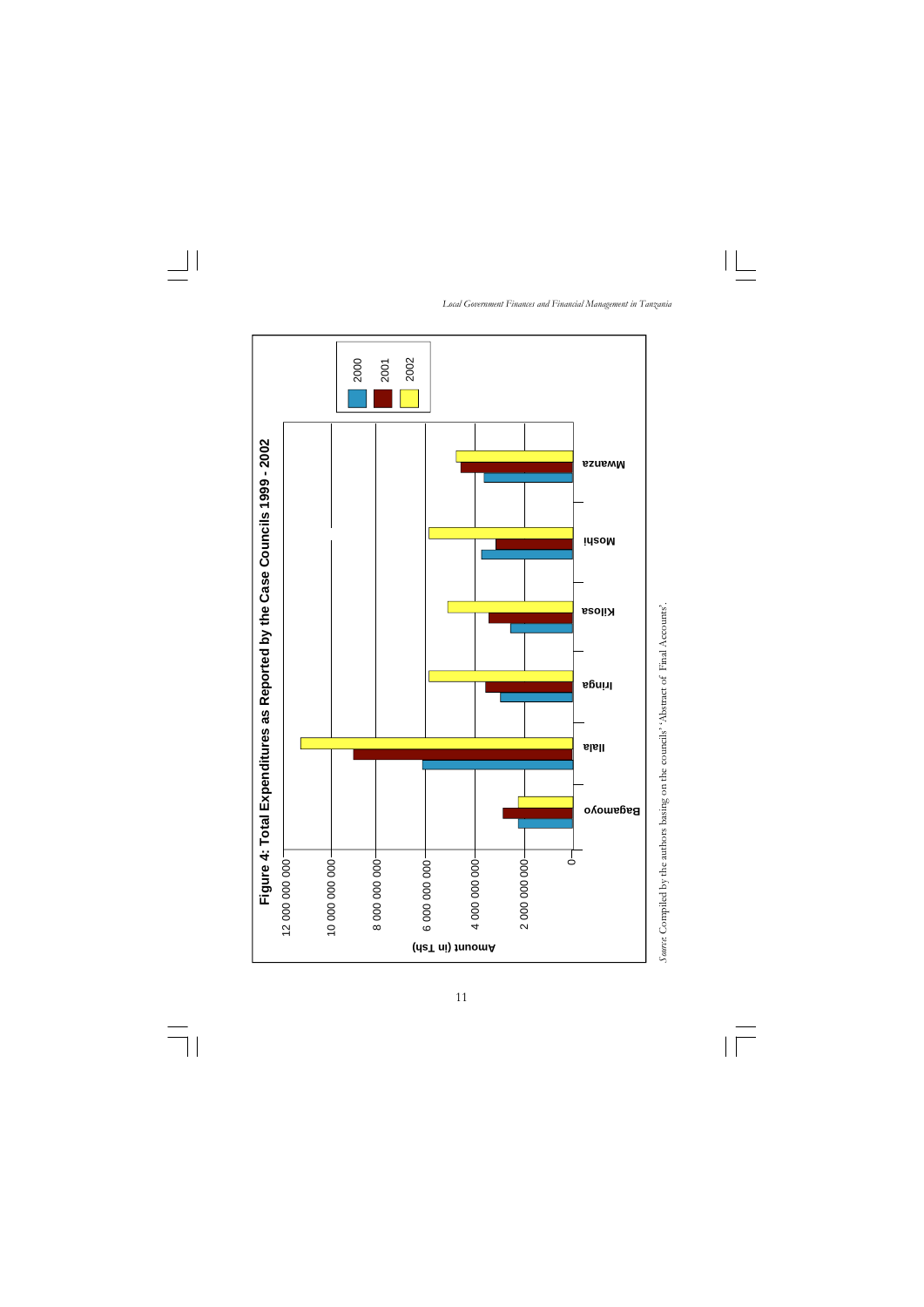**Figure 4: Total Expenditures as Reported by the Case Councils 1999 - 2002**

Amount (in Tsh)

0, 2 000 000 000, 4 000 000 000, 6 000 000 000, 8 000 000 000, 10 000 000 000, 12 000 000 000

Bagamoyo, Ilala, Iringa, Kilosa, Moshi, Mwanza

Legend: 2000, 2001, 2002

*Source*: Compiled by the authors basing on the councils' 'Abstract of Final Accounts'.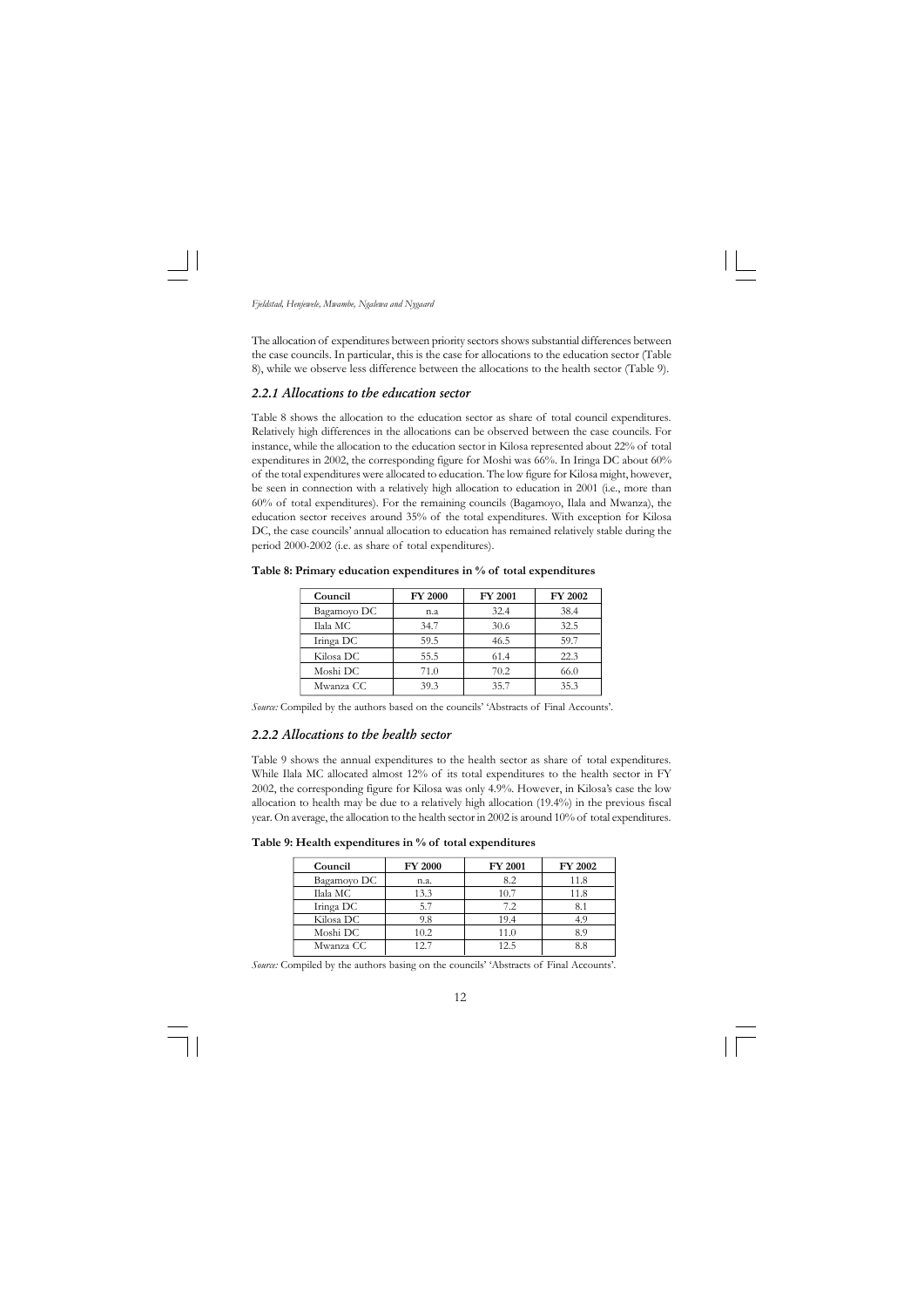The allocation of expenditures between priority sectors shows substantial differences between the case councils. In particular, this is the case for allocations to the education sector (Table 8), while we observe less difference between the allocations to the health sector (Table 9).

### *2.2.1 Allocations to the education sector*

Table 8 shows the allocation to the education sector as share of total council expenditures. Relatively high differences in the allocations can be observed between the case councils. For instance, while the allocation to the education sector in Kilosa represented about 22% of total expenditures in 2002, the corresponding figure for Moshi was 66%. In Iringa DC about 60% of the total expenditures were allocated to education. The low figure for Kilosa might, however, be seen in connection with a relatively high allocation to education in 2001 (i.e., more than 60% of total expenditures). For the remaining councils (Bagamoyo, Ilala and Mwanza), the education sector receives around 35% of the total expenditures. With exception for Kilosa DC, the case councils' annual allocation to education has remained relatively stable during the period 2000-2002 (i.e. as share of total expenditures).

**Table 8: Primary education expenditures in % of total expenditures**

| Council | FY 2000 | FY 2001 | FY 2002 |
|---|---|---|---|
| Bagamoyo DC | n.a | 32.4 | 38.4 |
| Ilala MC | 34.7 | 30.6 | 32.5 |
| Iringa DC | 59.5 | 46.5 | 59.7 |
| Kilosa DC | 55.5 | 61.4 | 22.3 |
| Moshi DC | 71.0 | 70.2 | 66.0 |
| Mwanza CC | 39.3 | 35.7 | 35.3 |

*Source:* Compiled by the authors based on the councils' 'Abstracts of Final Accounts'.

### *2.2.2 Allocations to the health sector*

Table 9 shows the annual expenditures to the health sector as share of total expenditures. While Ilala MC allocated almost 12% of its total expenditures to the health sector in FY 2002, the corresponding figure for Kilosa was only 4.9%. However, in Kilosa's case the low allocation to health may be due to a relatively high allocation (19.4%) in the previous fiscal year. On average, the allocation to the health sector in 2002 is around 10% of total expenditures.

**Table 9: Health expenditures in % of total expenditures**

| Council | FY 2000 | FY 2001 | FY 2002 |
|---|---|---|---|
| Bagamoyo DC | n.a. | 8.2 | 11.8 |
| Ilala MC | 13.3 | 10.7 | 11.8 |
| Iringa DC | 5.7 | 7.2 | 8.1 |
| Kilosa DC | 9.8 | 19.4 | 4.9 |
| Moshi DC | 10.2 | 11.0 | 8.9 |
| Mwanza CC | 12.7 | 12.5 | 8.8 |

*Source:* Compiled by the authors basing on the councils' 'Abstracts of Final Accounts'.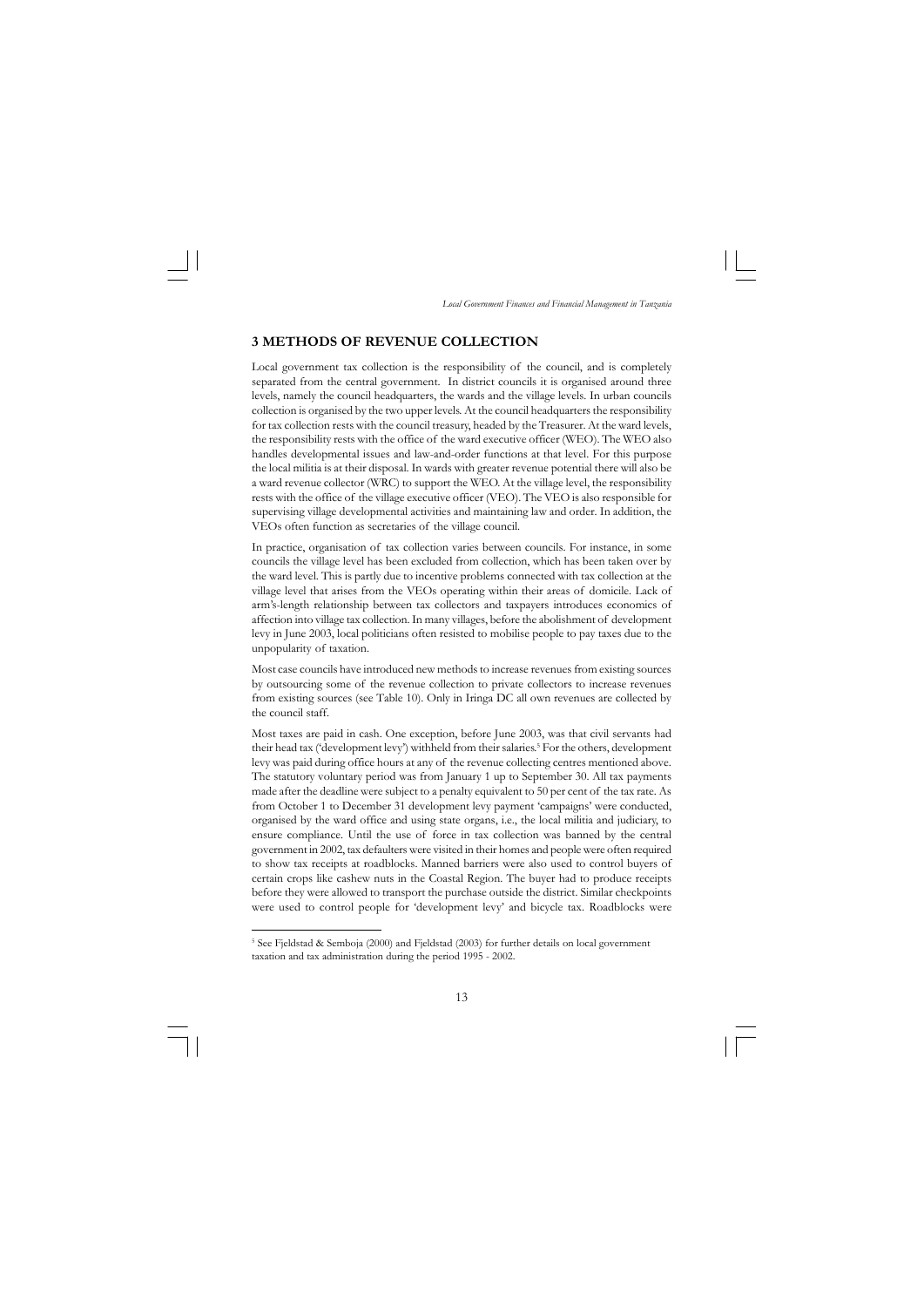## 3 METHODS OF REVENUE COLLECTION

Local government tax collection is the responsibility of the council, and is completely separated from the central government. In district councils it is organised around three levels, namely the council headquarters, the wards and the village levels. In urban councils collection is organised by the two upper levels. At the council headquarters the responsibility for tax collection rests with the council treasury, headed by the Treasurer. At the ward levels, the responsibility rests with the office of the ward executive officer (WEO). The WEO also handles developmental issues and law-and-order functions at that level. For this purpose the local militia is at their disposal. In wards with greater revenue potential there will also be a ward revenue collector (WRC) to support the WEO. At the village level, the responsibility rests with the office of the village executive officer (VEO). The VEO is also responsible for supervising village developmental activities and maintaining law and order. In addition, the VEOs often function as secretaries of the village council.

In practice, organisation of tax collection varies between councils. For instance, in some councils the village level has been excluded from collection, which has been taken over by the ward level. This is partly due to incentive problems connected with tax collection at the village level that arises from the VEOs operating within their areas of domicile. Lack of arm's-length relationship between tax collectors and taxpayers introduces economics of affection into village tax collection. In many villages, before the abolishment of development levy in June 2003, local politicians often resisted to mobilise people to pay taxes due to the unpopularity of taxation.

Most case councils have introduced new methods to increase revenues from existing sources by outsourcing some of the revenue collection to private collectors to increase revenues from existing sources (see Table 10). Only in Iringa DC all own revenues are collected by the council staff.

Most taxes are paid in cash. One exception, before June 2003, was that civil servants had their head tax ('development levy') withheld from their salaries.[5] For the others, development levy was paid during office hours at any of the revenue collecting centres mentioned above. The statutory voluntary period was from January 1 up to September 30. All tax payments made after the deadline were subject to a penalty equivalent to 50 per cent of the tax rate. As from October 1 to December 31 development levy payment 'campaigns' were conducted, organised by the ward office and using state organs, i.e., the local militia and judiciary, to ensure compliance. Until the use of force in tax collection was banned by the central government in 2002, tax defaulters were visited in their homes and people were often required to show tax receipts at roadblocks. Manned barriers were also used to control buyers of certain crops like cashew nuts in the Coastal Region. The buyer had to produce receipts before they were allowed to transport the purchase outside the district. Similar checkpoints were used to control people for 'development levy' and bicycle tax. Roadblocks were

[5] See Fjeldstad & Semboja (2000) and Fjeldstad (2003) for further details on local government taxation and tax administration during the period 1995 - 2002.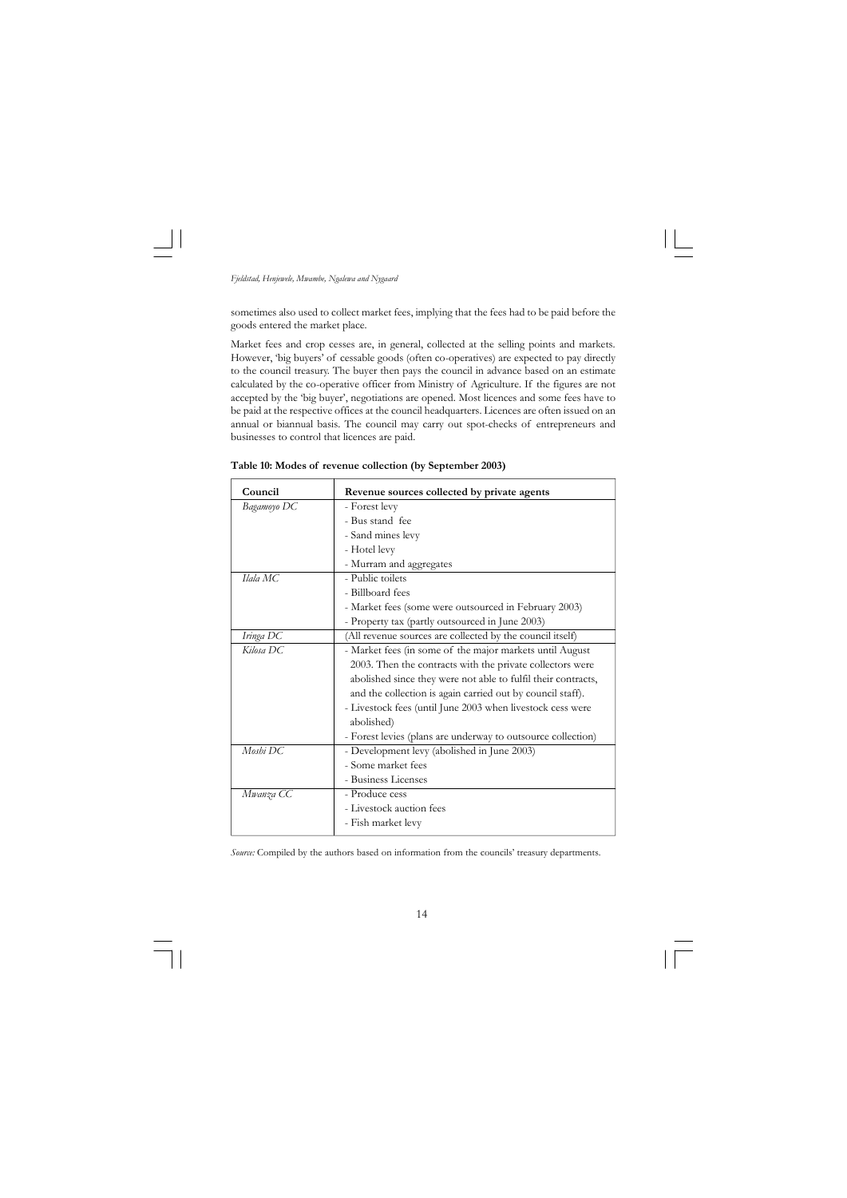sometimes also used to collect market fees, implying that the fees had to be paid before the goods entered the market place.

Market fees and crop cesses are, in general, collected at the selling points and markets. However, 'big buyers' of cessable goods (often co-operatives) are expected to pay directly to the council treasury. The buyer then pays the council in advance based on an estimate calculated by the co-operative officer from Ministry of Agriculture. If the figures are not accepted by the 'big buyer', negotiations are opened. Most licences and some fees have to be paid at the respective offices at the council headquarters. Licences are often issued on an annual or biannual basis. The council may carry out spot-checks of entrepreneurs and businesses to control that licences are paid.

**Table 10: Modes of revenue collection (by September 2003)**

| Council | Revenue sources collected by private agents |
|---|---|
| *Bagamoyo DC* | - Forest levy<br>- Bus stand fee<br>- Sand mines levy<br>- Hotel levy<br>- Murram and aggregates |
| *Ilala MC* | - Public toilets<br>- Billboard fees<br>- Market fees (some were outsourced in February 2003)<br>- Property tax (partly outsourced in June 2003) |
| *Iringa DC* | (All revenue sources are collected by the council itself) |
| *Kilosa DC* | - Market fees (in some of the major markets until August 2003. Then the contracts with the private collectors were abolished since they were not able to fulfil their contracts, and the collection is again carried out by council staff).<br>- Livestock fees (until June 2003 when livestock cess were abolished)<br>- Forest levies (plans are underway to outsource collection) |
| *Moshi DC* | - Development levy (abolished in June 2003)<br>- Some market fees<br>- Business Licenses |
| *Mwanza CC* | - Produce cess<br>- Livestock auction fees<br>- Fish market levy |

*Source:* Compiled by the authors based on information from the councils' treasury departments.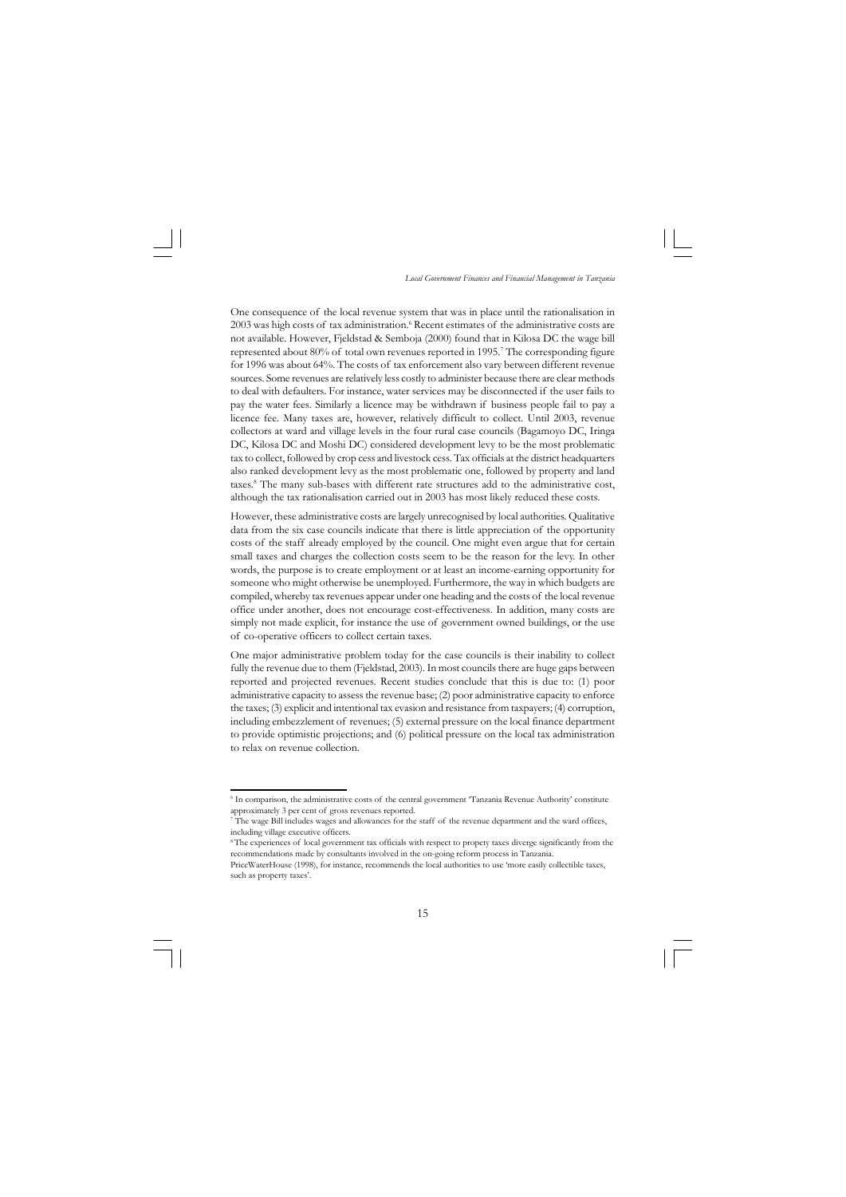One consequence of the local revenue system that was in place until the rationalisation in 2003 was high costs of tax administration.[6] Recent estimates of the administrative costs are not available. However, Fjeldstad & Semboja (2000) found that in Kilosa DC the wage bill represented about 80% of total own revenues reported in 1995.[7] The corresponding figure for 1996 was about 64%. The costs of tax enforcement also vary between different revenue sources. Some revenues are relatively less costly to administer because there are clear methods to deal with defaulters. For instance, water services may be disconnected if the user fails to pay the water fees. Similarly a licence may be withdrawn if business people fail to pay a licence fee. Many taxes are, however, relatively difficult to collect. Until 2003, revenue collectors at ward and village levels in the four rural case councils (Bagamoyo DC, Iringa DC, Kilosa DC and Moshi DC) considered development levy to be the most problematic tax to collect, followed by crop cess and livestock cess. Tax officials at the district headquarters also ranked development levy as the most problematic one, followed by property and land taxes.[8] The many sub-bases with different rate structures add to the administrative cost, although the tax rationalisation carried out in 2003 has most likely reduced these costs.

However, these administrative costs are largely unrecognised by local authorities. Qualitative data from the six case councils indicate that there is little appreciation of the opportunity costs of the staff already employed by the council. One might even argue that for certain small taxes and charges the collection costs seem to be the reason for the levy. In other words, the purpose is to create employment or at least an income-earning opportunity for someone who might otherwise be unemployed. Furthermore, the way in which budgets are compiled, whereby tax revenues appear under one heading and the costs of the local revenue office under another, does not encourage cost-effectiveness. In addition, many costs are simply not made explicit, for instance the use of government owned buildings, or the use of co-operative officers to collect certain taxes.

One major administrative problem today for the case councils is their inability to collect fully the revenue due to them (Fjeldstad, 2003). In most councils there are huge gaps between reported and projected revenues. Recent studies conclude that this is due to: (1) poor administrative capacity to assess the revenue base; (2) poor administrative capacity to enforce the taxes; (3) explicit and intentional tax evasion and resistance from taxpayers; (4) corruption, including embezzlement of revenues; (5) external pressure on the local finance department to provide optimistic projections; and (6) political pressure on the local tax administration to relax on revenue collection.

---

[6] In comparison, the administrative costs of the central government 'Tanzania Revenue Authority' constitute approximately 3 per cent of gross revenues reported.

[7] The wage Bill includes wages and allowances for the staff of the revenue department and the ward offices, including village executive officers.

[8] The experiences of local government tax officials with respect to propety taxes diverge significantly from the recommendations made by consultants involved in the on-going reform process in Tanzania. PriceWaterHouse (1998), for instance, recommends the local authorities to use 'more easily collectible taxes, such as property taxes'.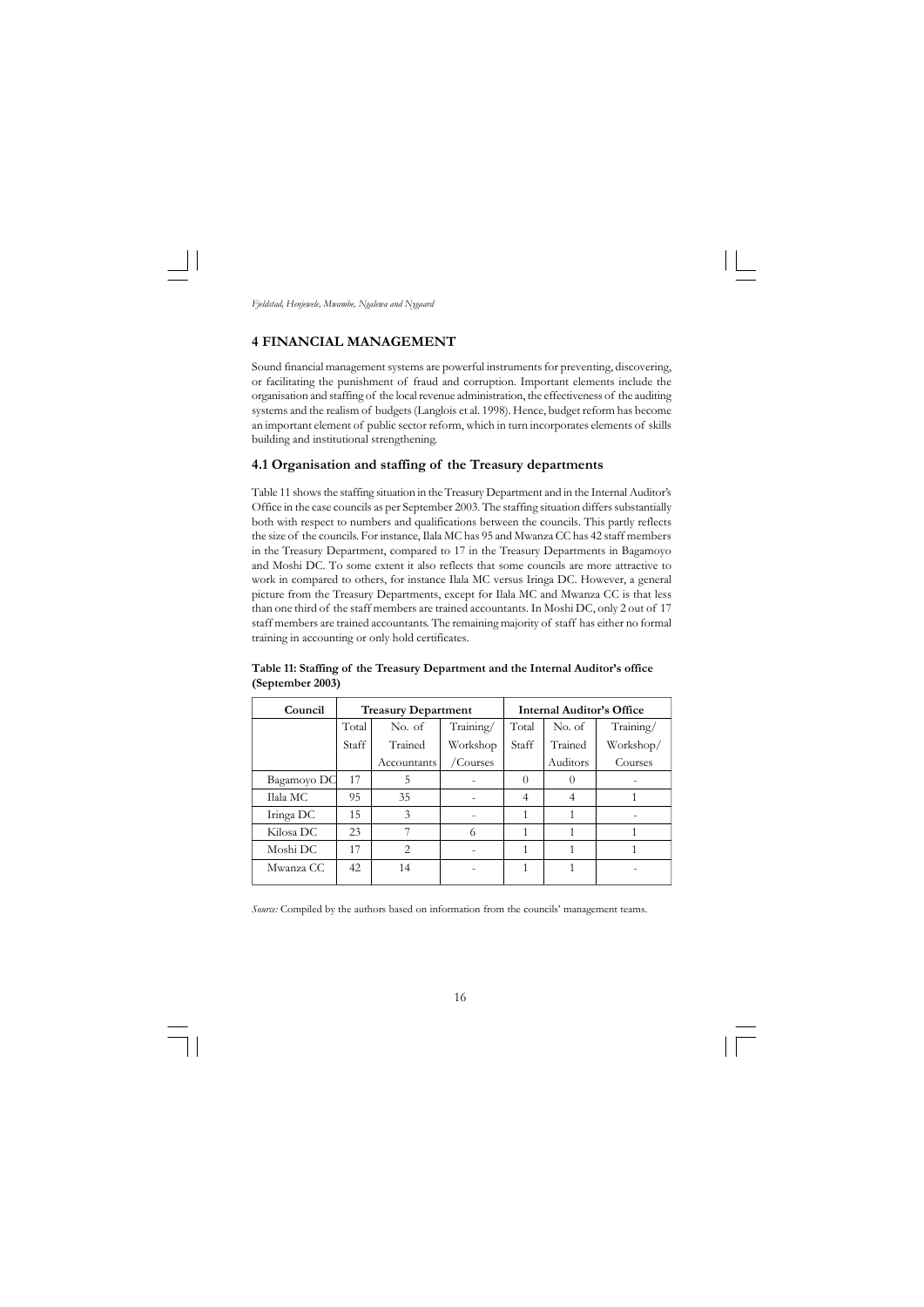# 4 FINANCIAL MANAGEMENT

Sound financial management systems are powerful instruments for preventing, discovering, or facilitating the punishment of fraud and corruption. Important elements include the organisation and staffing of the local revenue administration, the effectiveness of the auditing systems and the realism of budgets (Langlois et al. 1998). Hence, budget reform has become an important element of public sector reform, which in turn incorporates elements of skills building and institutional strengthening.

## 4.1 Organisation and staffing of the Treasury departments

Table 11 shows the staffing situation in the Treasury Department and in the Internal Auditor's Office in the case councils as per September 2003. The staffing situation differs substantially both with respect to numbers and qualifications between the councils. This partly reflects the size of the councils. For instance, Ilala MC has 95 and Mwanza CC has 42 staff members in the Treasury Department, compared to 17 in the Treasury Departments in Bagamoyo and Moshi DC. To some extent it also reflects that some councils are more attractive to work in compared to others, for instance Ilala MC versus Iringa DC. However, a general picture from the Treasury Departments, except for Ilala MC and Mwanza CC is that less than one third of the staff members are trained accountants. In Moshi DC, only 2 out of 17 staff members are trained accountants. The remaining majority of staff has either no formal training in accounting or only hold certificates.

**Table 11: Staffing of the Treasury Department and the Internal Auditor's office (September 2003)**

| Council | Treasury Department | | | Internal Auditor's Office | | |
|---|---|---|---|---|---|---|
| | Total Staff | No. of Trained Accountants | Training/ Workshop /Courses | Total Staff | No. of Trained Auditors | Training/ Workshop/ Courses |
| Bagamoyo DC | 17 | 5 | - | 0 | 0 | - |
| Ilala MC | 95 | 35 | - | 4 | 4 | 1 |
| Iringa DC | 15 | 3 | - | 1 | 1 | - |
| Kilosa DC | 23 | 7 | 6 | 1 | 1 | 1 |
| Moshi DC | 17 | 2 | - | 1 | 1 | 1 |
| Mwanza CC | 42 | 14 | - | 1 | 1 | - |

*Source:* Compiled by the authors based on information from the councils' management teams.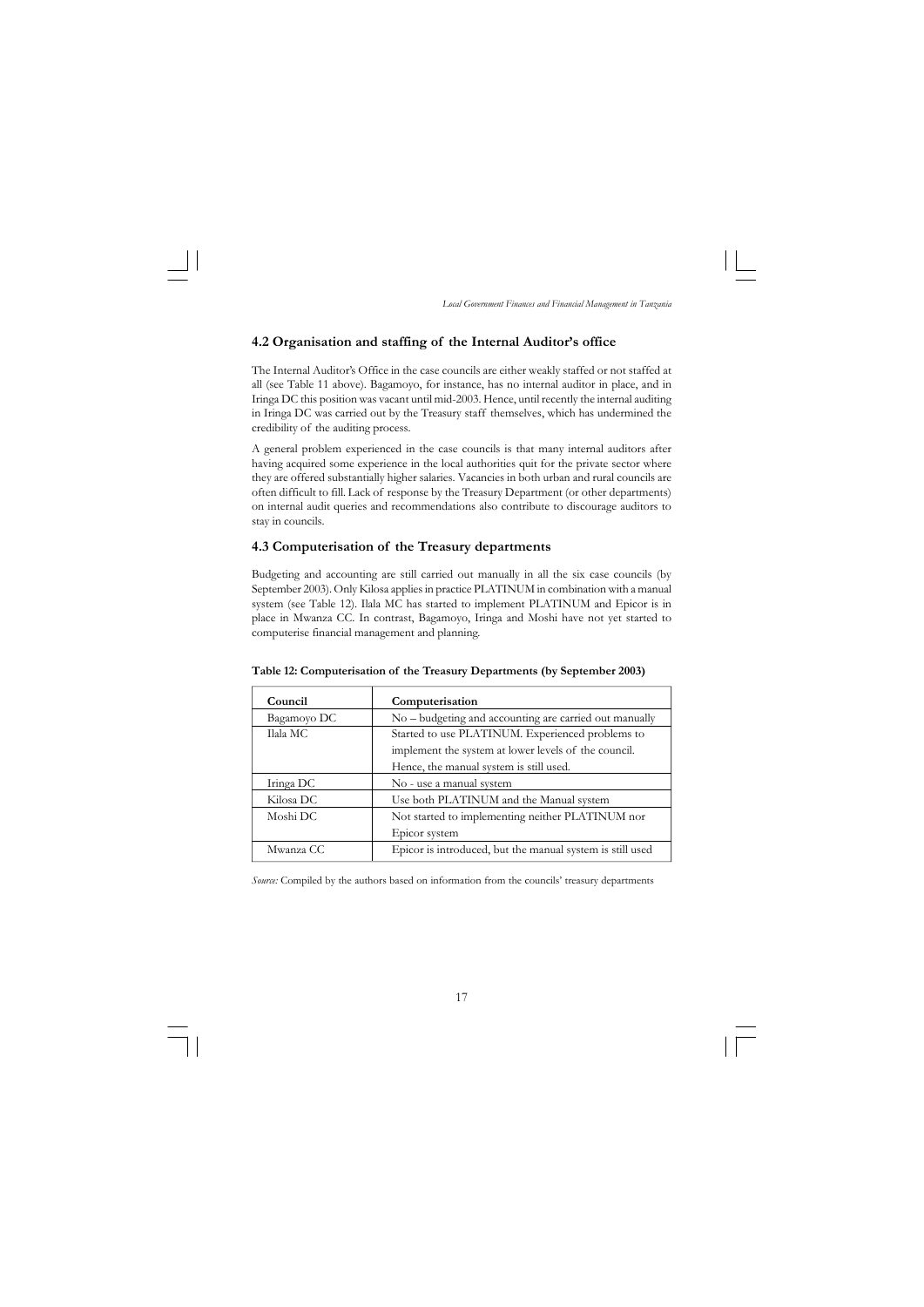## 4.2 Organisation and staffing of the Internal Auditor's office

The Internal Auditor's Office in the case councils are either weakly staffed or not staffed at all (see Table 11 above). Bagamoyo, for instance, has no internal auditor in place, and in Iringa DC this position was vacant until mid-2003. Hence, until recently the internal auditing in Iringa DC was carried out by the Treasury staff themselves, which has undermined the credibility of the auditing process.

A general problem experienced in the case councils is that many internal auditors after having acquired some experience in the local authorities quit for the private sector where they are offered substantially higher salaries. Vacancies in both urban and rural councils are often difficult to fill. Lack of response by the Treasury Department (or other departments) on internal audit queries and recommendations also contribute to discourage auditors to stay in councils.

## 4.3 Computerisation of the Treasury departments

Budgeting and accounting are still carried out manually in all the six case councils (by September 2003). Only Kilosa applies in practice PLATINUM in combination with a manual system (see Table 12). Ilala MC has started to implement PLATINUM and Epicor is in place in Mwanza CC. In contrast, Bagamoyo, Iringa and Moshi have not yet started to computerise financial management and planning.

**Table 12: Computerisation of the Treasury Departments (by September 2003)**

| Council | Computerisation |
|---|---|
| Bagamoyo DC | No – budgeting and accounting are carried out manually |
| Ilala MC | Started to use PLATINUM. Experienced problems to implement the system at lower levels of the council. Hence, the manual system is still used. |
| Iringa DC | No - use a manual system |
| Kilosa DC | Use both PLATINUM and the Manual system |
| Moshi DC | Not started to implementing neither PLATINUM nor Epicor system |
| Mwanza CC | Epicor is introduced, but the manual system is still used |

*Source:* Compiled by the authors based on information from the councils' treasury departments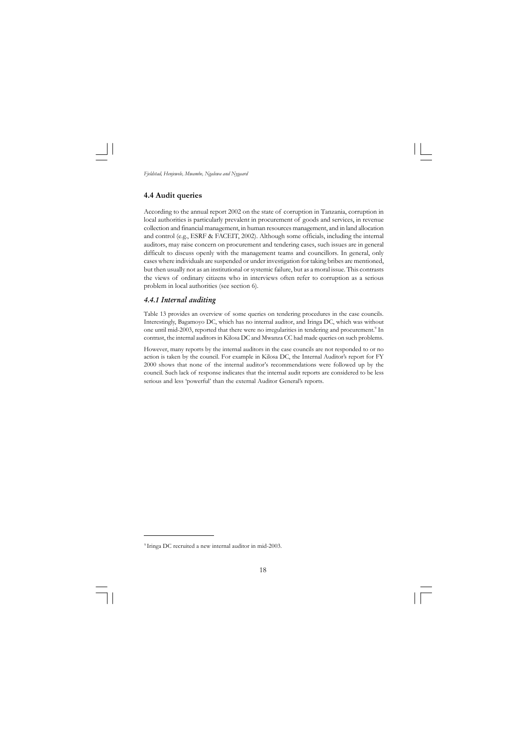## 4.4 Audit queries

According to the annual report 2002 on the state of corruption in Tanzania, corruption in local authorities is particularly prevalent in procurement of goods and services, in revenue collection and financial management, in human resources management, and in land allocation and control (e.g., ESRF & FACEIT, 2002). Although some officials, including the internal auditors, may raise concern on procurement and tendering cases, such issues are in general difficult to discuss openly with the management teams and councillors. In general, only cases where individuals are suspended or under investigation for taking bribes are mentioned, but then usually not as an institutional or systemic failure, but as a moral issue. This contrasts the views of ordinary citizens who in interviews often refer to corruption as a serious problem in local authorities (see section 6).

### *4.4.1 Internal auditing*

Table 13 provides an overview of some queries on tendering procedures in the case councils. Interestingly, Bagamoyo DC, which has no internal auditor, and Iringa DC, which was without one until mid-2003, reported that there were no irregularities in tendering and procurement.[9] In contrast, the internal auditors in Kilosa DC and Mwanza CC had made queries on such problems.

However, many reports by the internal auditors in the case councils are not responded to or no action is taken by the council. For example in Kilosa DC, the Internal Auditor's report for FY 2000 shows that none of the internal auditor's recommendations were followed up by the council. Such lack of response indicates that the internal audit reports are considered to be less serious and less 'powerful' than the external Auditor General's reports.

---

[9] Iringa DC recruited a new internal auditor in mid-2003.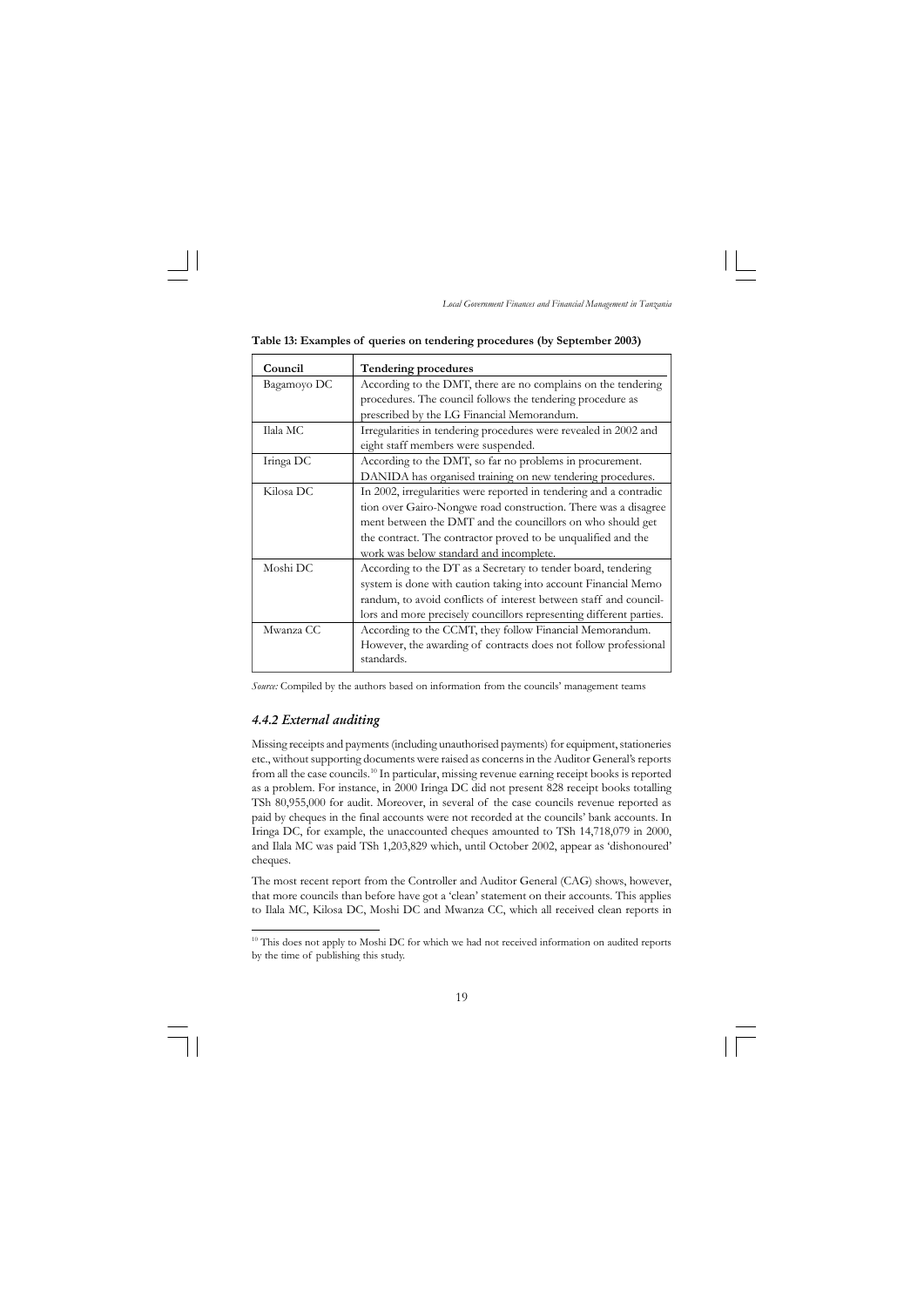**Table 13: Examples of queries on tendering procedures (by September 2003)**

| Council | Tendering procedures |
|---|---|
| Bagamoyo DC | According to the DMT, there are no complains on the tendering procedures. The council follows the tendering procedure as prescribed by the LG Financial Memorandum. |
| Ilala MC | Irregularities in tendering procedures were revealed in 2002 and eight staff members were suspended. |
| Iringa DC | According to the DMT, so far no problems in procurement. DANIDA has organised training on new tendering procedures. |
| Kilosa DC | In 2002, irregularities were reported in tendering and a contradiction over Gairo-Nongwe road construction. There was a disagreement between the DMT and the councillors on who should get the contract. The contractor proved to be unqualified and the work was below standard and incomplete. |
| Moshi DC | According to the DT as a Secretary to tender board, tendering system is done with caution taking into account Financial Memorandum, to avoid conflicts of interest between staff and councillors and more precisely councillors representing different parties. |
| Mwanza CC | According to the CCMT, they follow Financial Memorandum. However, the awarding of contracts does not follow professional standards. |

*Source:* Compiled by the authors based on information from the councils' management teams

### *4.4.2 External auditing*

Missing receipts and payments (including unauthorised payments) for equipment, stationeries etc., without supporting documents were raised as concerns in the Auditor General's reports from all the case councils.[10] In particular, missing revenue earning receipt books is reported as a problem. For instance, in 2000 Iringa DC did not present 828 receipt books totalling TSh 80,955,000 for audit. Moreover, in several of the case councils revenue reported as paid by cheques in the final accounts were not recorded at the councils' bank accounts. In Iringa DC, for example, the unaccounted cheques amounted to TSh 14,718,079 in 2000, and Ilala MC was paid TSh 1,203,829 which, until October 2002, appear as 'dishonoured' cheques.

The most recent report from the Controller and Auditor General (CAG) shows, however, that more councils than before have got a 'clean' statement on their accounts. This applies to Ilala MC, Kilosa DC, Moshi DC and Mwanza CC, which all received clean reports in

[10] This does not apply to Moshi DC for which we had not received information on audited reports by the time of publishing this study.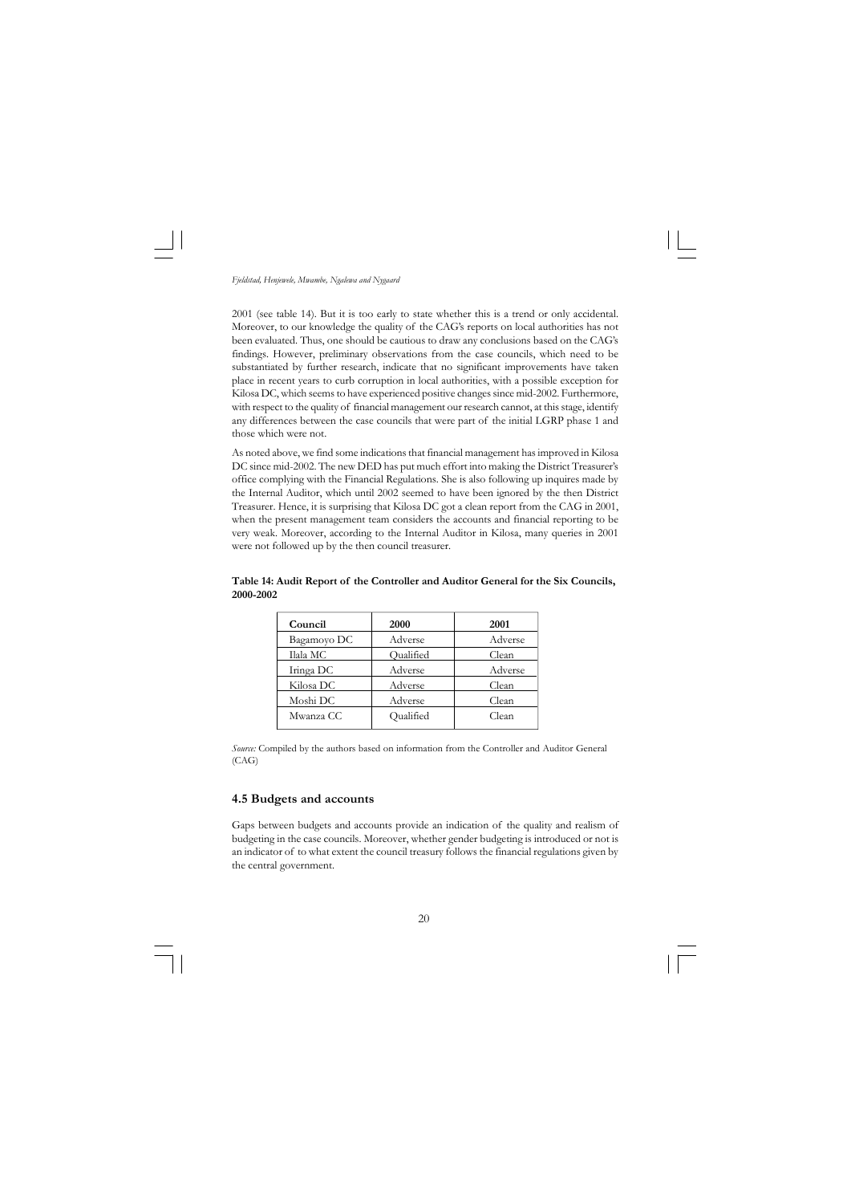2001 (see table 14). But it is too early to state whether this is a trend or only accidental. Moreover, to our knowledge the quality of the CAG's reports on local authorities has not been evaluated. Thus, one should be cautious to draw any conclusions based on the CAG's findings. However, preliminary observations from the case councils, which need to be substantiated by further research, indicate that no significant improvements have taken place in recent years to curb corruption in local authorities, with a possible exception for Kilosa DC, which seems to have experienced positive changes since mid-2002. Furthermore, with respect to the quality of financial management our research cannot, at this stage, identify any differences between the case councils that were part of the initial LGRP phase 1 and those which were not.

As noted above, we find some indications that financial management has improved in Kilosa DC since mid-2002. The new DED has put much effort into making the District Treasurer's office complying with the Financial Regulations. She is also following up inquires made by the Internal Auditor, which until 2002 seemed to have been ignored by the then District Treasurer. Hence, it is surprising that Kilosa DC got a clean report from the CAG in 2001, when the present management team considers the accounts and financial reporting to be very weak. Moreover, according to the Internal Auditor in Kilosa, many queries in 2001 were not followed up by the then council treasurer.

**Table 14: Audit Report of the Controller and Auditor General for the Six Councils, 2000-2002**

| Council | 2000 | 2001 |
|---|---|---|
| Bagamoyo DC | Adverse | Adverse |
| Ilala MC | Qualified | Clean |
| Iringa DC | Adverse | Adverse |
| Kilosa DC | Adverse | Clean |
| Moshi DC | Adverse | Clean |
| Mwanza CC | Qualified | Clean |

*Source:* Compiled by the authors based on information from the Controller and Auditor General (CAG)

### 4.5 Budgets and accounts

Gaps between budgets and accounts provide an indication of the quality and realism of budgeting in the case councils. Moreover, whether gender budgeting is introduced or not is an indicator of to what extent the council treasury follows the financial regulations given by the central government.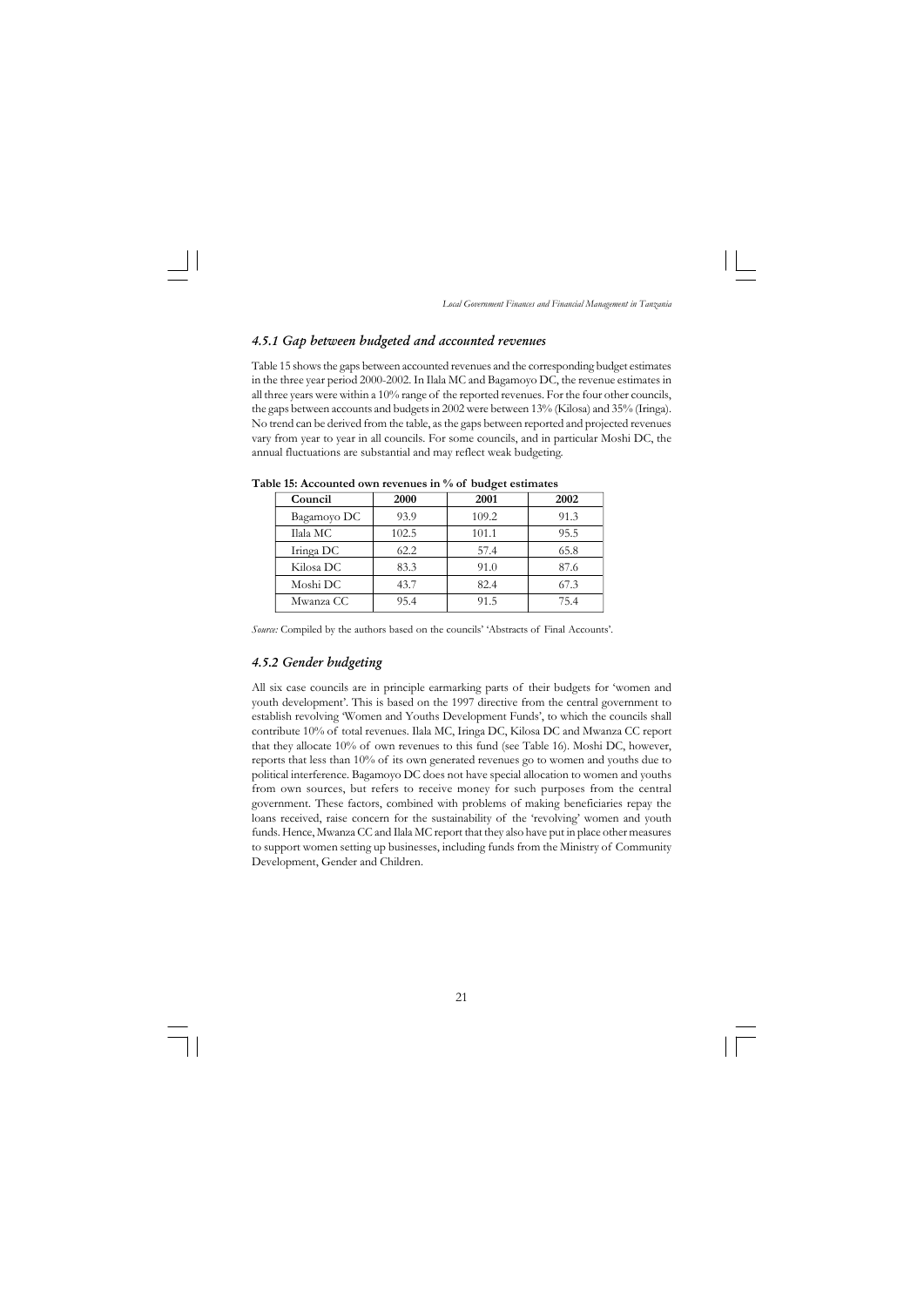### *4.5.1 Gap between budgeted and accounted revenues*

Table 15 shows the gaps between accounted revenues and the corresponding budget estimates in the three year period 2000-2002. In Ilala MC and Bagamoyo DC, the revenue estimates in all three years were within a 10% range of the reported revenues. For the four other councils, the gaps between accounts and budgets in 2002 were between 13% (Kilosa) and 35% (Iringa). No trend can be derived from the table, as the gaps between reported and projected revenues vary from year to year in all councils. For some councils, and in particular Moshi DC, the annual fluctuations are substantial and may reflect weak budgeting.

**Table 15: Accounted own revenues in % of budget estimates**

| Council | 2000 | 2001 | 2002 |
|---|---|---|---|
| Bagamoyo DC | 93.9 | 109.2 | 91.3 |
| Ilala MC | 102.5 | 101.1 | 95.5 |
| Iringa DC | 62.2 | 57.4 | 65.8 |
| Kilosa DC | 83.3 | 91.0 | 87.6 |
| Moshi DC | 43.7 | 82.4 | 67.3 |
| Mwanza CC | 95.4 | 91.5 | 75.4 |

*Source:* Compiled by the authors based on the councils' 'Abstracts of Final Accounts'.

### *4.5.2 Gender budgeting*

All six case councils are in principle earmarking parts of their budgets for 'women and youth development'. This is based on the 1997 directive from the central government to establish revolving 'Women and Youths Development Funds', to which the councils shall contribute 10% of total revenues. Ilala MC, Iringa DC, Kilosa DC and Mwanza CC report that they allocate 10% of own revenues to this fund (see Table 16). Moshi DC, however, reports that less than 10% of its own generated revenues go to women and youths due to political interference. Bagamoyo DC does not have special allocation to women and youths from own sources, but refers to receive money for such purposes from the central government. These factors, combined with problems of making beneficiaries repay the loans received, raise concern for the sustainability of the 'revolving' women and youth funds. Hence, Mwanza CC and Ilala MC report that they also have put in place other measures to support women setting up businesses, including funds from the Ministry of Community Development, Gender and Children.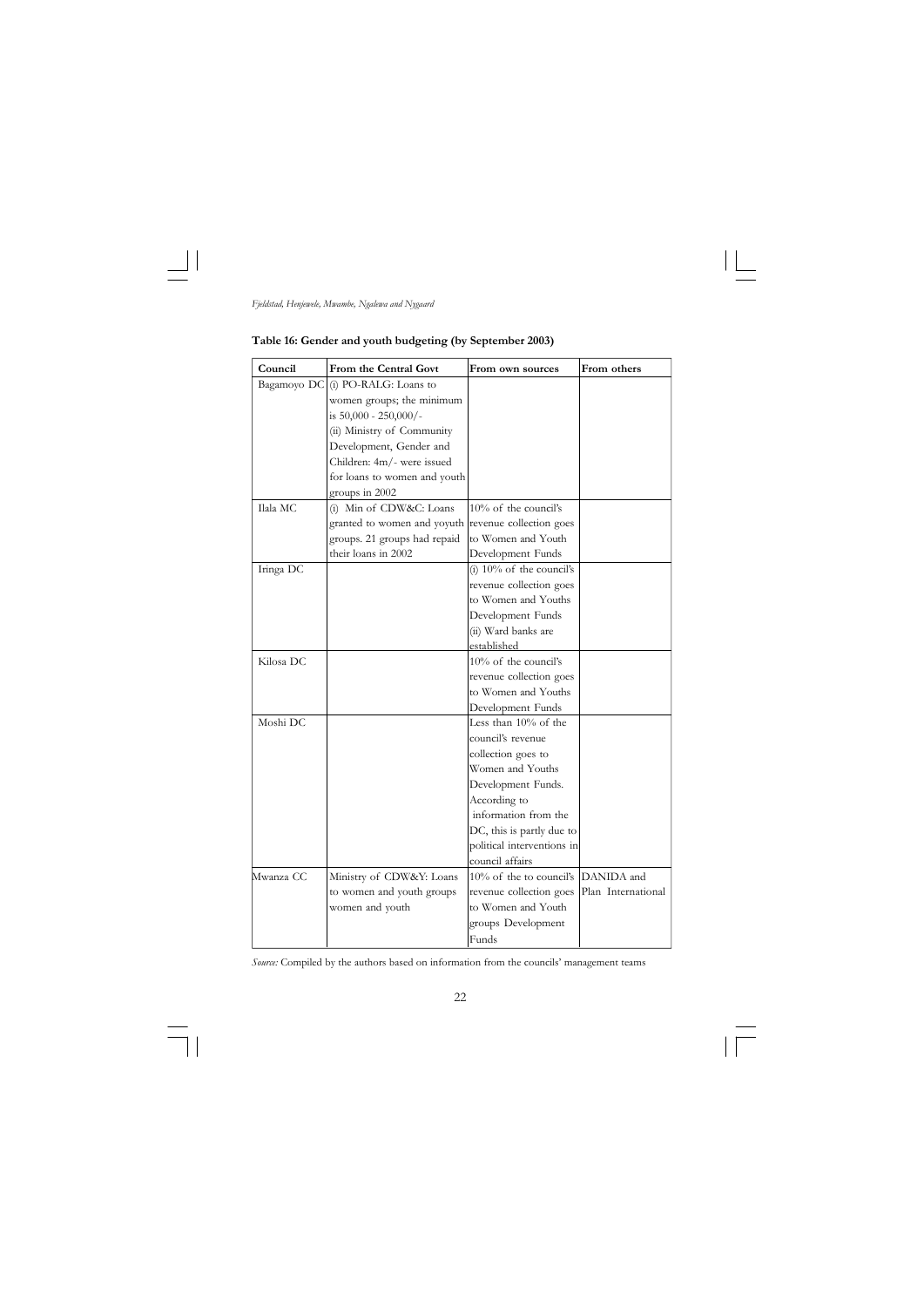**Table 16: Gender and youth budgeting (by September 2003)**

| Council | From the Central Govt | From own sources | From others |
|---|---|---|---|
| Bagamoyo DC | (i) PO-RALG: Loans to women groups; the minimum is 50,000 - 250,000/- (ii) Ministry of Community Development, Gender and Children: 4m/- were issued for loans to women and youth groups in 2002 | | |
| Ilala MC | (i) Min of CDW&C: Loans granted to women and yoyuth groups. 21 groups had repaid their loans in 2002 | 10% of the council's revenue collection goes to Women and Youth Development Funds | |
| Iringa DC | | (i) 10% of the council's revenue collection goes to Women and Youths Development Funds (ii) Ward banks are established | |
| Kilosa DC | | 10% of the council's revenue collection goes to Women and Youths Development Funds | |
| Moshi DC | | Less than 10% of the council's revenue collection goes to Women and Youths Development Funds. According to information from the DC, this is partly due to political interventions in council affairs | |
| Mwanza CC | Ministry of CDW&Y: Loans to women and youth groups women and youth | 10% of the to council's revenue collection goes to Women and Youth groups Development Funds | DANIDA and Plan International |

*Source:* Compiled by the authors based on information from the councils' management teams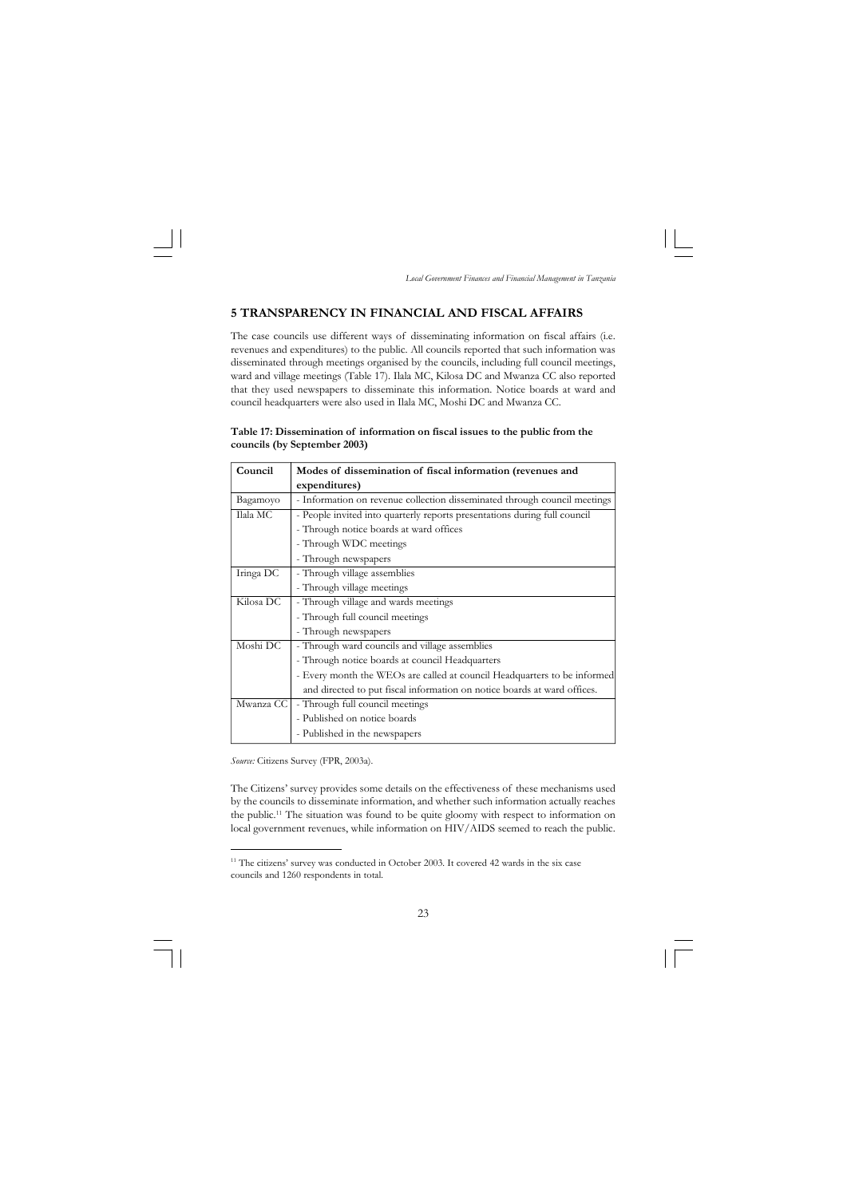## 5 TRANSPARENCY IN FINANCIAL AND FISCAL AFFAIRS

The case councils use different ways of disseminating information on fiscal affairs (i.e. revenues and expenditures) to the public. All councils reported that such information was disseminated through meetings organised by the councils, including full council meetings, ward and village meetings (Table 17). Ilala MC, Kilosa DC and Mwanza CC also reported that they used newspapers to disseminate this information. Notice boards at ward and council headquarters were also used in Ilala MC, Moshi DC and Mwanza CC.

**Table 17: Dissemination of information on fiscal issues to the public from the councils (by September 2003)**

| Council | Modes of dissemination of fiscal information (revenues and expenditures) |
|---|---|
| Bagamoyo | - Information on revenue collection disseminated through council meetings |
| Ilala MC | - People invited into quarterly reports presentations during full council<br>- Through notice boards at ward offices<br>- Through WDC meetings<br>- Through newspapers |
| Iringa DC | - Through village assemblies<br>- Through village meetings |
| Kilosa DC | - Through village and wards meetings<br>- Through full council meetings<br>- Through newspapers |
| Moshi DC | - Through ward councils and village assemblies<br>- Through notice boards at council Headquarters<br>- Every month the WEOs are called at council Headquarters to be informed and directed to put fiscal information on notice boards at ward offices. |
| Mwanza CC | - Through full council meetings<br>- Published on notice boards<br>- Published in the newspapers |

*Source:* Citizens Survey (FPR, 2003a).

The Citizens' survey provides some details on the effectiveness of these mechanisms used by the councils to disseminate information, and whether such information actually reaches the public.[11] The situation was found to be quite gloomy with respect to information on local government revenues, while information on HIV/AIDS seemed to reach the public.

[11] The citizens' survey was conducted in October 2003. It covered 42 wards in the six case councils and 1260 respondents in total.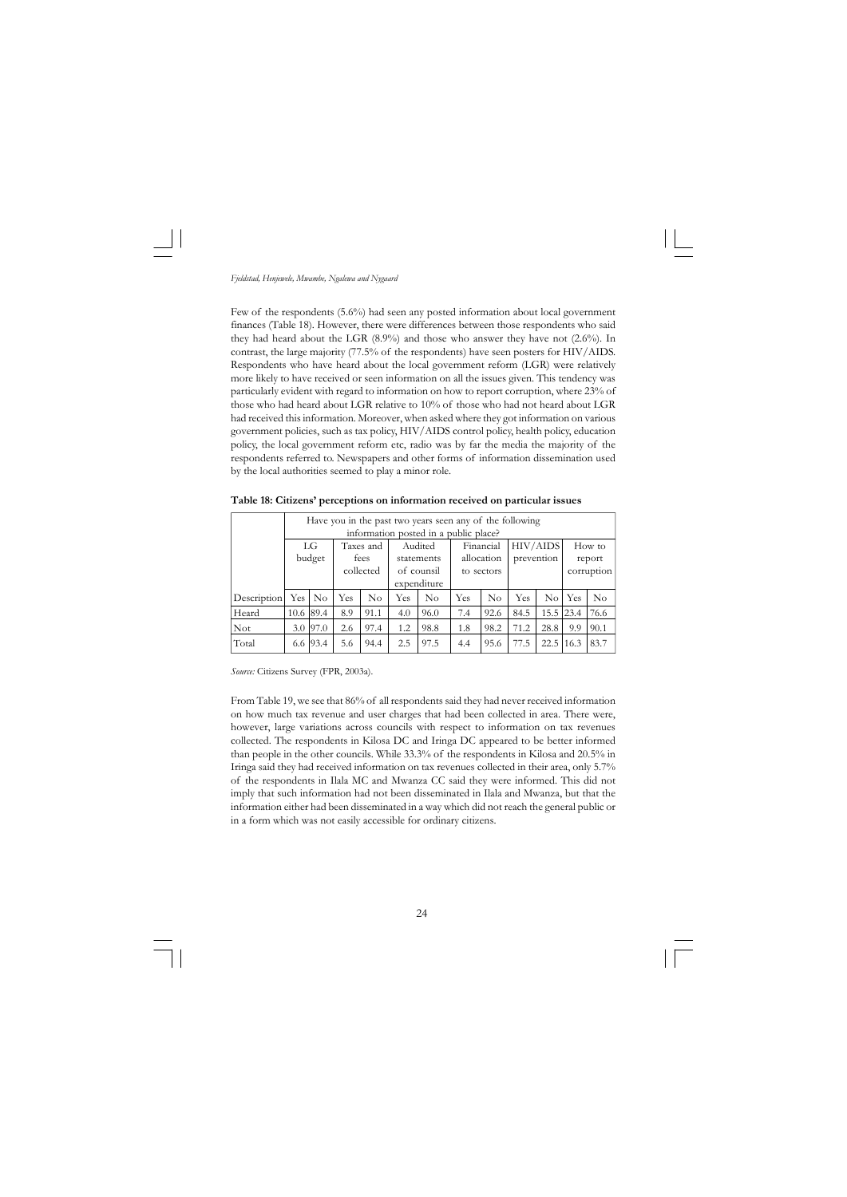Few of the respondents (5.6%) had seen any posted information about local government finances (Table 18). However, there were differences between those respondents who said they had heard about the LGR (8.9%) and those who answer they have not (2.6%). In contrast, the large majority (77.5% of the respondents) have seen posters for HIV/AIDS. Respondents who have heard about the local government reform (LGR) were relatively more likely to have received or seen information on all the issues given. This tendency was particularly evident with regard to information on how to report corruption, where 23% of those who had heard about LGR relative to 10% of those who had not heard about LGR had received this information. Moreover, when asked where they got information on various government policies, such as tax policy, HIV/AIDS control policy, health policy, education policy, the local government reform etc, radio was by far the media the majority of the respondents referred to. Newspapers and other forms of information dissemination used by the local authorities seemed to play a minor role.

**Table 18: Citizens' perceptions on information received on particular issues**

| | Have you in the past two years seen any of the following information posted in a public place? | | | | | | | | | | | |
|---|---|---|---|---|---|---|---|---|---|---|---|---|
| | LG budget | | Taxes and fees collected | | Audited statements of counsil expenditure | | Financial allocation to sectors | | HIV/AIDS prevention | | How to report corruption | |
| Description | Yes | No | Yes | No | Yes | No | Yes | No | Yes | No | Yes | No |
| Heard | 10.6 | 89.4 | 8.9 | 91.1 | 4.0 | 96.0 | 7.4 | 92.6 | 84.5 | 15.5 | 23.4 | 76.6 |
| Not | 3.0 | 97.0 | 2.6 | 97.4 | 1.2 | 98.8 | 1.8 | 98.2 | 71.2 | 28.8 | 9.9 | 90.1 |
| Total | 6.6 | 93.4 | 5.6 | 94.4 | 2.5 | 97.5 | 4.4 | 95.6 | 77.5 | 22.5 | 16.3 | 83.7 |

*Source:* Citizens Survey (FPR, 2003a).

From Table 19, we see that 86% of all respondents said they had never received information on how much tax revenue and user charges that had been collected in area. There were, however, large variations across councils with respect to information on tax revenues collected. The respondents in Kilosa DC and Iringa DC appeared to be better informed than people in the other councils. While 33.3% of the respondents in Kilosa and 20.5% in Iringa said they had received information on tax revenues collected in their area, only 5.7% of the respondents in Ilala MC and Mwanza CC said they were informed. This did not imply that such information had not been disseminated in Ilala and Mwanza, but that the information either had been disseminated in a way which did not reach the general public or in a form which was not easily accessible for ordinary citizens.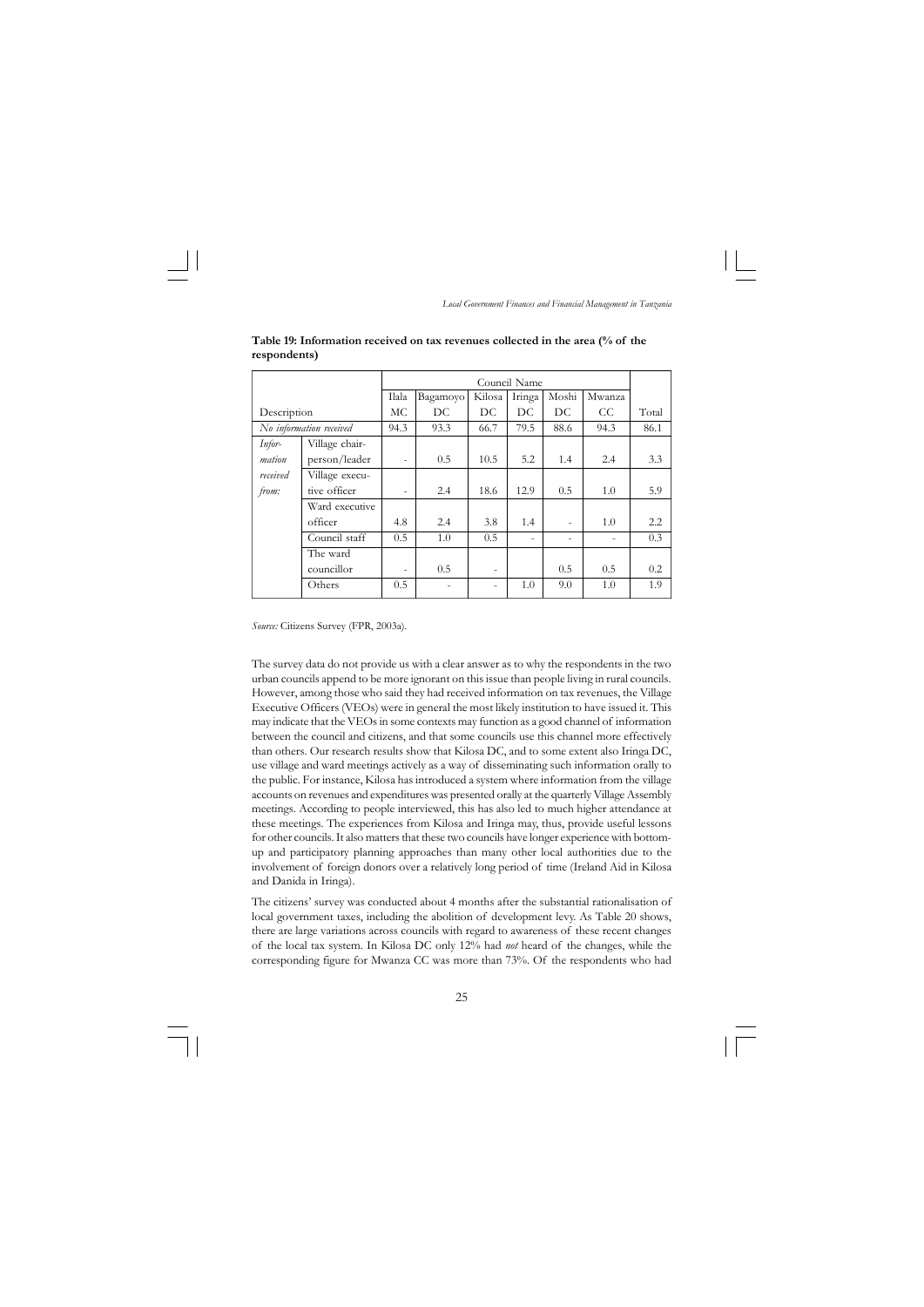**Table 19: Information received on tax revenues collected in the area (% of the respondents)**

| Description | | Ilala MC | Bagamoyo DC | Kilosa DC | Iringa DC | Moshi DC | Mwanza CC | Total |
|---|---|---|---|---|---|---|---|---|
| | | Council Name | | | | | | |
| *No information received* | | 94.3 | 93.3 | 66.7 | 79.5 | 88.6 | 94.3 | 86.1 |
| *Information received from:* | Village chair-person/leader | - | 0.5 | 10.5 | 5.2 | 1.4 | 2.4 | 3.3 |
| | Village executive officer | - | 2.4 | 18.6 | 12.9 | 0.5 | 1.0 | 5.9 |
| | Ward executive officer | 4.8 | 2.4 | 3.8 | 1.4 | - | 1.0 | 2.2 |
| | Council staff | 0.5 | 1.0 | 0.5 | - | - | - | 0.3 |
| | The ward councillor | - | 0.5 | - | | 0.5 | 0.5 | 0.2 |
| | Others | 0.5 | - | - | 1.0 | 9.0 | 1.0 | 1.9 |

*Source:* Citizens Survey (FPR, 2003a).

The survey data do not provide us with a clear answer as to why the respondents in the two urban councils append to be more ignorant on this issue than people living in rural councils. However, among those who said they had received information on tax revenues, the Village Executive Officers (VEOs) were in general the most likely institution to have issued it. This may indicate that the VEOs in some contexts may function as a good channel of information between the council and citizens, and that some councils use this channel more effectively than others. Our research results show that Kilosa DC, and to some extent also Iringa DC, use village and ward meetings actively as a way of disseminating such information orally to the public. For instance, Kilosa has introduced a system where information from the village accounts on revenues and expenditures was presented orally at the quarterly Village Assembly meetings. According to people interviewed, this has also led to much higher attendance at these meetings. The experiences from Kilosa and Iringa may, thus, provide useful lessons for other councils. It also matters that these two councils have longer experience with bottom-up and participatory planning approaches than many other local authorities due to the involvement of foreign donors over a relatively long period of time (Ireland Aid in Kilosa and Danida in Iringa).

The citizens' survey was conducted about 4 months after the substantial rationalisation of local government taxes, including the abolition of development levy. As Table 20 shows, there are large variations across councils with regard to awareness of these recent changes of the local tax system. In Kilosa DC only 12% had *not* heard of the changes, while the corresponding figure for Mwanza CC was more than 73%. Of the respondents who had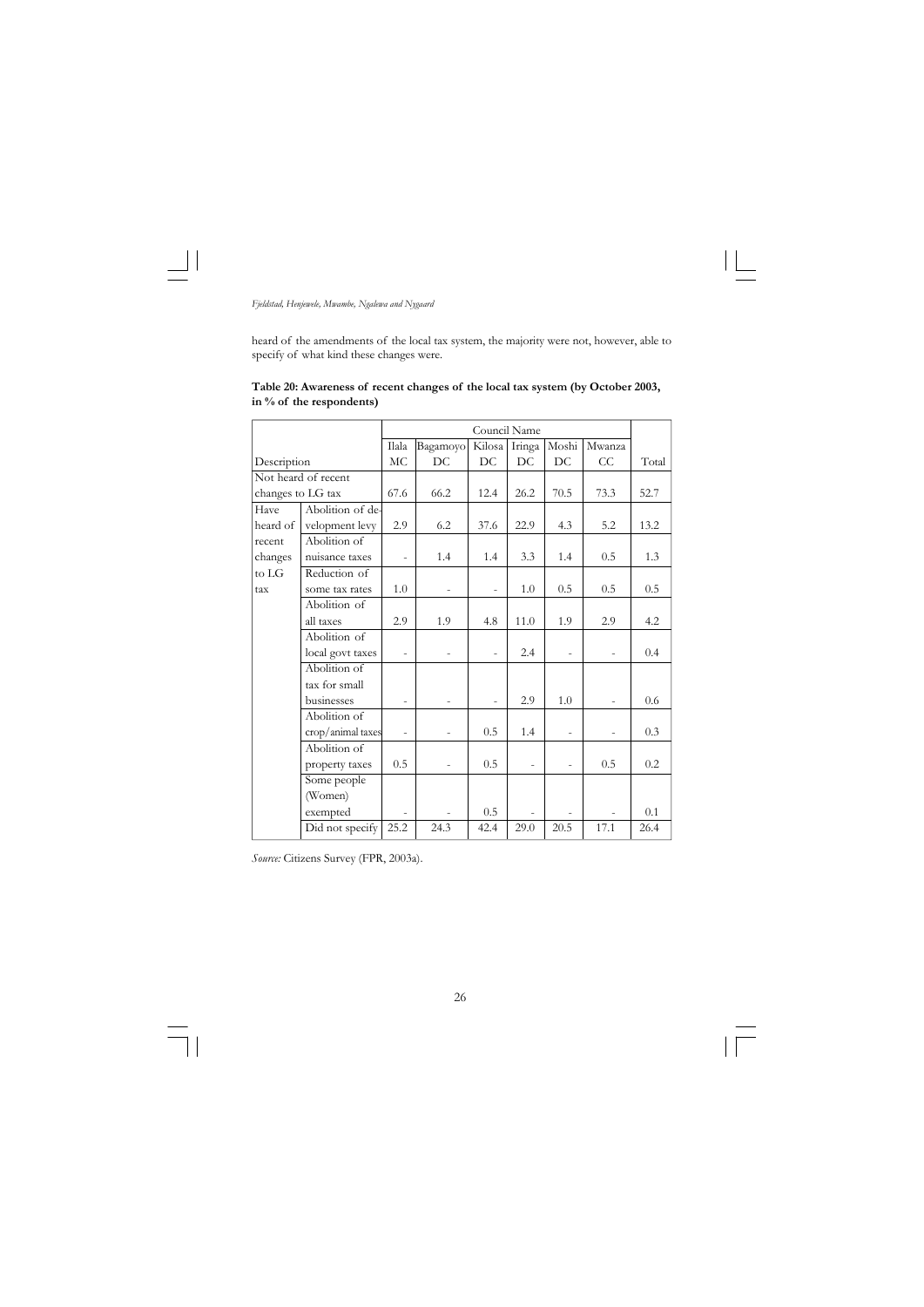heard of the amendments of the local tax system, the majority were not, however, able to specify of what kind these changes were.

**Table 20: Awareness of recent changes of the local tax system (by October 2003, in % of the respondents)**

| | | Council Name | | | | | | |
|---|---|---|---|---|---|---|---|---|
| Description | | Ilala MC | Bagamoyo DC | Kilosa DC | Iringa DC | Moshi DC | Mwanza CC | Total |
| Not heard of recent changes to LG tax | | 67.6 | 66.2 | 12.4 | 26.2 | 70.5 | 73.3 | 52.7 |
| Have heard of recent changes to LG tax | Abolition of development levy | 2.9 | 6.2 | 37.6 | 22.9 | 4.3 | 5.2 | 13.2 |
| | Abolition of nuisance taxes | - | 1.4 | 1.4 | 3.3 | 1.4 | 0.5 | 1.3 |
| | Reduction of some tax rates | 1.0 | - | - | 1.0 | 0.5 | 0.5 | 0.5 |
| | Abolition of all taxes | 2.9 | 1.9 | 4.8 | 11.0 | 1.9 | 2.9 | 4.2 |
| | Abolition of local govt taxes | - | - | - | 2.4 | - | - | 0.4 |
| | Abolition of tax for small businesses | - | - | - | 2.9 | 1.0 | - | 0.6 |
| | Abolition of crop/animal taxes | - | - | 0.5 | 1.4 | - | - | 0.3 |
| | Abolition of property taxes | 0.5 | - | 0.5 | - | - | 0.5 | 0.2 |
| | Some people (Women) exempted | - | - | 0.5 | - | - | - | 0.1 |
| | Did not specify | 25.2 | 24.3 | 42.4 | 29.0 | 20.5 | 17.1 | 26.4 |

*Source:* Citizens Survey (FPR, 2003a).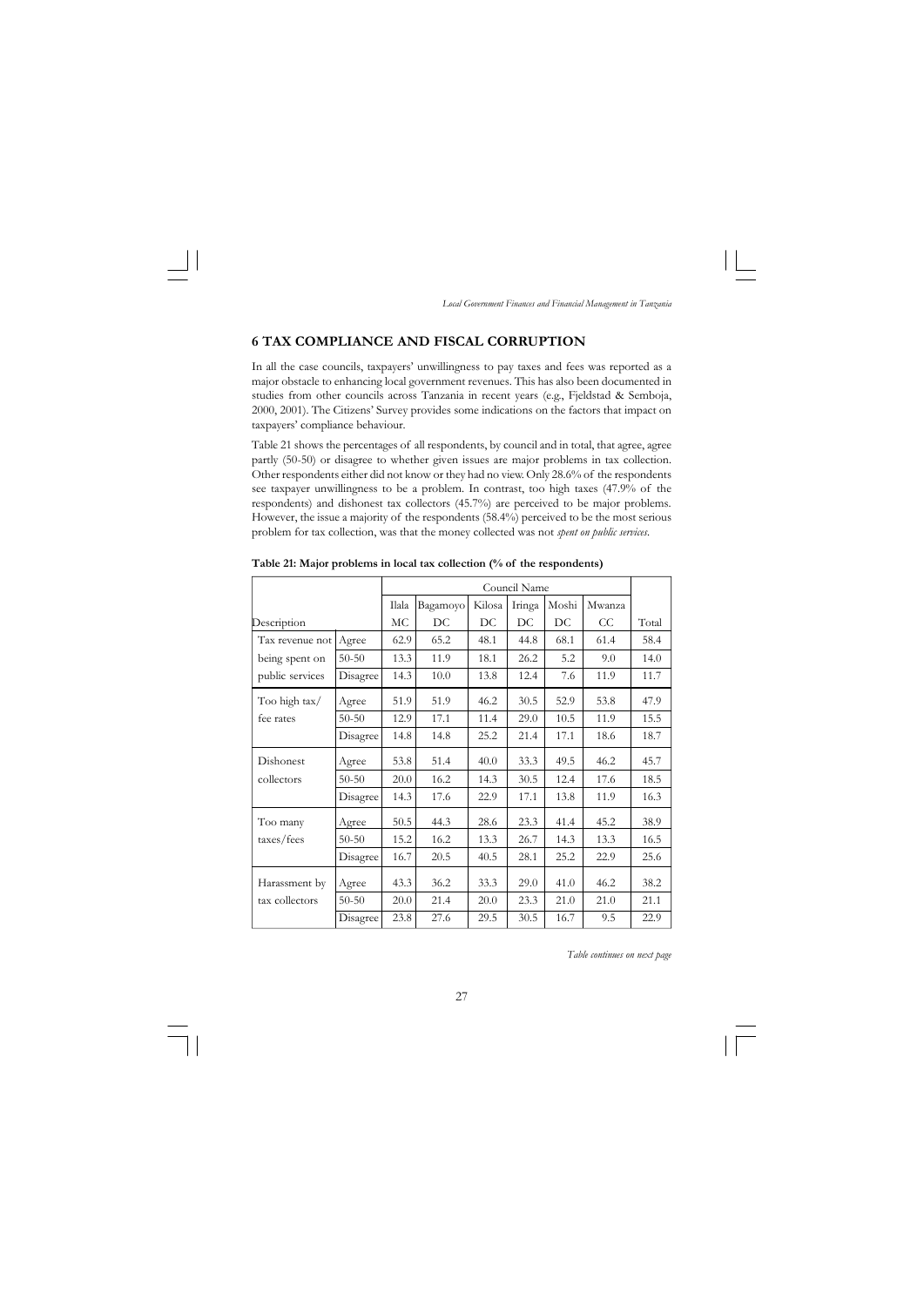## 6 TAX COMPLIANCE AND FISCAL CORRUPTION

In all the case councils, taxpayers' unwillingness to pay taxes and fees was reported as a major obstacle to enhancing local government revenues. This has also been documented in studies from other councils across Tanzania in recent years (e.g., Fjeldstad & Semboja, 2000, 2001). The Citizens' Survey provides some indications on the factors that impact on taxpayers' compliance behaviour.

Table 21 shows the percentages of all respondents, by council and in total, that agree, agree partly (50-50) or disagree to whether given issues are major problems in tax collection. Other respondents either did not know or they had no view. Only 28.6% of the respondents see taxpayer unwillingness to be a problem. In contrast, too high taxes (47.9% of the respondents) and dishonest tax collectors (45.7%) are perceived to be major problems. However, the issue a majority of the respondents (58.4%) perceived to be the most serious problem for tax collection, was that the money collected was not *spent on public services*.

**Table 21: Major problems in local tax collection (% of the respondents)**

| Description | | Council Name | | | | | | Total |
|---|---|---|---|---|---|---|---|---|
| | | Ilala MC | Bagamoyo DC | Kilosa DC | Iringa DC | Moshi DC | Mwanza CC | |
| Tax revenue not being spent on public services | Agree | 62.9 | 65.2 | 48.1 | 44.8 | 68.1 | 61.4 | 58.4 |
| | 50-50 | 13.3 | 11.9 | 18.1 | 26.2 | 5.2 | 9.0 | 14.0 |
| | Disagree | 14.3 | 10.0 | 13.8 | 12.4 | 7.6 | 11.9 | 11.7 |
| Too high tax/ fee rates | Agree | 51.9 | 51.9 | 46.2 | 30.5 | 52.9 | 53.8 | 47.9 |
| | 50-50 | 12.9 | 17.1 | 11.4 | 29.0 | 10.5 | 11.9 | 15.5 |
| | Disagree | 14.8 | 14.8 | 25.2 | 21.4 | 17.1 | 18.6 | 18.7 |
| Dishonest collectors | Agree | 53.8 | 51.4 | 40.0 | 33.3 | 49.5 | 46.2 | 45.7 |
| | 50-50 | 20.0 | 16.2 | 14.3 | 30.5 | 12.4 | 17.6 | 18.5 |
| | Disagree | 14.3 | 17.6 | 22.9 | 17.1 | 13.8 | 11.9 | 16.3 |
| Too many taxes/fees | Agree | 50.5 | 44.3 | 28.6 | 23.3 | 41.4 | 45.2 | 38.9 |
| | 50-50 | 15.2 | 16.2 | 13.3 | 26.7 | 14.3 | 13.3 | 16.5 |
| | Disagree | 16.7 | 20.5 | 40.5 | 28.1 | 25.2 | 22.9 | 25.6 |
| Harassment by tax collectors | Agree | 43.3 | 36.2 | 33.3 | 29.0 | 41.0 | 46.2 | 38.2 |
| | 50-50 | 20.0 | 21.4 | 20.0 | 23.3 | 21.0 | 21.0 | 21.1 |
| | Disagree | 23.8 | 27.6 | 29.5 | 30.5 | 16.7 | 9.5 | 22.9 |

*Table continues on next page*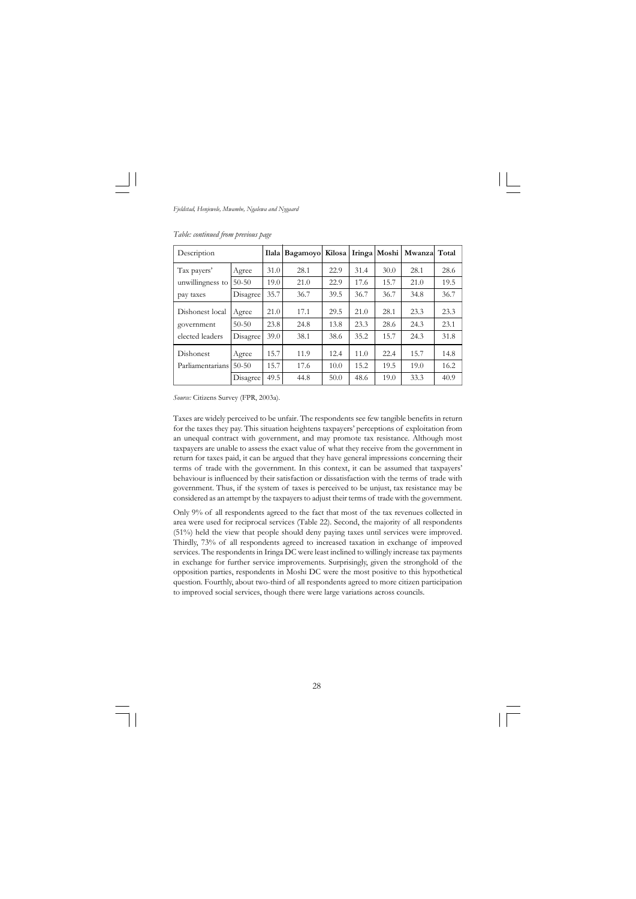*Table: continued from previous page*

| Description | | Ilala | Bagamoyo | Kilosa | Iringa | Moshi | Mwanza | Total |
|---|---|---|---|---|---|---|---|---|
| Tax payers' unwillingness to pay taxes | Agree | 31.0 | 28.1 | 22.9 | 31.4 | 30.0 | 28.1 | 28.6 |
| | 50-50 | 19.0 | 21.0 | 22.9 | 17.6 | 15.7 | 21.0 | 19.5 |
| | Disagree | 35.7 | 36.7 | 39.5 | 36.7 | 36.7 | 34.8 | 36.7 |
| Dishonest local government elected leaders | Agree | 21.0 | 17.1 | 29.5 | 21.0 | 28.1 | 23.3 | 23.3 |
| | 50-50 | 23.8 | 24.8 | 13.8 | 23.3 | 28.6 | 24.3 | 23.1 |
| | Disagree | 39.0 | 38.1 | 38.6 | 35.2 | 15.7 | 24.3 | 31.8 |
| Dishonest Parliamentarians | Agree | 15.7 | 11.9 | 12.4 | 11.0 | 22.4 | 15.7 | 14.8 |
| | 50-50 | 15.7 | 17.6 | 10.0 | 15.2 | 19.5 | 19.0 | 16.2 |
| | Disagree | 49.5 | 44.8 | 50.0 | 48.6 | 19.0 | 33.3 | 40.9 |

*Source:* Citizens Survey (FPR, 2003a).

Taxes are widely perceived to be unfair. The respondents see few tangible benefits in return for the taxes they pay. This situation heightens taxpayers' perceptions of exploitation from an unequal contract with government, and may promote tax resistance. Although most taxpayers are unable to assess the exact value of what they receive from the government in return for taxes paid, it can be argued that they have general impressions concerning their terms of trade with the government. In this context, it can be assumed that taxpayers' behaviour is influenced by their satisfaction or dissatisfaction with the terms of trade with government. Thus, if the system of taxes is perceived to be unjust, tax resistance may be considered as an attempt by the taxpayers to adjust their terms of trade with the government.

Only 9% of all respondents agreed to the fact that most of the tax revenues collected in area were used for reciprocal services (Table 22). Second, the majority of all respondents (51%) held the view that people should deny paying taxes until services were improved. Thirdly, 73% of all respondents agreed to increased taxation in exchange of improved services. The respondents in Iringa DC were least inclined to willingly increase tax payments in exchange for further service improvements. Surprisingly, given the stronghold of the opposition parties, respondents in Moshi DC were the most positive to this hypothetical question. Fourthly, about two-third of all respondents agreed to more citizen participation to improved social services, though there were large variations across councils.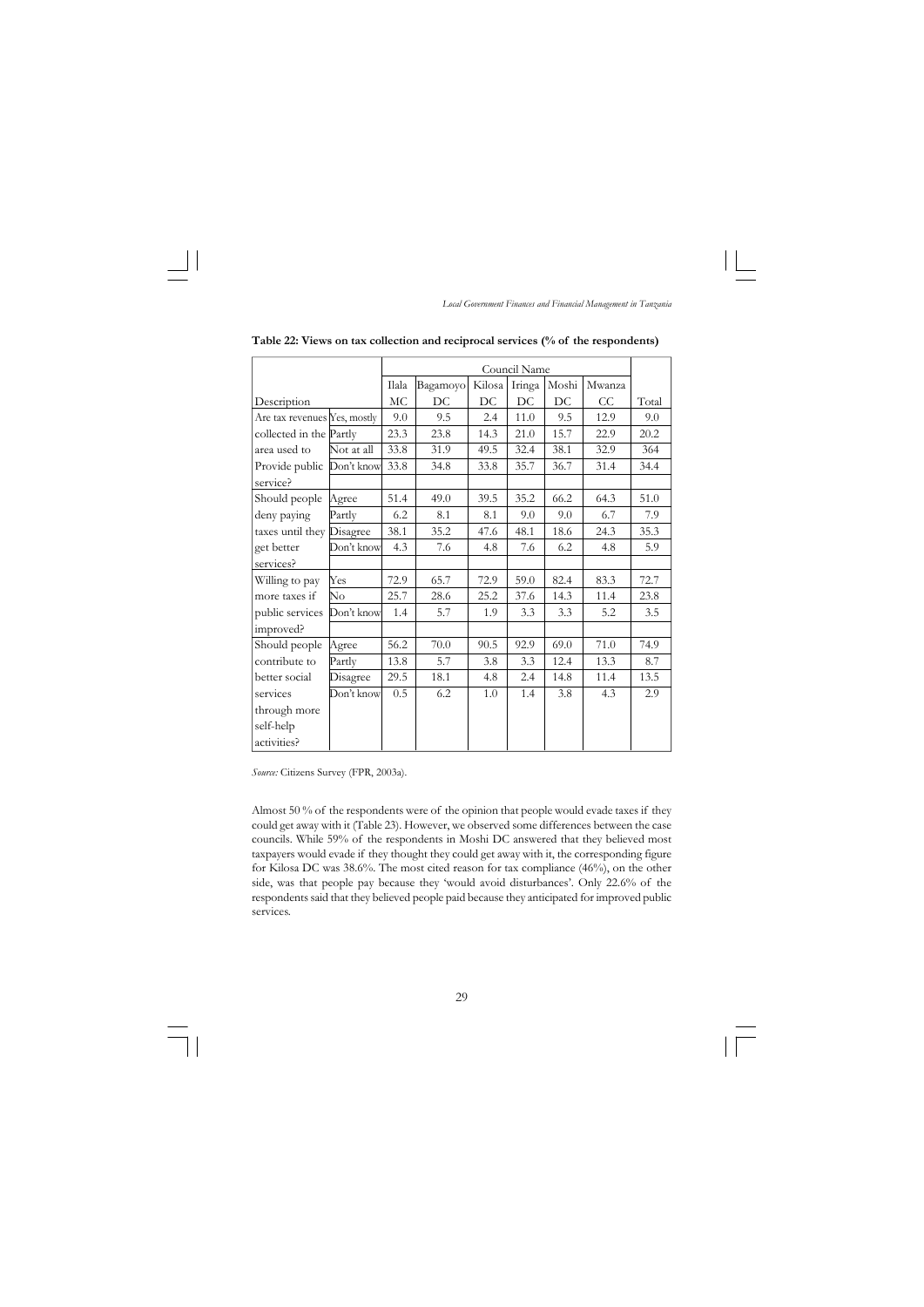**Table 22: Views on tax collection and reciprocal services (% of the respondents)**

| Description | | Council Name | | | | | | Total |
|---|---|---|---|---|---|---|---|---|
| | | Ilala MC | Bagamoyo DC | Kilosa DC | Iringa DC | Moshi DC | Mwanza CC | |
| Are tax revenues collected in the area used to Provide public service? | Yes, mostly | 9.0 | 9.5 | 2.4 | 11.0 | 9.5 | 12.9 | 9.0 |
| | Partly | 23.3 | 23.8 | 14.3 | 21.0 | 15.7 | 22.9 | 20.2 |
| | Not at all | 33.8 | 31.9 | 49.5 | 32.4 | 38.1 | 32.9 | 364 |
| | Don't know | 33.8 | 34.8 | 33.8 | 35.7 | 36.7 | 31.4 | 34.4 |
| Should people deny paying taxes until they get better services? | Agree | 51.4 | 49.0 | 39.5 | 35.2 | 66.2 | 64.3 | 51.0 |
| | Partly | 6.2 | 8.1 | 8.1 | 9.0 | 9.0 | 6.7 | 7.9 |
| | Disagree | 38.1 | 35.2 | 47.6 | 48.1 | 18.6 | 24.3 | 35.3 |
| | Don't know | 4.3 | 7.6 | 4.8 | 7.6 | 6.2 | 4.8 | 5.9 |
| Willing to pay more taxes if public services improved? | Yes | 72.9 | 65.7 | 72.9 | 59.0 | 82.4 | 83.3 | 72.7 |
| | No | 25.7 | 28.6 | 25.2 | 37.6 | 14.3 | 11.4 | 23.8 |
| | Don't know | 1.4 | 5.7 | 1.9 | 3.3 | 3.3 | 5.2 | 3.5 |
| Should people contribute to better social services through more self-help activities? | Agree | 56.2 | 70.0 | 90.5 | 92.9 | 69.0 | 71.0 | 74.9 |
| | Partly | 13.8 | 5.7 | 3.8 | 3.3 | 12.4 | 13.3 | 8.7 |
| | Disagree | 29.5 | 18.1 | 4.8 | 2.4 | 14.8 | 11.4 | 13.5 |
| | Don't know | 0.5 | 6.2 | 1.0 | 1.4 | 3.8 | 4.3 | 2.9 |

*Source:* Citizens Survey (FPR, 2003a).

Almost 50 % of the respondents were of the opinion that people would evade taxes if they could get away with it (Table 23). However, we observed some differences between the case councils. While 59% of the respondents in Moshi DC answered that they believed most taxpayers would evade if they thought they could get away with it, the corresponding figure for Kilosa DC was 38.6%. The most cited reason for tax compliance (46%), on the other side, was that people pay because they 'would avoid disturbances'. Only 22.6% of the respondents said that they believed people paid because they anticipated for improved public services.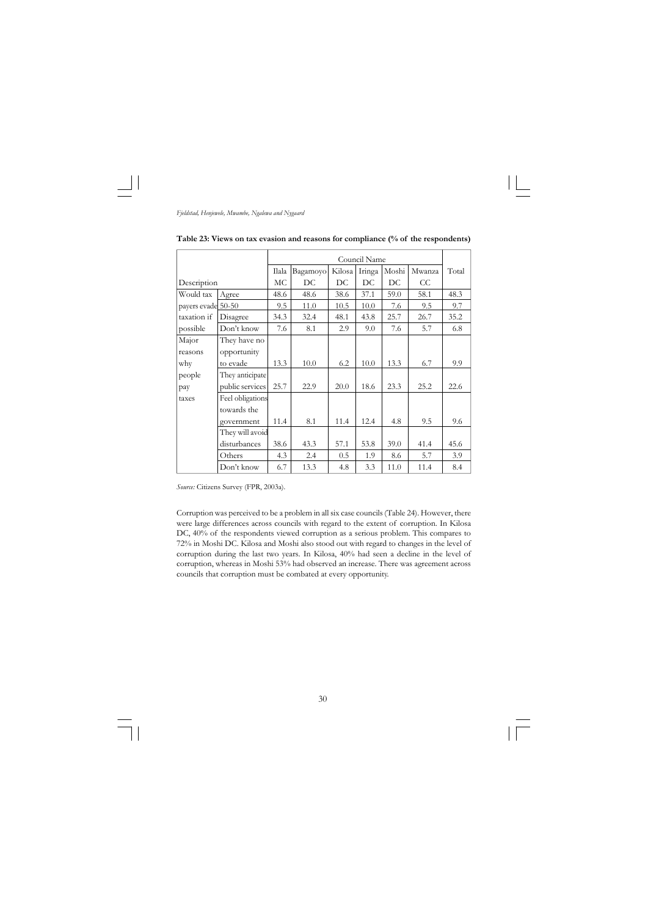**Table 23: Views on tax evasion and reasons for compliance (% of the respondents)**

| Description | | Council Name | | | | | | Total |
|---|---|---|---|---|---|---|---|---|
| | | Ilala MC | Bagamoyo DC | Kilosa DC | Iringa DC | Moshi DC | Mwanza CC | |
| Would tax payers evade taxation if possible | Agree | 48.6 | 48.6 | 38.6 | 37.1 | 59.0 | 58.1 | 48.3 |
| | 50-50 | 9.5 | 11.0 | 10.5 | 10.0 | 7.6 | 9.5 | 9.7 |
| | Disagree | 34.3 | 32.4 | 48.1 | 43.8 | 25.7 | 26.7 | 35.2 |
| | Don't know | 7.6 | 8.1 | 2.9 | 9.0 | 7.6 | 5.7 | 6.8 |
| Major reasons why people pay taxes | They have no opportunity to evade | 13.3 | 10.0 | 6.2 | 10.0 | 13.3 | 6.7 | 9.9 |
| | They anticipate public services | 25.7 | 22.9 | 20.0 | 18.6 | 23.3 | 25.2 | 22.6 |
| | Feel obligations towards the government | 11.4 | 8.1 | 11.4 | 12.4 | 4.8 | 9.5 | 9.6 |
| | They will avoid disturbances | 38.6 | 43.3 | 57.1 | 53.8 | 39.0 | 41.4 | 45.6 |
| | Others | 4.3 | 2.4 | 0.5 | 1.9 | 8.6 | 5.7 | 3.9 |
| | Don't know | 6.7 | 13.3 | 4.8 | 3.3 | 11.0 | 11.4 | 8.4 |

*Source:* Citizens Survey (FPR, 2003a).

Corruption was perceived to be a problem in all six case councils (Table 24). However, there were large differences across councils with regard to the extent of corruption. In Kilosa DC, 40% of the respondents viewed corruption as a serious problem. This compares to 72% in Moshi DC. Kilosa and Moshi also stood out with regard to changes in the level of corruption during the last two years. In Kilosa, 40% had seen a decline in the level of corruption, whereas in Moshi 53% had observed an increase. There was agreement across councils that corruption must be combated at every opportunity.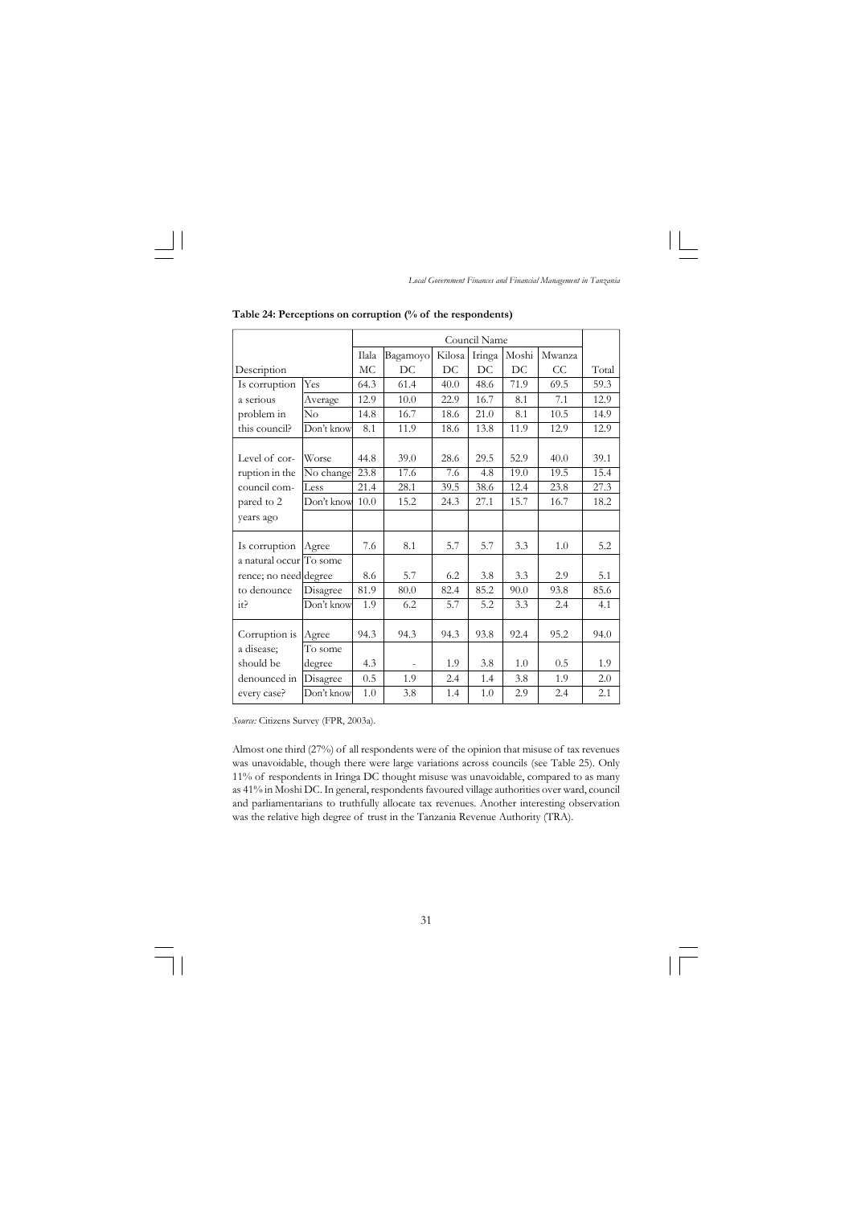**Table 24: Perceptions on corruption (% of the respondents)**

| Description | | Council Name | | | | | | |
|---|---|---|---|---|---|---|---|---|
| | | Ilala MC | Bagamoyo DC | Kilosa DC | Iringa DC | Moshi DC | Mwanza CC | Total |
| Is corruption a serious problem in this council? | Yes | 64.3 | 61.4 | 40.0 | 48.6 | 71.9 | 69.5 | 59.3 |
| | Average | 12.9 | 10.0 | 22.9 | 16.7 | 8.1 | 7.1 | 12.9 |
| | No | 14.8 | 16.7 | 18.6 | 21.0 | 8.1 | 10.5 | 14.9 |
| | Don't know | 8.1 | 11.9 | 18.6 | 13.8 | 11.9 | 12.9 | 12.9 |
| Level of corruption in the council compared to 2 years ago | Worse | 44.8 | 39.0 | 28.6 | 29.5 | 52.9 | 40.0 | 39.1 |
| | No change | 23.8 | 17.6 | 7.6 | 4.8 | 19.0 | 19.5 | 15.4 |
| | Less | 21.4 | 28.1 | 39.5 | 38.6 | 12.4 | 23.8 | 27.3 |
| | Don't know | 10.0 | 15.2 | 24.3 | 27.1 | 15.7 | 16.7 | 18.2 |
| Is corruption a natural occurrence; no need to denounce it? | Agree | 7.6 | 8.1 | 5.7 | 5.7 | 3.3 | 1.0 | 5.2 |
| | To some degree | 8.6 | 5.7 | 6.2 | 3.8 | 3.3 | 2.9 | 5.1 |
| | Disagree | 81.9 | 80.0 | 82.4 | 85.2 | 90.0 | 93.8 | 85.6 |
| | Don't know | 1.9 | 6.2 | 5.7 | 5.2 | 3.3 | 2.4 | 4.1 |
| Corruption is a disease; should be denounced in every case? | Agree | 94.3 | 94.3 | 94.3 | 93.8 | 92.4 | 95.2 | 94.0 |
| | To some degree | 4.3 | - | 1.9 | 3.8 | 1.0 | 0.5 | 1.9 |
| | Disagree | 0.5 | 1.9 | 2.4 | 1.4 | 3.8 | 1.9 | 2.0 |
| | Don't know | 1.0 | 3.8 | 1.4 | 1.0 | 2.9 | 2.4 | 2.1 |

*Source:* Citizens Survey (FPR, 2003a).

Almost one third (27%) of all respondents were of the opinion that misuse of tax revenues was unavoidable, though there were large variations across councils (see Table 25). Only 11% of respondents in Iringa DC thought misuse was unavoidable, compared to as many as 41% in Moshi DC. In general, respondents favoured village authorities over ward, council and parliamentarians to truthfully allocate tax revenues. Another interesting observation was the relative high degree of trust in the Tanzania Revenue Authority (TRA).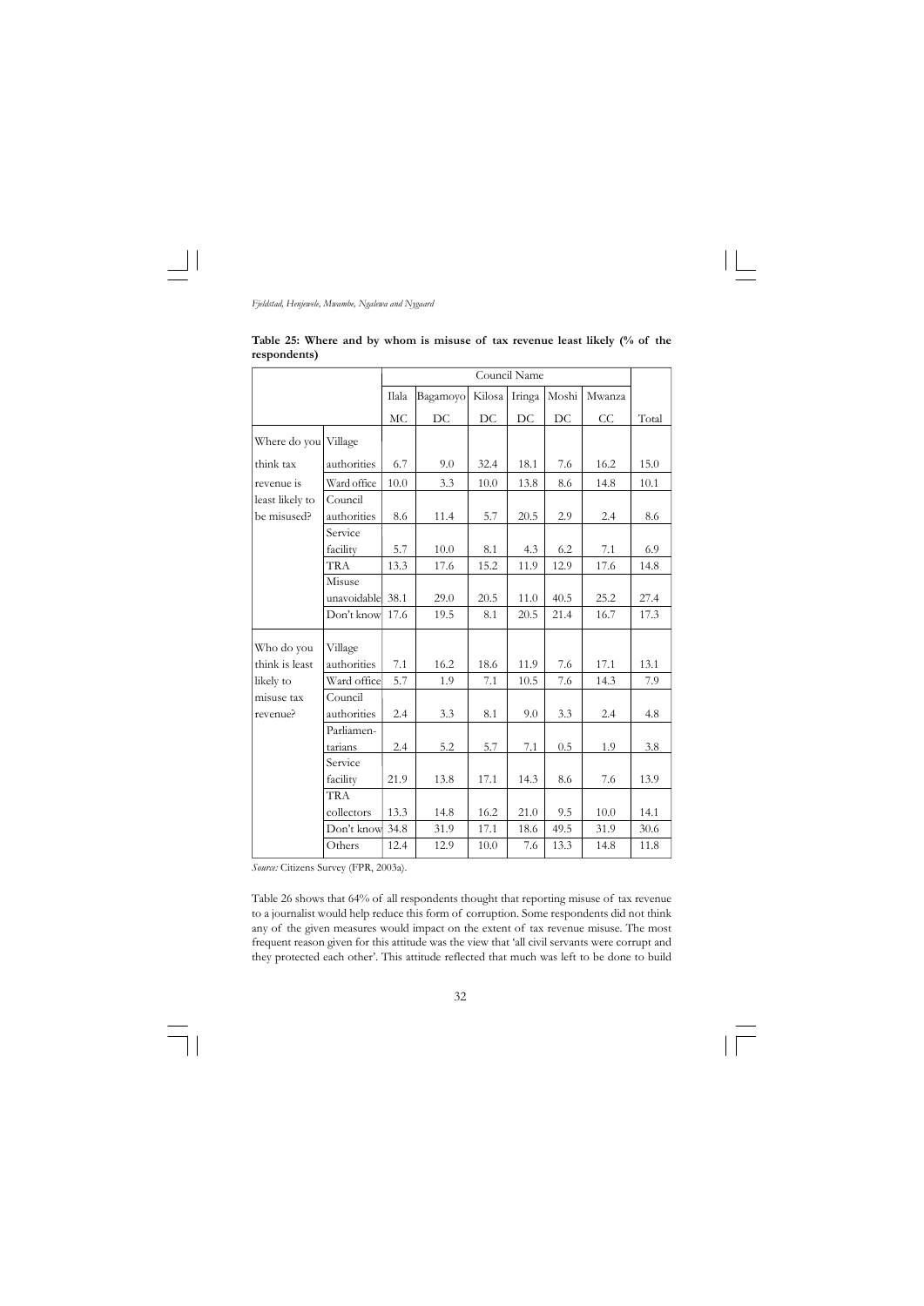**Table 25: Where and by whom is misuse of tax revenue least likely (% of the respondents)**

| | | Council Name | | | | | | |
|---|---|---|---|---|---|---|---|---|
| | | Ilala MC | Bagamoyo DC | Kilosa DC | Iringa DC | Moshi DC | Mwanza CC | Total |
| Where do you think tax revenue is least likely to be misused? | Village authorities | 6.7 | 9.0 | 32.4 | 18.1 | 7.6 | 16.2 | 15.0 |
| | Ward office | 10.0 | 3.3 | 10.0 | 13.8 | 8.6 | 14.8 | 10.1 |
| | Council authorities | 8.6 | 11.4 | 5.7 | 20.5 | 2.9 | 2.4 | 8.6 |
| | Service facility | 5.7 | 10.0 | 8.1 | 4.3 | 6.2 | 7.1 | 6.9 |
| | TRA | 13.3 | 17.6 | 15.2 | 11.9 | 12.9 | 17.6 | 14.8 |
| | Misuse unavoidable | 38.1 | 29.0 | 20.5 | 11.0 | 40.5 | 25.2 | 27.4 |
| | Don't know | 17.6 | 19.5 | 8.1 | 20.5 | 21.4 | 16.7 | 17.3 |
| Who do you think is least likely to misuse tax revenue? | Village authorities | 7.1 | 16.2 | 18.6 | 11.9 | 7.6 | 17.1 | 13.1 |
| | Ward office | 5.7 | 1.9 | 7.1 | 10.5 | 7.6 | 14.3 | 7.9 |
| | Council authorities | 2.4 | 3.3 | 8.1 | 9.0 | 3.3 | 2.4 | 4.8 |
| | Parliamentarians | 2.4 | 5.2 | 5.7 | 7.1 | 0.5 | 1.9 | 3.8 |
| | Service facility | 21.9 | 13.8 | 17.1 | 14.3 | 8.6 | 7.6 | 13.9 |
| | TRA collectors | 13.3 | 14.8 | 16.2 | 21.0 | 9.5 | 10.0 | 14.1 |
| | Don't know | 34.8 | 31.9 | 17.1 | 18.6 | 49.5 | 31.9 | 30.6 |
| | Others | 12.4 | 12.9 | 10.0 | 7.6 | 13.3 | 14.8 | 11.8 |

*Source:* Citizens Survey (FPR, 2003a).

Table 26 shows that 64% of all respondents thought that reporting misuse of tax revenue to a journalist would help reduce this form of corruption. Some respondents did not think any of the given measures would impact on the extent of tax revenue misuse. The most frequent reason given for this attitude was the view that 'all civil servants were corrupt and they protected each other'. This attitude reflected that much was left to be done to build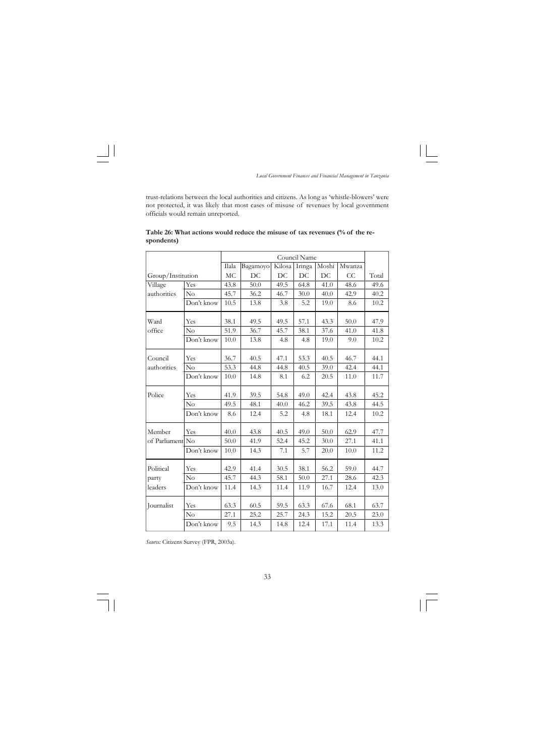trust-relations between the local authorities and citizens. As long as 'whistle-blowers' were not protected, it was likely that most cases of misuse of revenues by local government officials would remain unreported.

**Table 26: What actions would reduce the misuse of tax revenues (% of the respondents)**

| | | Council Name | | | | | | |
|---|---|---|---|---|---|---|---|---|
| Group/Institution | | Ilala MC | Bagamoyo DC | Kilosa DC | Iringa DC | Moshi DC | Mwanza CC | Total |
| Village authorities | Yes | 43.8 | 50.0 | 49.5 | 64.8 | 41.0 | 48.6 | 49.6 |
| | No | 45.7 | 36.2 | 46.7 | 30.0 | 40.0 | 42.9 | 40.2 |
| | Don't know | 10.5 | 13.8 | 3.8 | 5.2 | 19.0 | 8.6 | 10.2 |
| Ward office | Yes | 38.1 | 49.5 | 49.5 | 57.1 | 43.3 | 50.0 | 47.9 |
| | No | 51.9 | 36.7 | 45.7 | 38.1 | 37.6 | 41.0 | 41.8 |
| | Don't know | 10.0 | 13.8 | 4.8 | 4.8 | 19.0 | 9.0 | 10.2 |
| Council authorities | Yes | 36.7 | 40.5 | 47.1 | 53.3 | 40.5 | 46.7 | 44.1 |
| | No | 53.3 | 44.8 | 44.8 | 40.5 | 39.0 | 42.4 | 44.1 |
| | Don't know | 10.0 | 14.8 | 8.1 | 6.2 | 20.5 | 11.0 | 11.7 |
| Police | Yes | 41.9 | 39.5 | 54.8 | 49.0 | 42.4 | 43.8 | 45.2 |
| | No | 49.5 | 48.1 | 40.0 | 46.2 | 39.5 | 43.8 | 44.5 |
| | Don't know | 8.6 | 12.4 | 5.2 | 4.8 | 18.1 | 12.4 | 10.2 |
| Member of Parliament | Yes | 40.0 | 43.8 | 40.5 | 49.0 | 50.0 | 62.9 | 47.7 |
| | No | 50.0 | 41.9 | 52.4 | 45.2 | 30.0 | 27.1 | 41.1 |
| | Don't know | 10.0 | 14.3 | 7.1 | 5.7 | 20.0 | 10.0 | 11.2 |
| Political party leaders | Yes | 42.9 | 41.4 | 30.5 | 38.1 | 56.2 | 59.0 | 44.7 |
| | No | 45.7 | 44.3 | 58.1 | 50.0 | 27.1 | 28.6 | 42.3 |
| | Don't know | 11.4 | 14.3 | 11.4 | 11.9 | 16.7 | 12.4 | 13.0 |
| Journalist | Yes | 63.3 | 60.5 | 59.5 | 63.3 | 67.6 | 68.1 | 63.7 |
| | No | 27.1 | 25.2 | 25.7 | 24.3 | 15.2 | 20.5 | 23.0 |
| | Don't know | 9.5 | 14.3 | 14.8 | 12.4 | 17.1 | 11.4 | 13.3 |

*Source:* Citizens Survey (FPR, 2003a).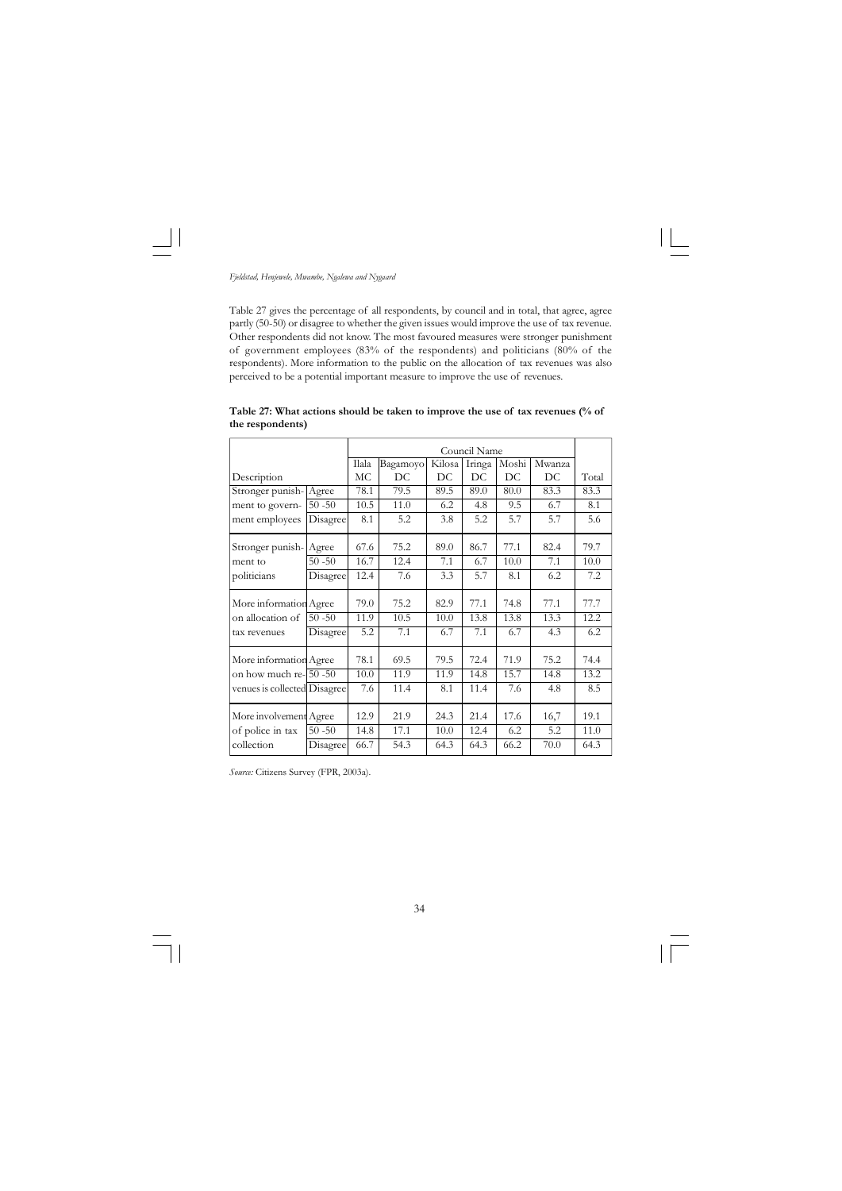Table 27 gives the percentage of all respondents, by council and in total, that agree, agree partly (50-50) or disagree to whether the given issues would improve the use of tax revenue. Other respondents did not know. The most favoured measures were stronger punishment of government employees (83% of the respondents) and politicians (80% of the respondents). More information to the public on the allocation of tax revenues was also perceived to be a potential important measure to improve the use of revenues.

**Table 27: What actions should be taken to improve the use of tax revenues (% of the respondents)**

| | | Council Name | | | | | | |
|---|---|---|---|---|---|---|---|---|
| Description | | Ilala MC | Bagamoyo DC | Kilosa DC | Iringa DC | Moshi DC | Mwanza DC | Total |
| Stronger punishment to government employees | Agree | 78.1 | 79.5 | 89.5 | 89.0 | 80.0 | 83.3 | 83.3 |
| | 50 -50 | 10.5 | 11.0 | 6.2 | 4.8 | 9.5 | 6.7 | 8.1 |
| | Disagree | 8.1 | 5.2 | 3.8 | 5.2 | 5.7 | 5.7 | 5.6 |
| Stronger punishment to politicians | Agree | 67.6 | 75.2 | 89.0 | 86.7 | 77.1 | 82.4 | 79.7 |
| | 50 -50 | 16.7 | 12.4 | 7.1 | 6.7 | 10.0 | 7.1 | 10.0 |
| | Disagree | 12.4 | 7.6 | 3.3 | 5.7 | 8.1 | 6.2 | 7.2 |
| More information on allocation of tax revenues | Agree | 79.0 | 75.2 | 82.9 | 77.1 | 74.8 | 77.1 | 77.7 |
| | 50 -50 | 11.9 | 10.5 | 10.0 | 13.8 | 13.8 | 13.3 | 12.2 |
| | Disagree | 5.2 | 7.1 | 6.7 | 7.1 | 6.7 | 4.3 | 6.2 |
| More information on how much revenues is collected | Agree | 78.1 | 69.5 | 79.5 | 72.4 | 71.9 | 75.2 | 74.4 |
| | 50 -50 | 10.0 | 11.9 | 11.9 | 14.8 | 15.7 | 14.8 | 13.2 |
| | Disagree | 7.6 | 11.4 | 8.1 | 11.4 | 7.6 | 4.8 | 8.5 |
| More involvement of police in tax collection | Agree | 12.9 | 21.9 | 24.3 | 21.4 | 17.6 | 16,7 | 19.1 |
| | 50 -50 | 14.8 | 17.1 | 10.0 | 12.4 | 6.2 | 5.2 | 11.0 |
| | Disagree | 66.7 | 54.3 | 64.3 | 64.3 | 66.2 | 70.0 | 64.3 |

*Source:* Citizens Survey (FPR, 2003a).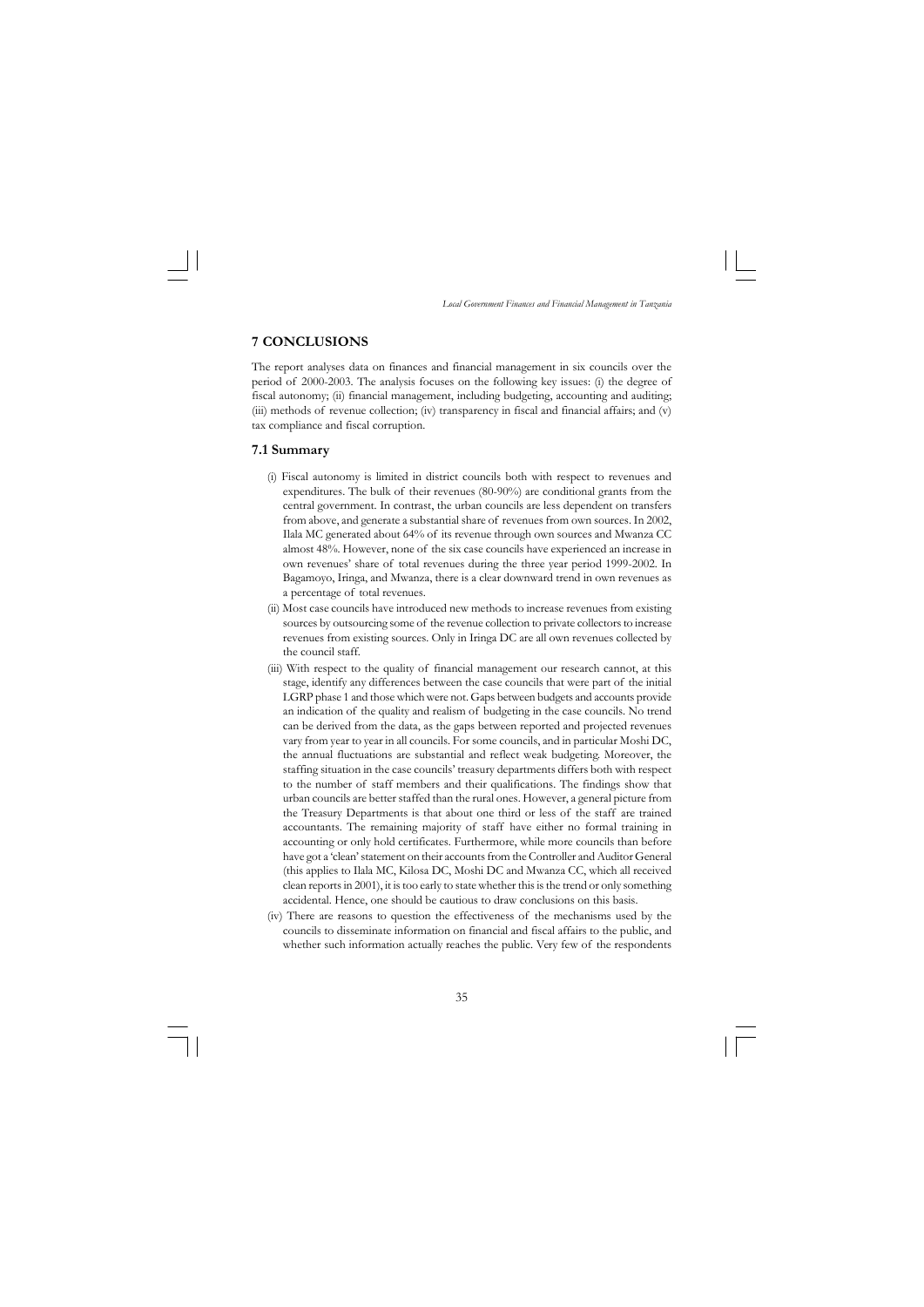## 7 CONCLUSIONS

The report analyses data on finances and financial management in six councils over the period of 2000-2003. The analysis focuses on the following key issues: (i) the degree of fiscal autonomy; (ii) financial management, including budgeting, accounting and auditing; (iii) methods of revenue collection; (iv) transparency in fiscal and financial affairs; and (v) tax compliance and fiscal corruption.

### 7.1 Summary

(i) Fiscal autonomy is limited in district councils both with respect to revenues and expenditures. The bulk of their revenues (80-90%) are conditional grants from the central government. In contrast, the urban councils are less dependent on transfers from above, and generate a substantial share of revenues from own sources. In 2002, Ilala MC generated about 64% of its revenue through own sources and Mwanza CC almost 48%. However, none of the six case councils have experienced an increase in own revenues' share of total revenues during the three year period 1999-2002. In Bagamoyo, Iringa, and Mwanza, there is a clear downward trend in own revenues as a percentage of total revenues.

(ii) Most case councils have introduced new methods to increase revenues from existing sources by outsourcing some of the revenue collection to private collectors to increase revenues from existing sources. Only in Iringa DC are all own revenues collected by the council staff.

(iii) With respect to the quality of financial management our research cannot, at this stage, identify any differences between the case councils that were part of the initial LGRP phase 1 and those which were not. Gaps between budgets and accounts provide an indication of the quality and realism of budgeting in the case councils. No trend can be derived from the data, as the gaps between reported and projected revenues vary from year to year in all councils. For some councils, and in particular Moshi DC, the annual fluctuations are substantial and reflect weak budgeting. Moreover, the staffing situation in the case councils' treasury departments differs both with respect to the number of staff members and their qualifications. The findings show that urban councils are better staffed than the rural ones. However, a general picture from the Treasury Departments is that about one third or less of the staff are trained accountants. The remaining majority of staff have either no formal training in accounting or only hold certificates. Furthermore, while more councils than before have got a 'clean' statement on their accounts from the Controller and Auditor General (this applies to Ilala MC, Kilosa DC, Moshi DC and Mwanza CC, which all received clean reports in 2001), it is too early to state whether this is the trend or only something accidental. Hence, one should be cautious to draw conclusions on this basis.

(iv) There are reasons to question the effectiveness of the mechanisms used by the councils to disseminate information on financial and fiscal affairs to the public, and whether such information actually reaches the public. Very few of the respondents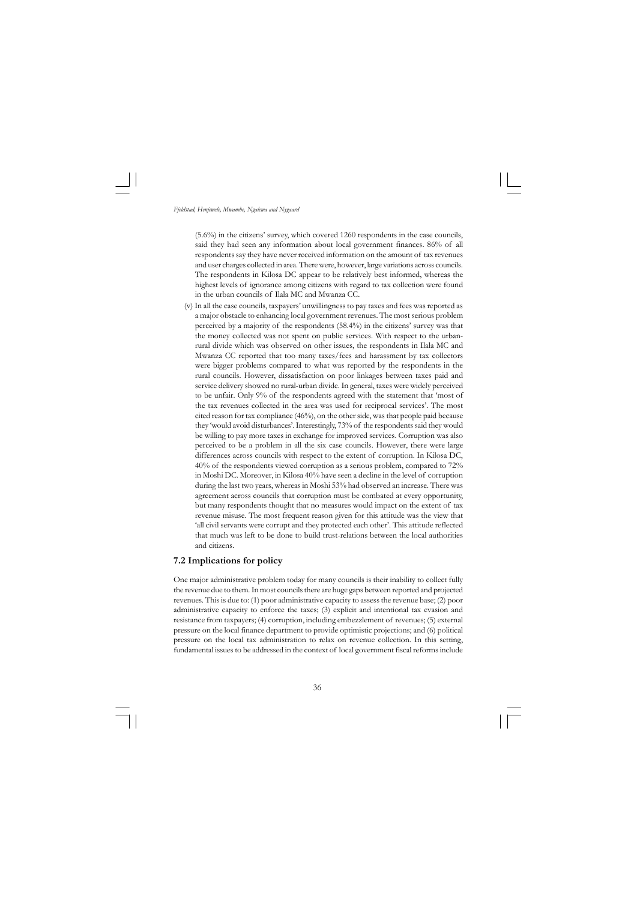(5.6%) in the citizens' survey, which covered 1260 respondents in the case councils, said they had seen any information about local government finances. 86% of all respondents say they have never received information on the amount of tax revenues and user charges collected in area. There were, however, large variations across councils. The respondents in Kilosa DC appear to be relatively best informed, whereas the highest levels of ignorance among citizens with regard to tax collection were found in the urban councils of Ilala MC and Mwanza CC.

(v) In all the case councils, taxpayers' unwillingness to pay taxes and fees was reported as a major obstacle to enhancing local government revenues. The most serious problem perceived by a majority of the respondents (58.4%) in the citizens' survey was that the money collected was not spent on public services. With respect to the urban-rural divide which was observed on other issues, the respondents in Ilala MC and Mwanza CC reported that too many taxes/fees and harassment by tax collectors were bigger problems compared to what was reported by the respondents in the rural councils. However, dissatisfaction on poor linkages between taxes paid and service delivery showed no rural-urban divide. In general, taxes were widely perceived to be unfair. Only 9% of the respondents agreed with the statement that 'most of the tax revenues collected in the area was used for reciprocal services'. The most cited reason for tax compliance (46%), on the other side, was that people paid because they 'would avoid disturbances'. Interestingly, 73% of the respondents said they would be willing to pay more taxes in exchange for improved services. Corruption was also perceived to be a problem in all the six case councils. However, there were large differences across councils with respect to the extent of corruption. In Kilosa DC, 40% of the respondents viewed corruption as a serious problem, compared to 72% in Moshi DC. Moreover, in Kilosa 40% have seen a decline in the level of corruption during the last two years, whereas in Moshi 53% had observed an increase. There was agreement across councils that corruption must be combated at every opportunity, but many respondents thought that no measures would impact on the extent of tax revenue misuse. The most frequent reason given for this attitude was the view that 'all civil servants were corrupt and they protected each other'. This attitude reflected that much was left to be done to build trust-relations between the local authorities and citizens.

## 7.2 Implications for policy

One major administrative problem today for many councils is their inability to collect fully the revenue due to them. In most councils there are huge gaps between reported and projected revenues. This is due to: (1) poor administrative capacity to assess the revenue base; (2) poor administrative capacity to enforce the taxes; (3) explicit and intentional tax evasion and resistance from taxpayers; (4) corruption, including embezzlement of revenues; (5) external pressure on the local finance department to provide optimistic projections; and (6) political pressure on the local tax administration to relax on revenue collection. In this setting, fundamental issues to be addressed in the context of local government fiscal reforms include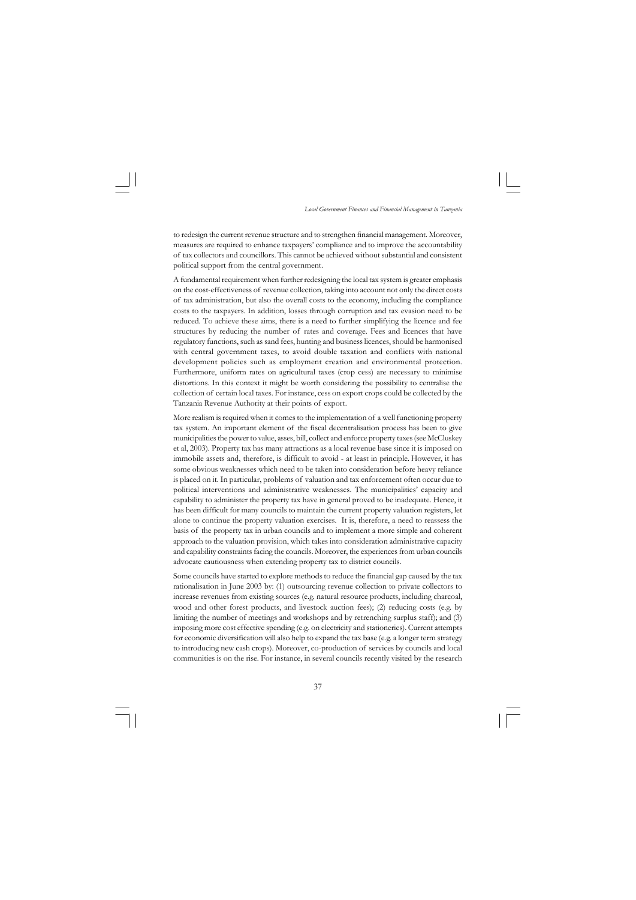to redesign the current revenue structure and to strengthen financial management. Moreover, measures are required to enhance taxpayers' compliance and to improve the accountability of tax collectors and councillors. This cannot be achieved without substantial and consistent political support from the central government.

A fundamental requirement when further redesigning the local tax system is greater emphasis on the cost-effectiveness of revenue collection, taking into account not only the direct costs of tax administration, but also the overall costs to the economy, including the compliance costs to the taxpayers. In addition, losses through corruption and tax evasion need to be reduced. To achieve these aims, there is a need to further simplifying the licence and fee structures by reducing the number of rates and coverage. Fees and licences that have regulatory functions, such as sand fees, hunting and business licences, should be harmonised with central government taxes, to avoid double taxation and conflicts with national development policies such as employment creation and environmental protection. Furthermore, uniform rates on agricultural taxes (crop cess) are necessary to minimise distortions. In this context it might be worth considering the possibility to centralise the collection of certain local taxes. For instance, cess on export crops could be collected by the Tanzania Revenue Authority at their points of export.

More realism is required when it comes to the implementation of a well functioning property tax system. An important element of the fiscal decentralisation process has been to give municipalities the power to value, asses, bill, collect and enforce property taxes (see McCluskey et al, 2003). Property tax has many attractions as a local revenue base since it is imposed on immobile assets and, therefore, is difficult to avoid - at least in principle. However, it has some obvious weaknesses which need to be taken into consideration before heavy reliance is placed on it. In particular, problems of valuation and tax enforcement often occur due to political interventions and administrative weaknesses. The municipalities' capacity and capability to administer the property tax have in general proved to be inadequate. Hence, it has been difficult for many councils to maintain the current property valuation registers, let alone to continue the property valuation exercises. It is, therefore, a need to reassess the basis of the property tax in urban councils and to implement a more simple and coherent approach to the valuation provision, which takes into consideration administrative capacity and capability constraints facing the councils. Moreover, the experiences from urban councils advocate cautiousness when extending property tax to district councils.

Some councils have started to explore methods to reduce the financial gap caused by the tax rationalisation in June 2003 by: (1) outsourcing revenue collection to private collectors to increase revenues from existing sources (e.g. natural resource products, including charcoal, wood and other forest products, and livestock auction fees); (2) reducing costs (e.g. by limiting the number of meetings and workshops and by retrenching surplus staff); and (3) imposing more cost effective spending (e.g. on electricity and stationeries). Current attempts for economic diversification will also help to expand the tax base (e.g. a longer term strategy to introducing new cash crops). Moreover, co-production of services by councils and local communities is on the rise. For instance, in several councils recently visited by the research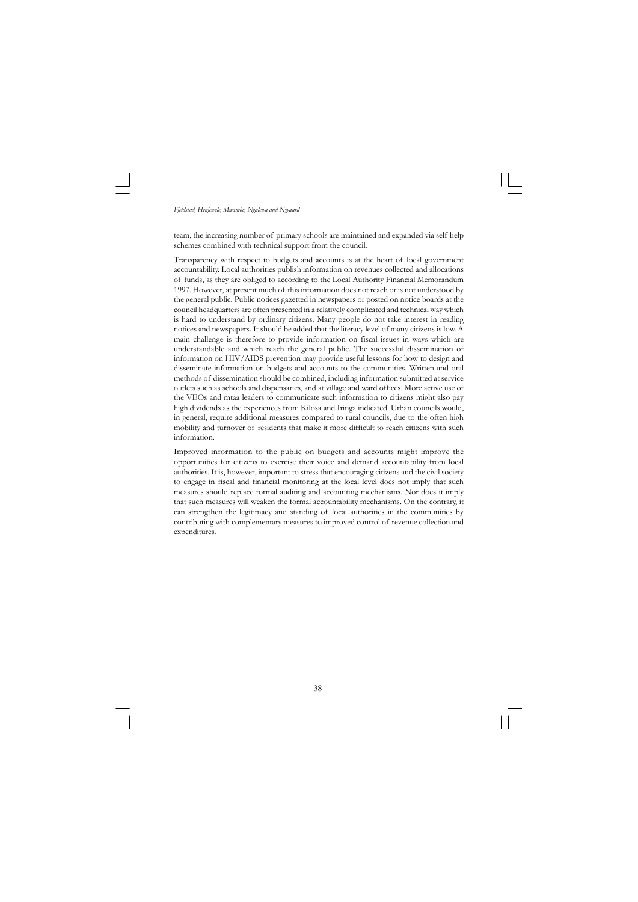team, the increasing number of primary schools are maintained and expanded via self-help schemes combined with technical support from the council.

Transparency with respect to budgets and accounts is at the heart of local government accountability. Local authorities publish information on revenues collected and allocations of funds, as they are obliged to according to the Local Authority Financial Memorandum 1997. However, at present much of this information does not reach or is not understood by the general public. Public notices gazetted in newspapers or posted on notice boards at the council headquarters are often presented in a relatively complicated and technical way which is hard to understand by ordinary citizens. Many people do not take interest in reading notices and newspapers. It should be added that the literacy level of many citizens is low. A main challenge is therefore to provide information on fiscal issues in ways which are understandable and which reach the general public. The successful dissemination of information on HIV/AIDS prevention may provide useful lessons for how to design and disseminate information on budgets and accounts to the communities. Written and oral methods of dissemination should be combined, including information submitted at service outlets such as schools and dispensaries, and at village and ward offices. More active use of the VEOs and mtaa leaders to communicate such information to citizens might also pay high dividends as the experiences from Kilosa and Iringa indicated. Urban councils would, in general, require additional measures compared to rural councils, due to the often high mobility and turnover of residents that make it more difficult to reach citizens with such information.

Improved information to the public on budgets and accounts might improve the opportunities for citizens to exercise their voice and demand accountability from local authorities. It is, however, important to stress that encouraging citizens and the civil society to engage in fiscal and financial monitoring at the local level does not imply that such measures should replace formal auditing and accounting mechanisms. Nor does it imply that such measures will weaken the formal accountability mechanisms. On the contrary, it can strengthen the legitimacy and standing of local authorities in the communities by contributing with complementary measures to improved control of revenue collection and expenditures.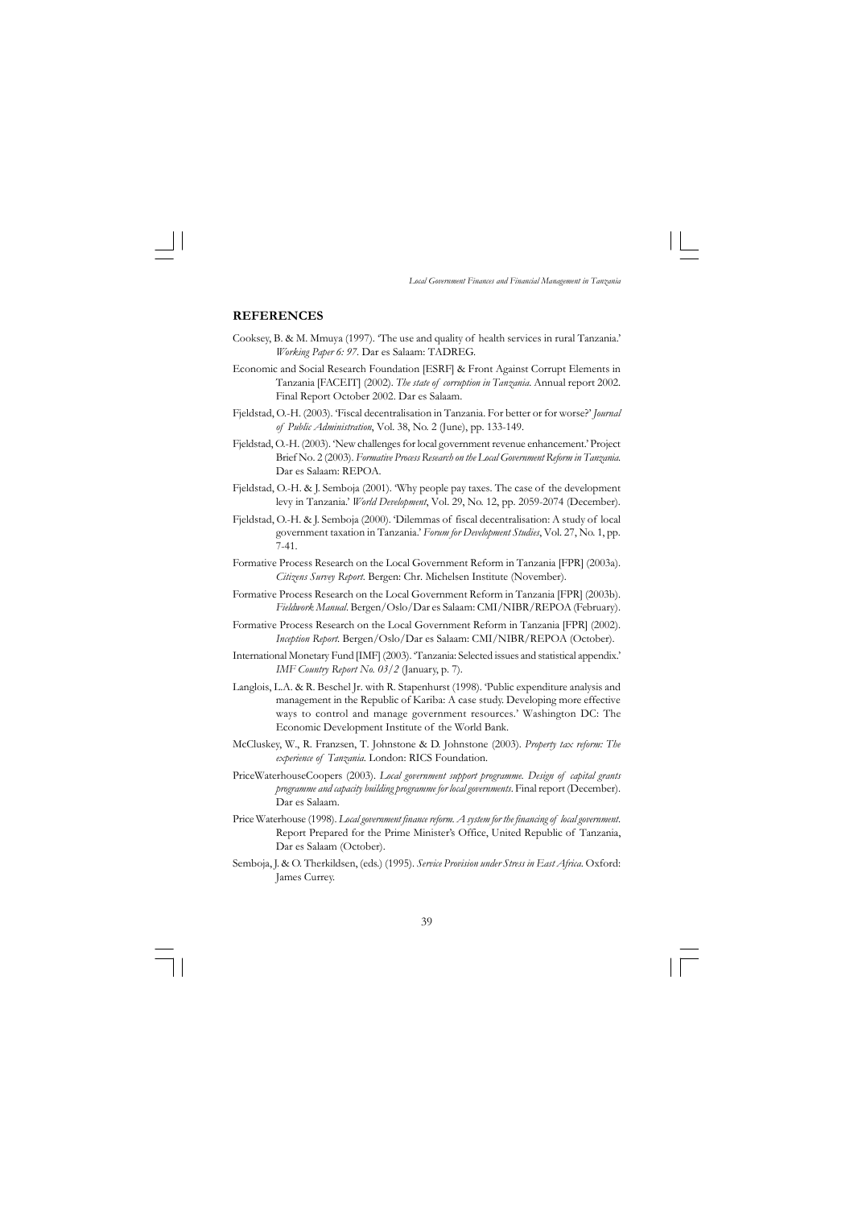## REFERENCES

Cooksey, B. & M. Mmuya (1997). 'The use and quality of health services in rural Tanzania.' *Working Paper 6: 97*. Dar es Salaam: TADREG.

Economic and Social Research Foundation [ESRF] & Front Against Corrupt Elements in Tanzania [FACEIT] (2002). *The state of corruption in Tanzania*. Annual report 2002. Final Report October 2002. Dar es Salaam.

Fjeldstad, O.-H. (2003). 'Fiscal decentralisation in Tanzania. For better or for worse?' *Journal of Public Administration*, Vol. 38, No. 2 (June), pp. 133-149.

Fjeldstad, O.-H. (2003). 'New challenges for local government revenue enhancement.' Project Brief No. 2 (2003). *Formative Process Research on the Local Government Reform in Tanzania*. Dar es Salaam: REPOA.

Fjeldstad, O.-H. & J. Semboja (2001). 'Why people pay taxes. The case of the development levy in Tanzania.' *World Development*, Vol. 29, No. 12, pp. 2059-2074 (December).

Fjeldstad, O.-H. & J. Semboja (2000). 'Dilemmas of fiscal decentralisation: A study of local government taxation in Tanzania.' *Forum for Development Studies*, Vol. 27, No. 1, pp. 7-41.

Formative Process Research on the Local Government Reform in Tanzania [FPR] (2003a). *Citizens Survey Report*. Bergen: Chr. Michelsen Institute (November).

Formative Process Research on the Local Government Reform in Tanzania [FPR] (2003b). *Fieldwork Manual*. Bergen/Oslo/Dar es Salaam: CMI/NIBR/REPOA (February).

Formative Process Research on the Local Government Reform in Tanzania [FPR] (2002). *Inception Report*. Bergen/Oslo/Dar es Salaam: CMI/NIBR/REPOA (October).

International Monetary Fund [IMF] (2003). 'Tanzania: Selected issues and statistical appendix.' *IMF Country Report No. 03/2* (January, p. 7).

Langlois, L.A. & R. Beschel Jr. with R. Stapenhurst (1998). 'Public expenditure analysis and management in the Republic of Kariba: A case study. Developing more effective ways to control and manage government resources.' Washington DC: The Economic Development Institute of the World Bank.

McCluskey, W., R. Franzsen, T. Johnstone & D. Johnstone (2003). *Property tax reform: The experience of Tanzania*. London: RICS Foundation.

PriceWaterhouseCoopers (2003). *Local government support programme. Design of capital grants programme and capacity building programme for local governments*. Final report (December). Dar es Salaam.

Price Waterhouse (1998). *Local government finance reform. A system for the financing of local government*. Report Prepared for the Prime Minister's Office, United Republic of Tanzania, Dar es Salaam (October).

Semboja, J. & O. Therkildsen, (eds.) (1995). *Service Provision under Stress in East Africa*. Oxford: James Currey.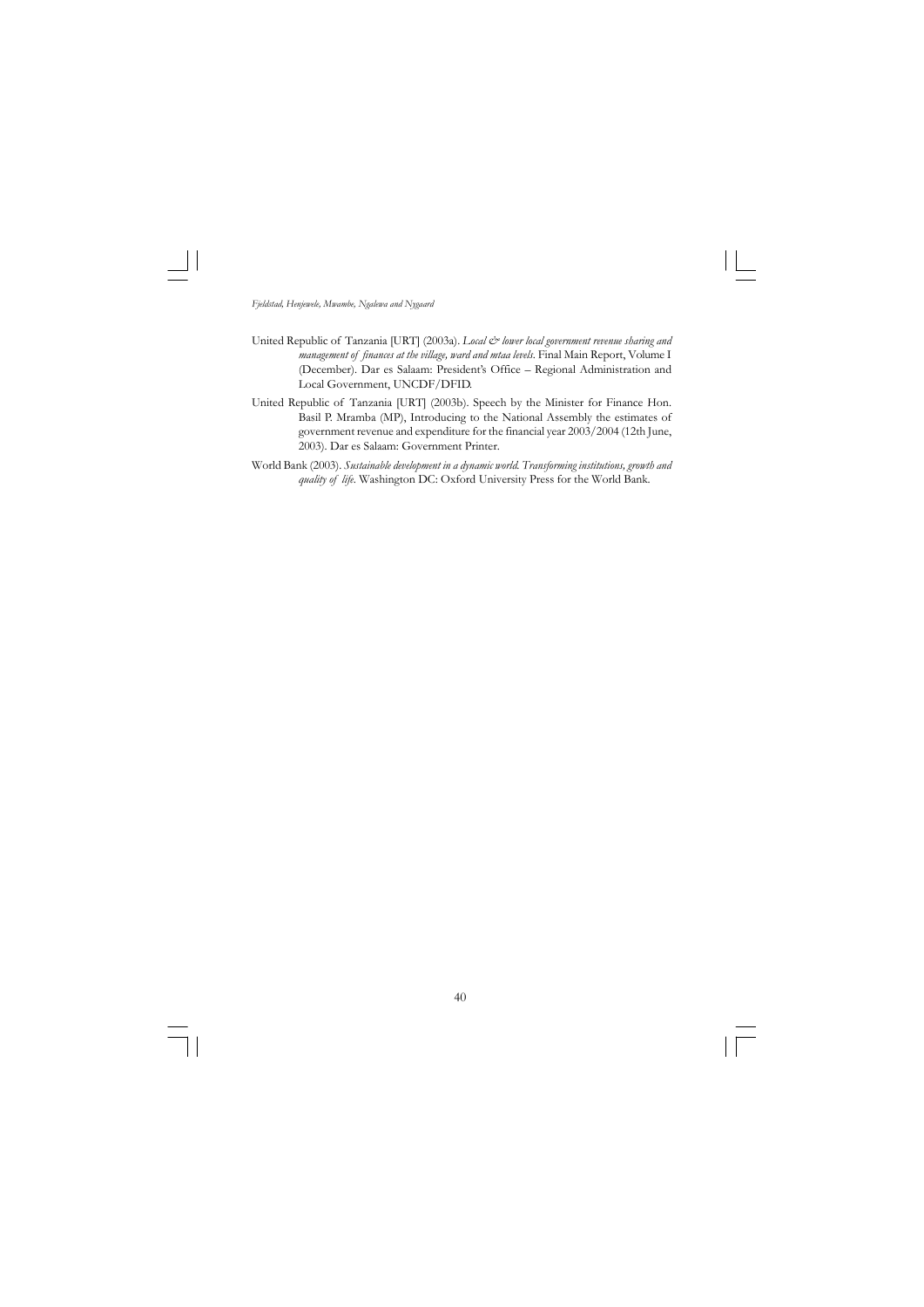United Republic of Tanzania [URT] (2003a). *Local & lower local government revenue sharing and management of finances at the village, ward and mtaa levels*. Final Main Report, Volume I (December). Dar es Salaam: President's Office – Regional Administration and Local Government, UNCDF/DFID.

United Republic of Tanzania [URT] (2003b). Speech by the Minister for Finance Hon. Basil P. Mramba (MP), Introducing to the National Assembly the estimates of government revenue and expenditure for the financial year 2003/2004 (12th June, 2003). Dar es Salaam: Government Printer.

World Bank (2003). *Sustainable development in a dynamic world. Transforming institutions, growth and quality of life*. Washington DC: Oxford University Press for the World Bank.